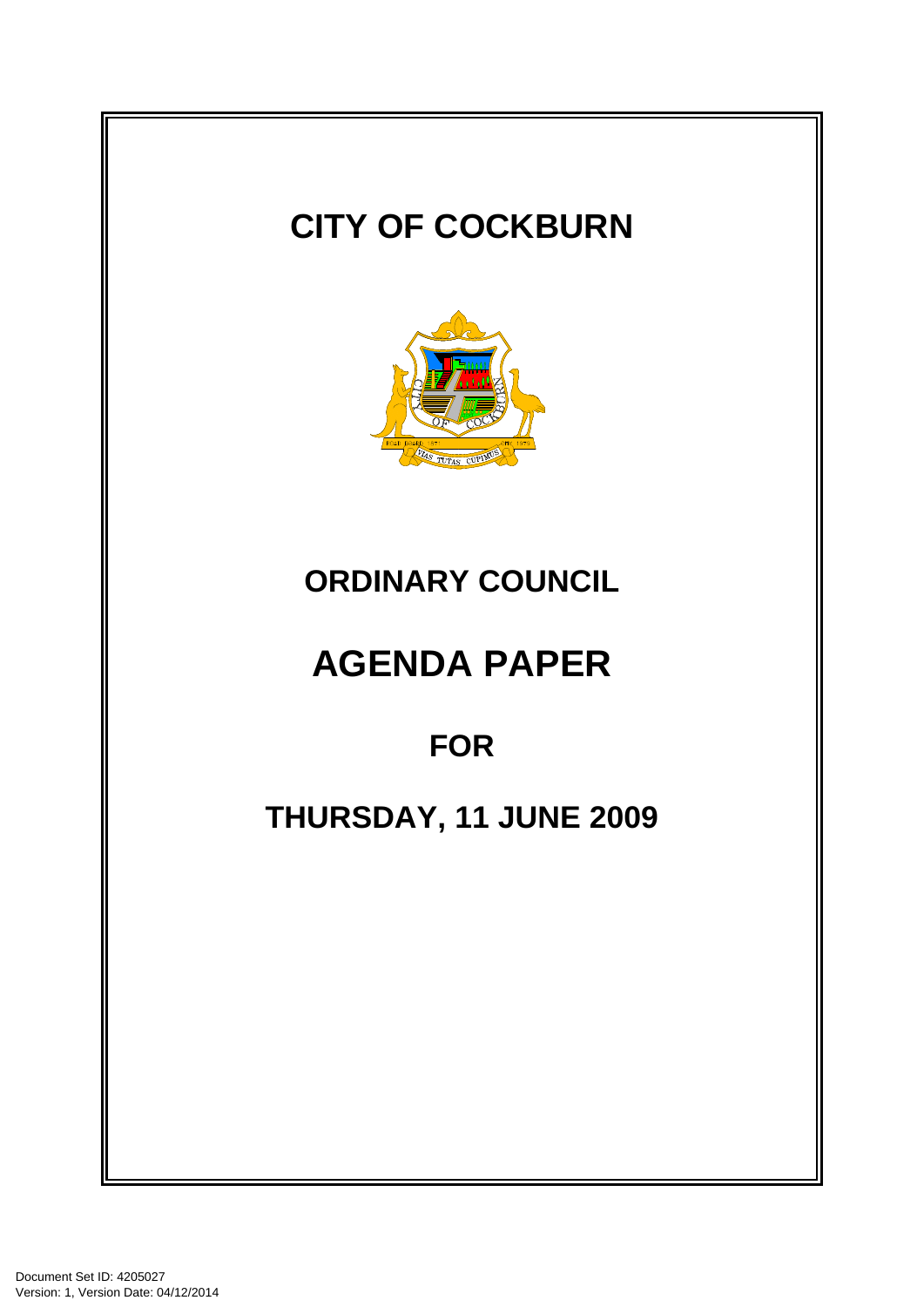# CITY OF COCKBURN

# ORDINARY COUNCIL

# AGENDA PAPER

## FOR

## THURSDAY, 11 JUNE 2009

Document Set ID: 4205027
Version: 1, Version Date: 04/12/2014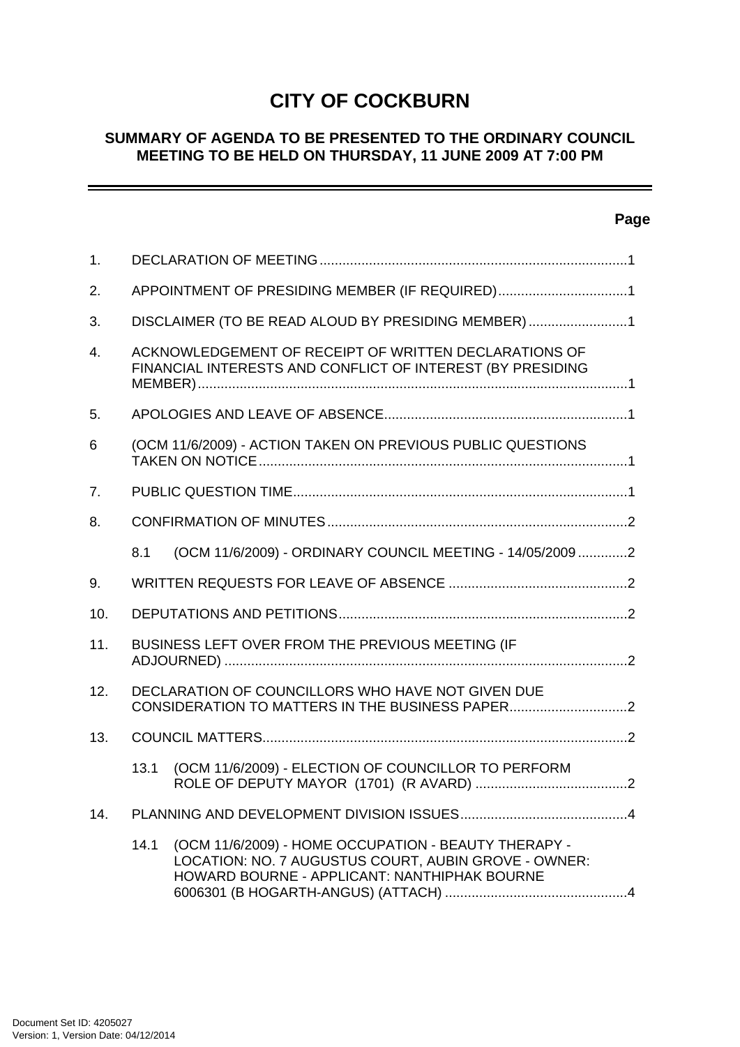# CITY OF COCKBURN

## SUMMARY OF AGENDA TO BE PRESENTED TO THE ORDINARY COUNCIL MEETING TO BE HELD ON THURSDAY, 11 JUNE 2009 AT 7:00 PM

**Page**

1. DECLARATION OF MEETING ....... 1
2. APPOINTMENT OF PRESIDING MEMBER (IF REQUIRED) ....... 1
3. DISCLAIMER (TO BE READ ALOUD BY PRESIDING MEMBER) ....... 1
4. ACKNOWLEDGEMENT OF RECEIPT OF WRITTEN DECLARATIONS OF FINANCIAL INTERESTS AND CONFLICT OF INTEREST (BY PRESIDING MEMBER) ....... 1
5. APOLOGIES AND LEAVE OF ABSENCE ....... 1
6 (OCM 11/6/2009) - ACTION TAKEN ON PREVIOUS PUBLIC QUESTIONS TAKEN ON NOTICE ....... 1
7. PUBLIC QUESTION TIME ....... 1
8. CONFIRMATION OF MINUTES ....... 2
   - 8.1 (OCM 11/6/2009) - ORDINARY COUNCIL MEETING - 14/05/2009 ....... 2
9. WRITTEN REQUESTS FOR LEAVE OF ABSENCE ....... 2
10. DEPUTATIONS AND PETITIONS ....... 2
11. BUSINESS LEFT OVER FROM THE PREVIOUS MEETING (IF ADJOURNED) ....... 2
12. DECLARATION OF COUNCILLORS WHO HAVE NOT GIVEN DUE CONSIDERATION TO MATTERS IN THE BUSINESS PAPER ....... 2
13. COUNCIL MATTERS ....... 2
    - 13.1 (OCM 11/6/2009) - ELECTION OF COUNCILLOR TO PERFORM ROLE OF DEPUTY MAYOR (1701) (R AVARD) ....... 2
14. PLANNING AND DEVELOPMENT DIVISION ISSUES ....... 4
    - 14.1 (OCM 11/6/2009) - HOME OCCUPATION - BEAUTY THERAPY - LOCATION: NO. 7 AUGUSTUS COURT, AUBIN GROVE - OWNER: HOWARD BOURNE - APPLICANT: NANTHIPHAK BOURNE 6006301 (B HOGARTH-ANGUS) (ATTACH) ....... 4

Document Set ID: 4205027
Version: 1, Version Date: 04/12/2014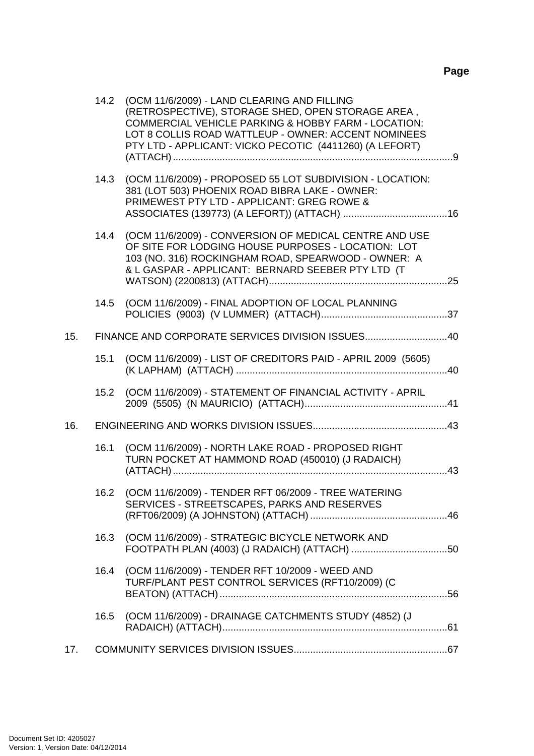**Page**

14.2 (OCM 11/6/2009) - LAND CLEARING AND FILLING (RETROSPECTIVE), STORAGE SHED, OPEN STORAGE AREA , COMMERCIAL VEHICLE PARKING & HOBBY FARM - LOCATION: LOT 8 COLLIS ROAD WATTLEUP - OWNER: ACCENT NOMINEES PTY LTD - APPLICANT: VICKO PECOTIC (4411260) (A LEFORT) (ATTACH) ......................................................................................................9

14.3 (OCM 11/6/2009) - PROPOSED 55 LOT SUBDIVISION - LOCATION: 381 (LOT 503) PHOENIX ROAD BIBRA LAKE - OWNER: PRIMEWEST PTY LTD - APPLICANT: GREG ROWE & ASSOCIATES (139773) (A LEFORT)) (ATTACH) ......................................16

14.4 (OCM 11/6/2009) - CONVERSION OF MEDICAL CENTRE AND USE OF SITE FOR LODGING HOUSE PURPOSES - LOCATION: LOT 103 (NO. 316) ROCKINGHAM ROAD, SPEARWOOD - OWNER: A & L GASPAR - APPLICANT: BERNARD SEEBER PTY LTD (T WATSON) (2200813) (ATTACH).................................................................25

14.5 (OCM 11/6/2009) - FINAL ADOPTION OF LOCAL PLANNING POLICIES (9003) (V LUMMER) (ATTACH)..............................................37

15. FINANCE AND CORPORATE SERVICES DIVISION ISSUES..............................40

15.1 (OCM 11/6/2009) - LIST OF CREDITORS PAID - APRIL 2009 (5605) (K LAPHAM) (ATTACH) .............................................................................40

15.2 (OCM 11/6/2009) - STATEMENT OF FINANCIAL ACTIVITY - APRIL 2009 (5505) (N MAURICIO) (ATTACH)....................................................41

16. ENGINEERING AND WORKS DIVISION ISSUES.................................................43

16.1 (OCM 11/6/2009) - NORTH LAKE ROAD - PROPOSED RIGHT TURN POCKET AT HAMMOND ROAD (450010) (J RADAICH) (ATTACH)....................................................................................................43

16.2 (OCM 11/6/2009) - TENDER RFT 06/2009 - TREE WATERING SERVICES - STREETSCAPES, PARKS AND RESERVES (RFT06/2009) (A JOHNSTON) (ATTACH) ..................................................46

16.3 (OCM 11/6/2009) - STRATEGIC BICYCLE NETWORK AND FOOTPATH PLAN (4003) (J RADAICH) (ATTACH) ...................................50

16.4 (OCM 11/6/2009) - TENDER RFT 10/2009 - WEED AND TURF/PLANT PEST CONTROL SERVICES (RFT10/2009) (C BEATON) (ATTACH)...................................................................................56

16.5 (OCM 11/6/2009) - DRAINAGE CATCHMENTS STUDY (4852) (J RADAICH) (ATTACH)..................................................................................61

17. COMMUNITY SERVICES DIVISION ISSUES........................................................67

Document Set ID: 4205027
Version: 1, Version Date: 04/12/2014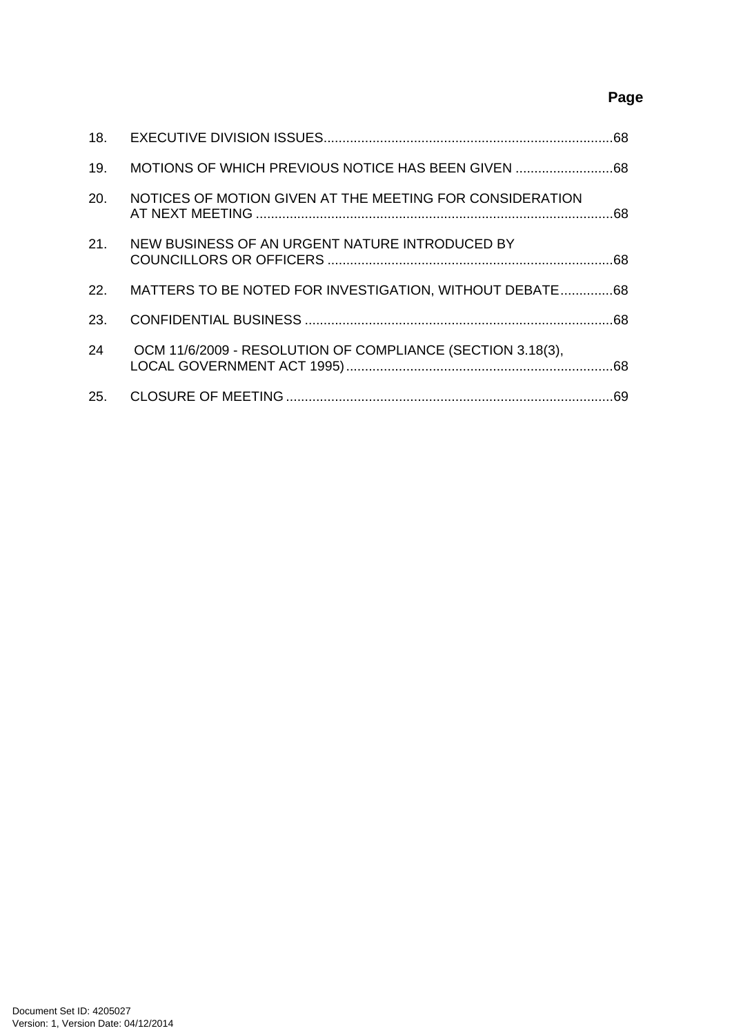**Page**

18. EXECUTIVE DIVISION ISSUES............................................................................68

19. MOTIONS OF WHICH PREVIOUS NOTICE HAS BEEN GIVEN ..........................68

20. NOTICES OF MOTION GIVEN AT THE MEETING FOR CONSIDERATION AT NEXT MEETING ..............................................................................................68

21. NEW BUSINESS OF AN URGENT NATURE INTRODUCED BY COUNCILLORS OR OFFICERS ...........................................................................68

22. MATTERS TO BE NOTED FOR INVESTIGATION, WITHOUT DEBATE..............68

23. CONFIDENTIAL BUSINESS .................................................................................68

24 OCM 11/6/2009 - RESOLUTION OF COMPLIANCE (SECTION 3.18(3), LOCAL GOVERNMENT ACT 1995).......................................................................68

25. CLOSURE OF MEETING.......................................................................................69

Document Set ID: 4205027
Version: 1, Version Date: 04/12/2014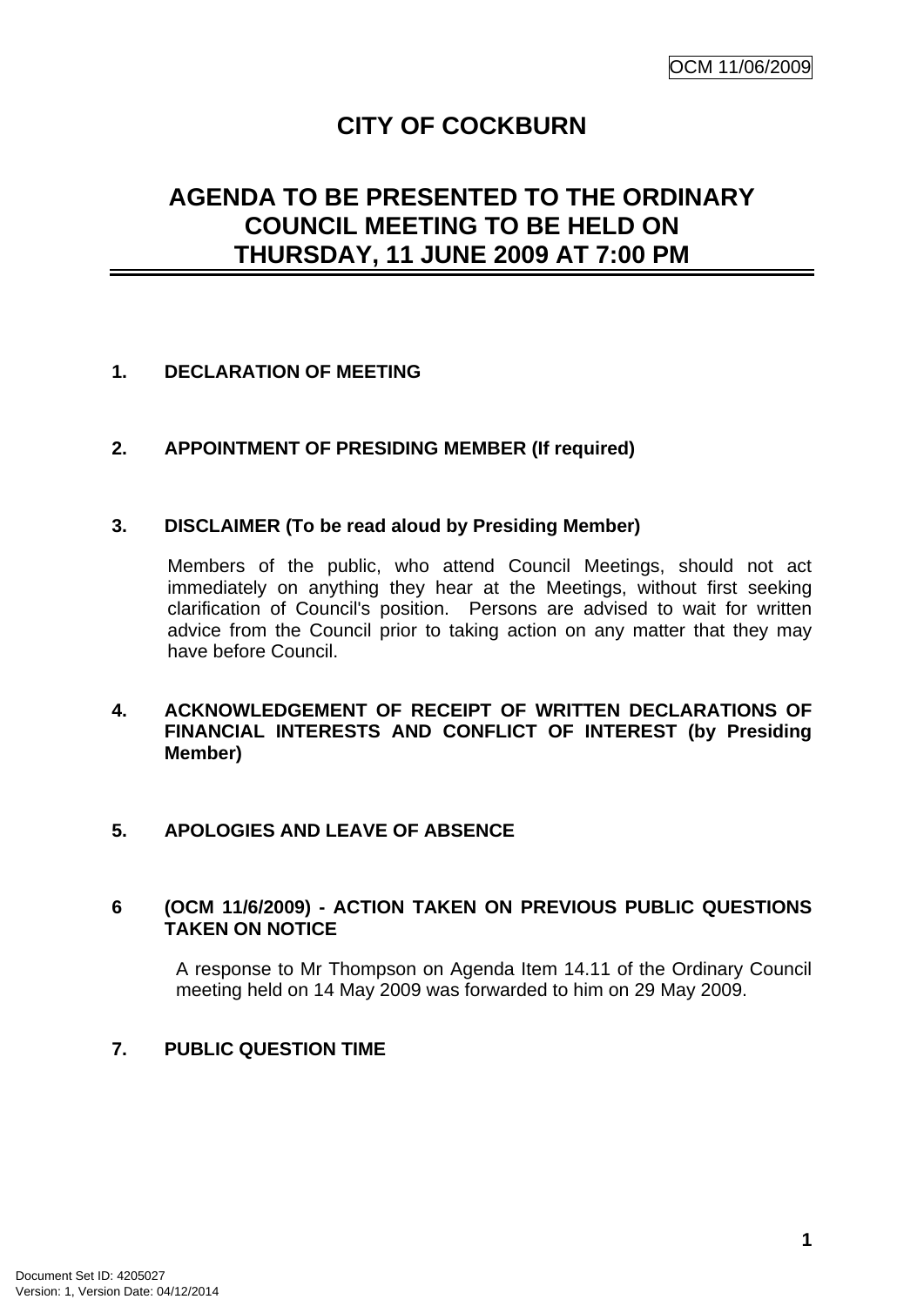# CITY OF COCKBURN

## AGENDA TO BE PRESENTED TO THE ORDINARY COUNCIL MEETING TO BE HELD ON THURSDAY, 11 JUNE 2009 AT 7:00 PM

### 1. DECLARATION OF MEETING

### 2. APPOINTMENT OF PRESIDING MEMBER (If required)

### 3. DISCLAIMER (To be read aloud by Presiding Member)

Members of the public, who attend Council Meetings, should not act immediately on anything they hear at the Meetings, without first seeking clarification of Council's position. Persons are advised to wait for written advice from the Council prior to taking action on any matter that they may have before Council.

### 4. ACKNOWLEDGEMENT OF RECEIPT OF WRITTEN DECLARATIONS OF FINANCIAL INTERESTS AND CONFLICT OF INTEREST (by Presiding Member)

### 5. APOLOGIES AND LEAVE OF ABSENCE

### 6 (OCM 11/6/2009) - ACTION TAKEN ON PREVIOUS PUBLIC QUESTIONS TAKEN ON NOTICE

A response to Mr Thompson on Agenda Item 14.11 of the Ordinary Council meeting held on 14 May 2009 was forwarded to him on 29 May 2009.

### 7. PUBLIC QUESTION TIME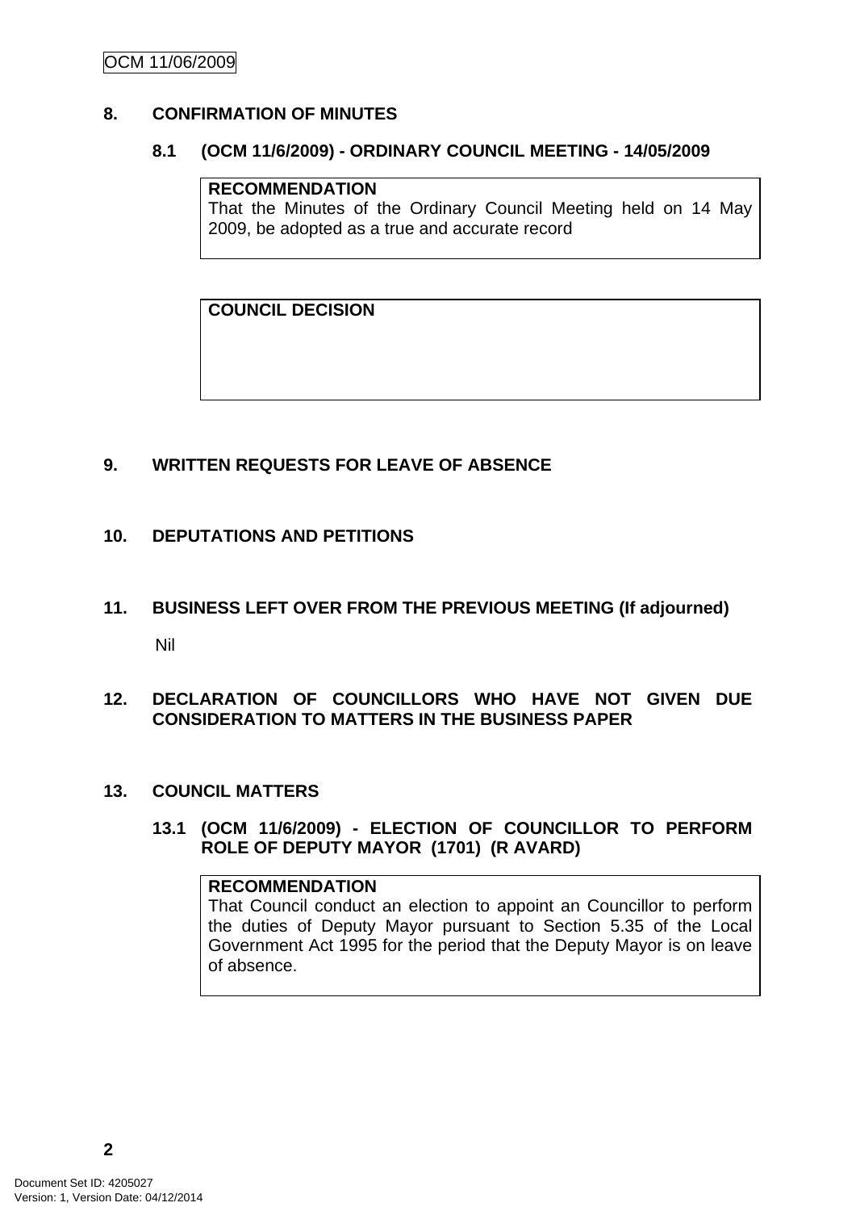## 8. CONFIRMATION OF MINUTES

### 8.1 (OCM 11/6/2009) - ORDINARY COUNCIL MEETING - 14/05/2009

| **RECOMMENDATION** |
|---|
| That the Minutes of the Ordinary Council Meeting held on 14 May 2009, be adopted as a true and accurate record |

| **COUNCIL DECISION** |
|---|
| |

## 9. WRITTEN REQUESTS FOR LEAVE OF ABSENCE

## 10. DEPUTATIONS AND PETITIONS

## 11. BUSINESS LEFT OVER FROM THE PREVIOUS MEETING (If adjourned)

Nil

## 12. DECLARATION OF COUNCILLORS WHO HAVE NOT GIVEN DUE CONSIDERATION TO MATTERS IN THE BUSINESS PAPER

## 13. COUNCIL MATTERS

### 13.1 (OCM 11/6/2009) - ELECTION OF COUNCILLOR TO PERFORM ROLE OF DEPUTY MAYOR (1701) (R AVARD)

| **RECOMMENDATION** |
|---|
| That Council conduct an election to appoint an Councillor to perform the duties of Deputy Mayor pursuant to Section 5.35 of the Local Government Act 1995 for the period that the Deputy Mayor is on leave of absence. |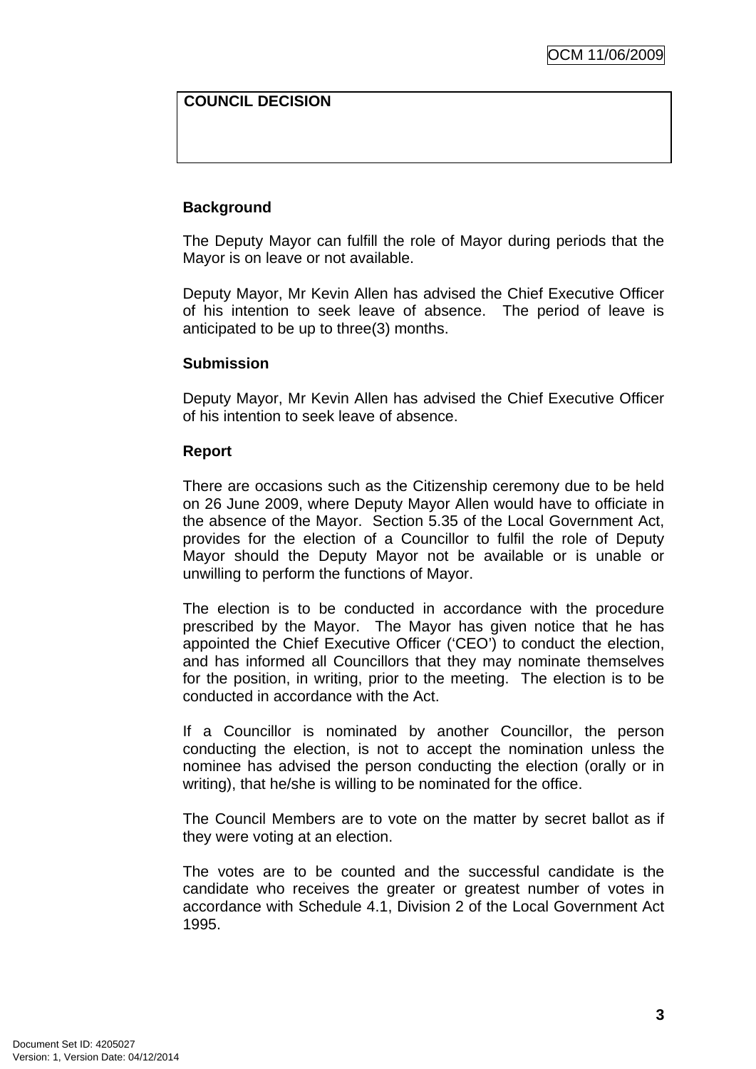| COUNCIL DECISION |
| --- |
| |

**Background**

The Deputy Mayor can fulfill the role of Mayor during periods that the Mayor is on leave or not available.

Deputy Mayor, Mr Kevin Allen has advised the Chief Executive Officer of his intention to seek leave of absence. The period of leave is anticipated to be up to three(3) months.

**Submission**

Deputy Mayor, Mr Kevin Allen has advised the Chief Executive Officer of his intention to seek leave of absence.

**Report**

There are occasions such as the Citizenship ceremony due to be held on 26 June 2009, where Deputy Mayor Allen would have to officiate in the absence of the Mayor. Section 5.35 of the Local Government Act, provides for the election of a Councillor to fulfil the role of Deputy Mayor should the Deputy Mayor not be available or is unable or unwilling to perform the functions of Mayor.

The election is to be conducted in accordance with the procedure prescribed by the Mayor. The Mayor has given notice that he has appointed the Chief Executive Officer ('CEO') to conduct the election, and has informed all Councillors that they may nominate themselves for the position, in writing, prior to the meeting. The election is to be conducted in accordance with the Act.

If a Councillor is nominated by another Councillor, the person conducting the election, is not to accept the nomination unless the nominee has advised the person conducting the election (orally or in writing), that he/she is willing to be nominated for the office.

The Council Members are to vote on the matter by secret ballot as if they were voting at an election.

The votes are to be counted and the successful candidate is the candidate who receives the greater or greatest number of votes in accordance with Schedule 4.1, Division 2 of the Local Government Act 1995.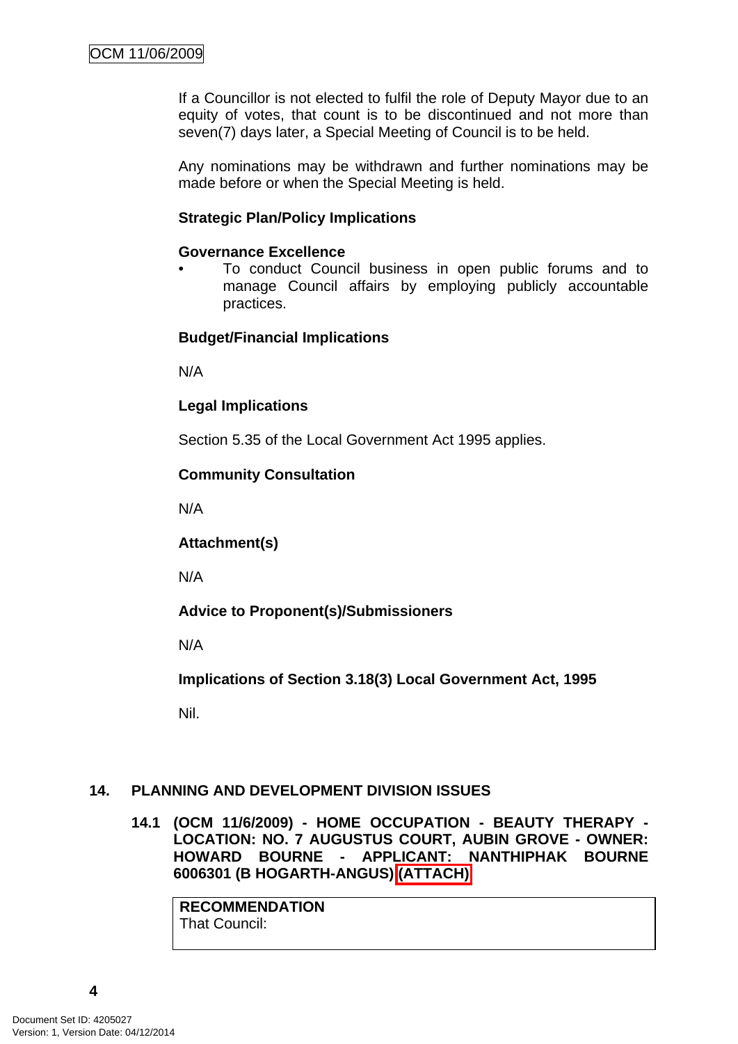If a Councillor is not elected to fulfil the role of Deputy Mayor due to an equity of votes, that count is to be discontinued and not more than seven(7) days later, a Special Meeting of Council is to be held.

Any nominations may be withdrawn and further nominations may be made before or when the Special Meeting is held.

**Strategic Plan/Policy Implications**

**Governance Excellence**

- To conduct Council business in open public forums and to manage Council affairs by employing publicly accountable practices.

**Budget/Financial Implications**

N/A

**Legal Implications**

Section 5.35 of the Local Government Act 1995 applies.

**Community Consultation**

N/A

**Attachment(s)**

N/A

**Advice to Proponent(s)/Submissioners**

N/A

**Implications of Section 3.18(3) Local Government Act, 1995**

Nil.

## 14. PLANNING AND DEVELOPMENT DIVISION ISSUES

### 14.1 (OCM 11/6/2009) - HOME OCCUPATION - BEAUTY THERAPY - LOCATION: NO. 7 AUGUSTUS COURT, AUBIN GROVE - OWNER: HOWARD BOURNE - APPLICANT: NANTHIPHAK BOURNE 6006301 (B HOGARTH-ANGUS) (ATTACH)

**RECOMMENDATION**
That Council: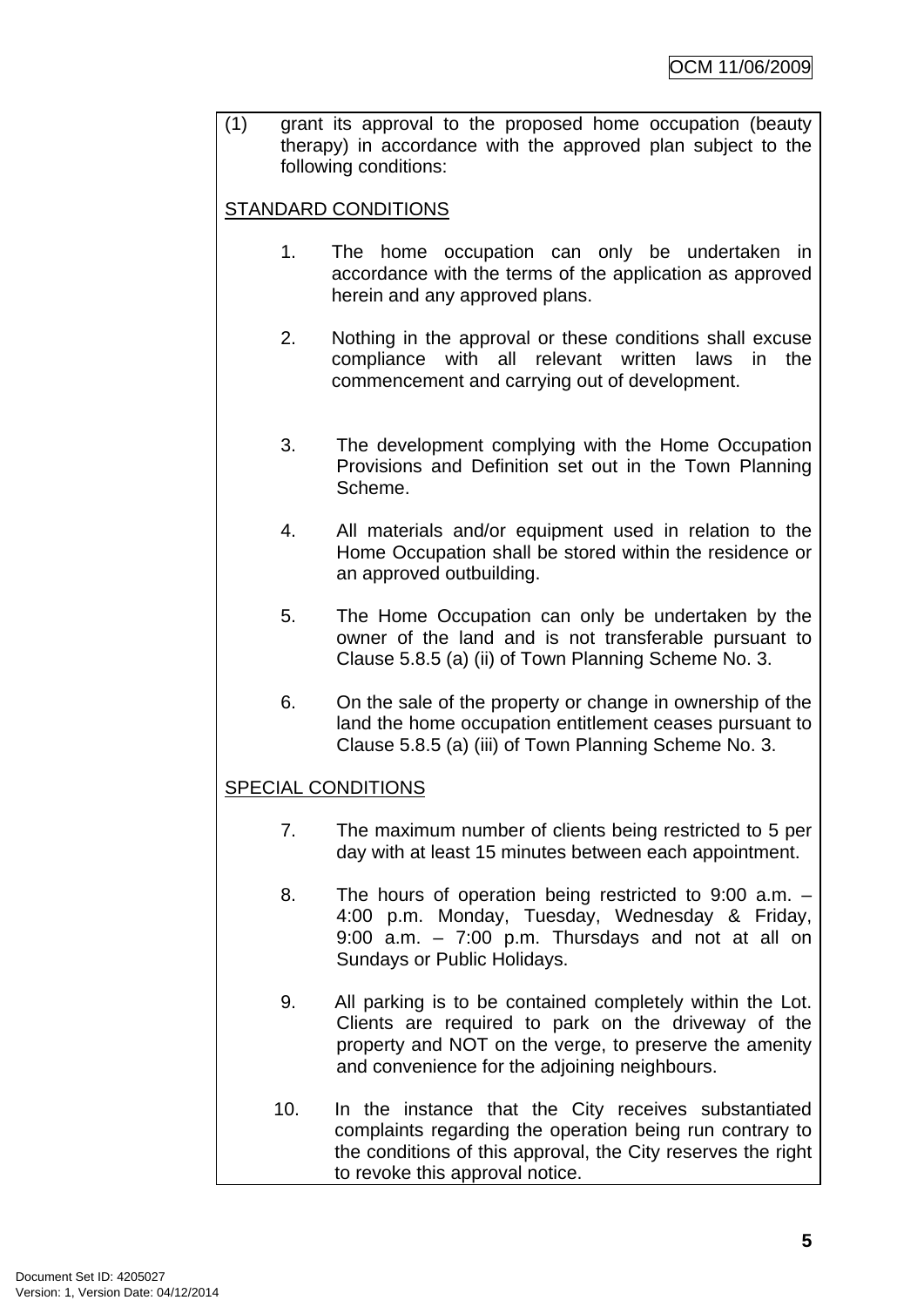(1) grant its approval to the proposed home occupation (beauty therapy) in accordance with the approved plan subject to the following conditions:

STANDARD CONDITIONS

1. The home occupation can only be undertaken in accordance with the terms of the application as approved herein and any approved plans.

2. Nothing in the approval or these conditions shall excuse compliance with all relevant written laws in the commencement and carrying out of development.

3. The development complying with the Home Occupation Provisions and Definition set out in the Town Planning Scheme.

4. All materials and/or equipment used in relation to the Home Occupation shall be stored within the residence or an approved outbuilding.

5. The Home Occupation can only be undertaken by the owner of the land and is not transferable pursuant to Clause 5.8.5 (a) (ii) of Town Planning Scheme No. 3.

6. On the sale of the property or change in ownership of the land the home occupation entitlement ceases pursuant to Clause 5.8.5 (a) (iii) of Town Planning Scheme No. 3.

SPECIAL CONDITIONS

7. The maximum number of clients being restricted to 5 per day with at least 15 minutes between each appointment.

8. The hours of operation being restricted to 9:00 a.m. – 4:00 p.m. Monday, Tuesday, Wednesday & Friday, 9:00 a.m. – 7:00 p.m. Thursdays and not at all on Sundays or Public Holidays.

9. All parking is to be contained completely within the Lot. Clients are required to park on the driveway of the property and NOT on the verge, to preserve the amenity and convenience for the adjoining neighbours.

10. In the instance that the City receives substantiated complaints regarding the operation being run contrary to the conditions of this approval, the City reserves the right to revoke this approval notice.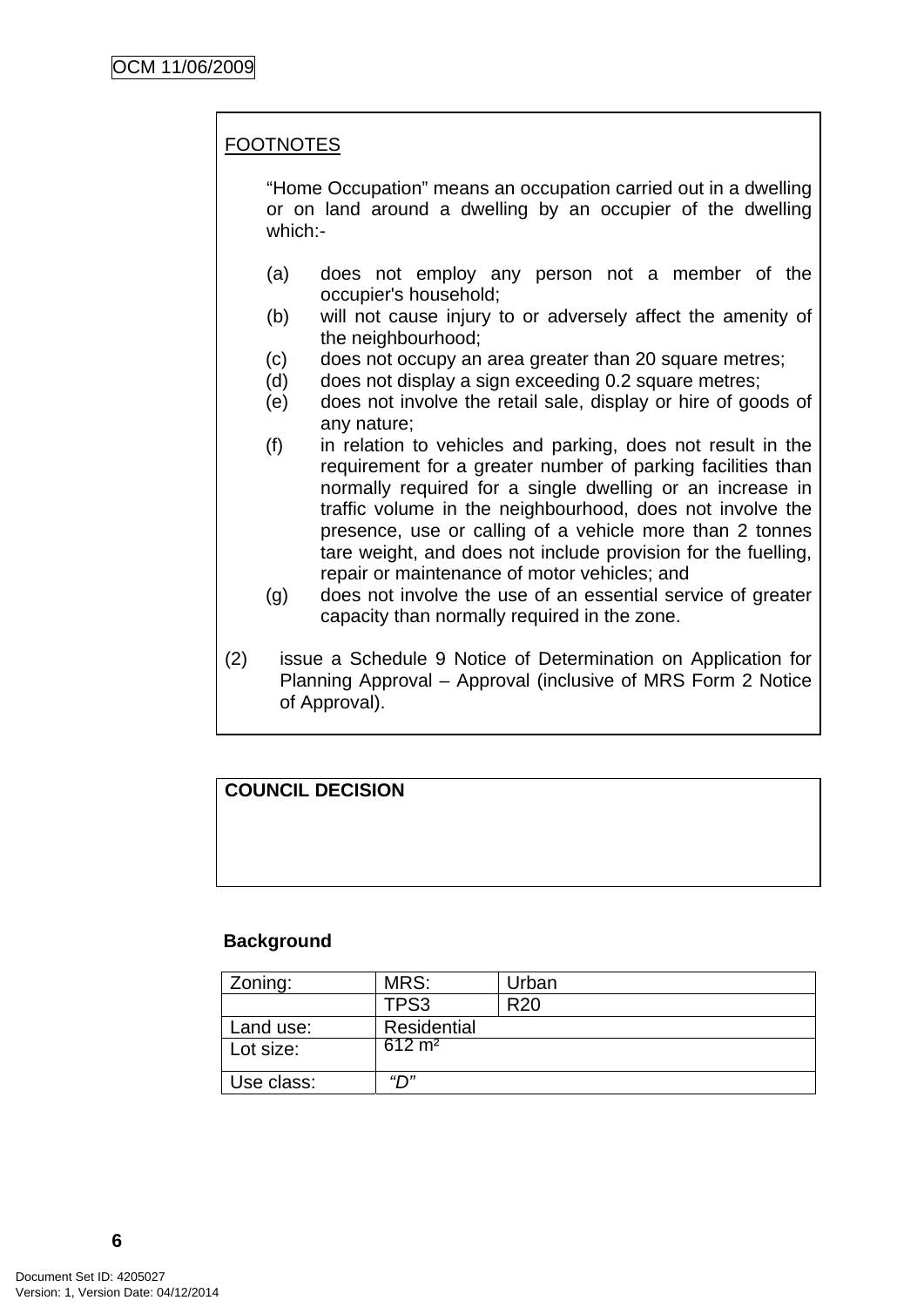FOOTNOTES

"Home Occupation" means an occupation carried out in a dwelling or on land around a dwelling by an occupier of the dwelling which:-

(a) does not employ any person not a member of the occupier's household;
(b) will not cause injury to or adversely affect the amenity of the neighbourhood;
(c) does not occupy an area greater than 20 square metres;
(d) does not display a sign exceeding 0.2 square metres;
(e) does not involve the retail sale, display or hire of goods of any nature;
(f) in relation to vehicles and parking, does not result in the requirement for a greater number of parking facilities than normally required for a single dwelling or an increase in traffic volume in the neighbourhood, does not involve the presence, use or calling of a vehicle more than 2 tonnes tare weight, and does not include provision for the fuelling, repair or maintenance of motor vehicles; and
(g) does not involve the use of an essential service of greater capacity than normally required in the zone.

(2) issue a Schedule 9 Notice of Determination on Application for Planning Approval – Approval (inclusive of MRS Form 2 Notice of Approval).

**COUNCIL DECISION**

**Background**

| Zoning: | MRS: | Urban |
|---|---|---|
| | TPS3 | R20 |
| Land use: | Residential | |
| Lot size: | 612 m² | |
| Use class: | *"D"* | |

Document Set ID: 4205027
Version: 1, Version Date: 04/12/2014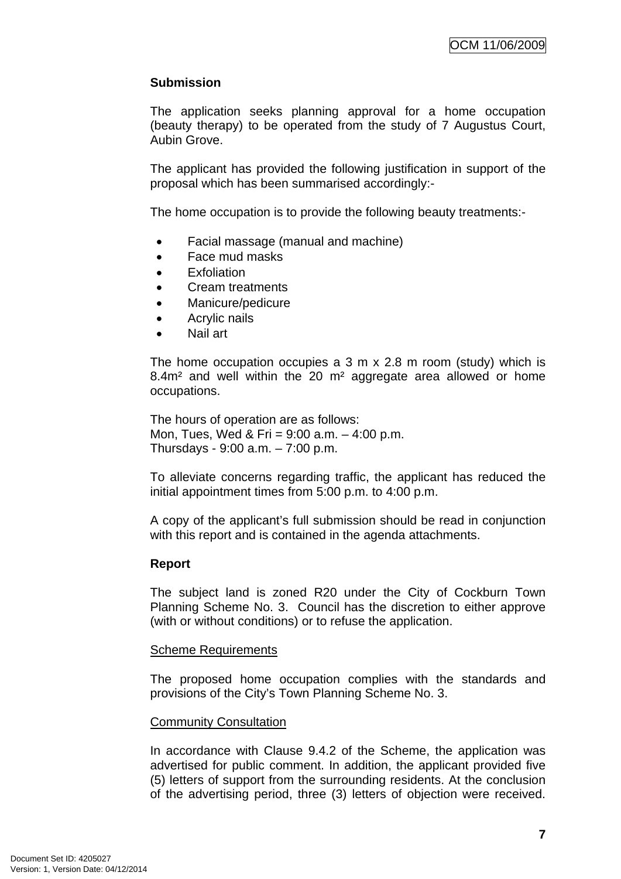**Submission**

The application seeks planning approval for a home occupation (beauty therapy) to be operated from the study of 7 Augustus Court, Aubin Grove.

The applicant has provided the following justification in support of the proposal which has been summarised accordingly:-

The home occupation is to provide the following beauty treatments:-

- Facial massage (manual and machine)
- Face mud masks
- Exfoliation
- Cream treatments
- Manicure/pedicure
- Acrylic nails
- Nail art

The home occupation occupies a 3 m x 2.8 m room (study) which is 8.4m² and well within the 20 m² aggregate area allowed or home occupations.

The hours of operation are as follows:
Mon, Tues, Wed & Fri = 9:00 a.m. – 4:00 p.m.
Thursdays - 9:00 a.m. – 7:00 p.m.

To alleviate concerns regarding traffic, the applicant has reduced the initial appointment times from 5:00 p.m. to 4:00 p.m.

A copy of the applicant's full submission should be read in conjunction with this report and is contained in the agenda attachments.

**Report**

The subject land is zoned R20 under the City of Cockburn Town Planning Scheme No. 3. Council has the discretion to either approve (with or without conditions) or to refuse the application.

Scheme Requirements

The proposed home occupation complies with the standards and provisions of the City's Town Planning Scheme No. 3.

Community Consultation

In accordance with Clause 9.4.2 of the Scheme, the application was advertised for public comment. In addition, the applicant provided five (5) letters of support from the surrounding residents. At the conclusion of the advertising period, three (3) letters of objection were received.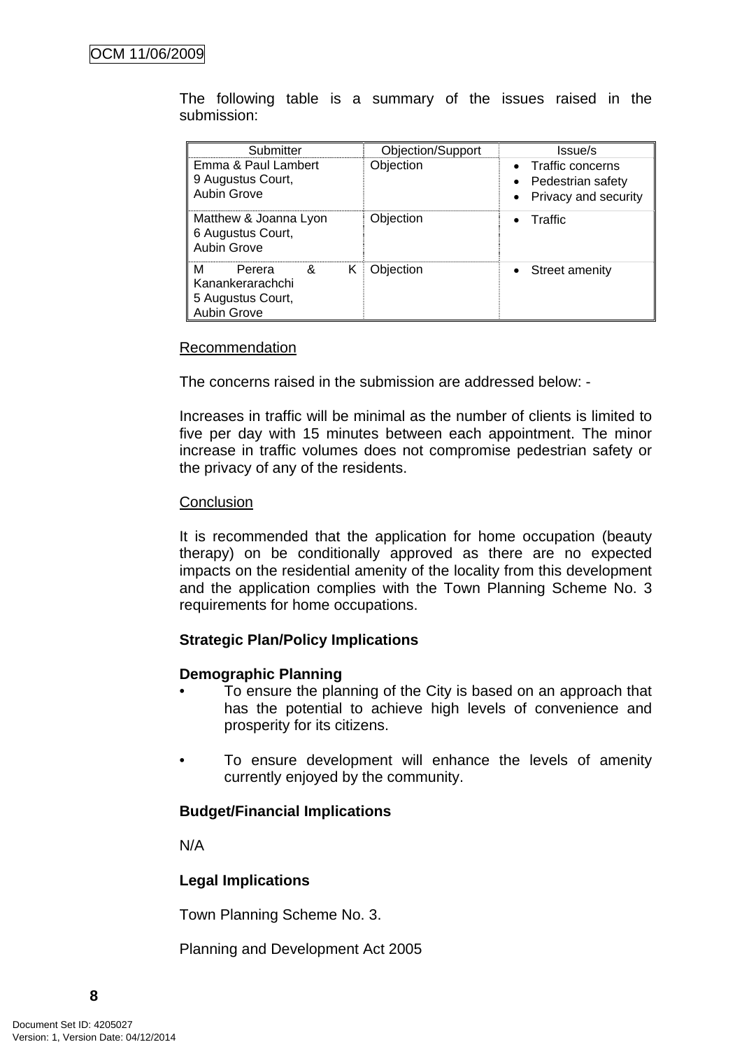The following table is a summary of the issues raised in the submission:

| Submitter | Objection/Support | Issue/s |
| --- | --- | --- |
| Emma & Paul Lambert<br>9 Augustus Court,<br>Aubin Grove | Objection | • Traffic concerns<br>• Pedestrian safety<br>• Privacy and security |
| Matthew & Joanna Lyon<br>6 Augustus Court,<br>Aubin Grove | Objection | • Traffic |
| M Perera & K Kanankerarachchi<br>5 Augustus Court,<br>Aubin Grove | Objection | • Street amenity |

Recommendation

The concerns raised in the submission are addressed below: -

Increases in traffic will be minimal as the number of clients is limited to five per day with 15 minutes between each appointment. The minor increase in traffic volumes does not compromise pedestrian safety or the privacy of any of the residents.

Conclusion

It is recommended that the application for home occupation (beauty therapy) on be conditionally approved as there are no expected impacts on the residential amenity of the locality from this development and the application complies with the Town Planning Scheme No. 3 requirements for home occupations.

**Strategic Plan/Policy Implications**

**Demographic Planning**

- To ensure the planning of the City is based on an approach that has the potential to achieve high levels of convenience and prosperity for its citizens.

- To ensure development will enhance the levels of amenity currently enjoyed by the community.

**Budget/Financial Implications**

N/A

**Legal Implications**

Town Planning Scheme No. 3.

Planning and Development Act 2005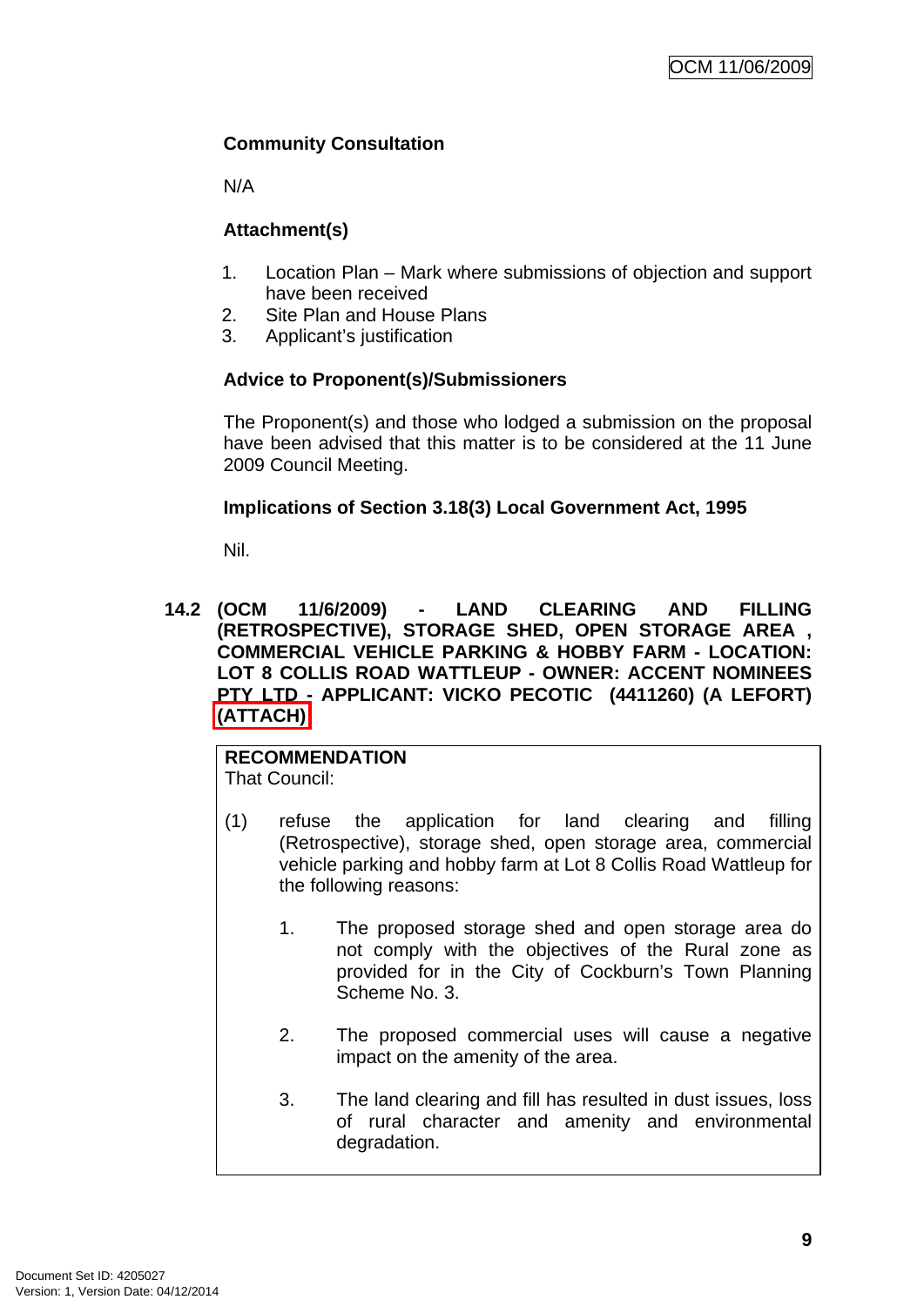**Community Consultation**

N/A

**Attachment(s)**

1. Location Plan – Mark where submissions of objection and support have been received
2. Site Plan and House Plans
3. Applicant's justification

**Advice to Proponent(s)/Submissioners**

The Proponent(s) and those who lodged a submission on the proposal have been advised that this matter is to be considered at the 11 June 2009 Council Meeting.

**Implications of Section 3.18(3) Local Government Act, 1995**

Nil.

### 14.2 (OCM 11/6/2009) - LAND CLEARING AND FILLING (RETROSPECTIVE), STORAGE SHED, OPEN STORAGE AREA , COMMERCIAL VEHICLE PARKING & HOBBY FARM - LOCATION: LOT 8 COLLIS ROAD WATTLEUP - OWNER: ACCENT NOMINEES PTY LTD - APPLICANT: VICKO PECOTIC (4411260) (A LEFORT) (ATTACH)

**RECOMMENDATION**
That Council:

(1) refuse the application for land clearing and filling (Retrospective), storage shed, open storage area, commercial vehicle parking and hobby farm at Lot 8 Collis Road Wattleup for the following reasons:

1. The proposed storage shed and open storage area do not comply with the objectives of the Rural zone as provided for in the City of Cockburn's Town Planning Scheme No. 3.

2. The proposed commercial uses will cause a negative impact on the amenity of the area.

3. The land clearing and fill has resulted in dust issues, loss of rural character and amenity and environmental degradation.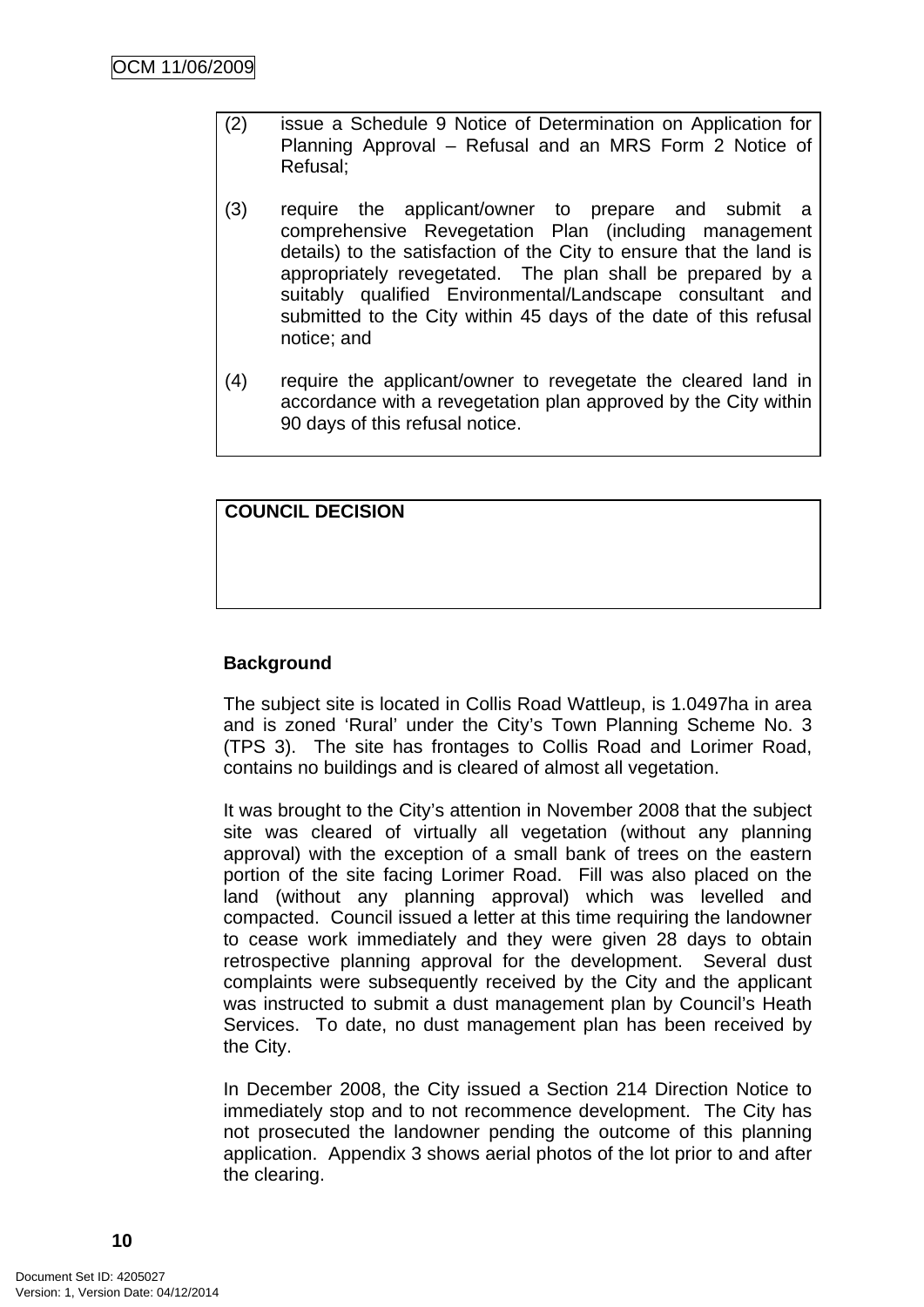(2) issue a Schedule 9 Notice of Determination on Application for Planning Approval – Refusal and an MRS Form 2 Notice of Refusal;

(3) require the applicant/owner to prepare and submit a comprehensive Revegetation Plan (including management details) to the satisfaction of the City to ensure that the land is appropriately revegetated. The plan shall be prepared by a suitably qualified Environmental/Landscape consultant and submitted to the City within 45 days of the date of this refusal notice; and

(4) require the applicant/owner to revegetate the cleared land in accordance with a revegetation plan approved by the City within 90 days of this refusal notice.

**COUNCIL DECISION**

**Background**

The subject site is located in Collis Road Wattleup, is 1.0497ha in area and is zoned 'Rural' under the City's Town Planning Scheme No. 3 (TPS 3). The site has frontages to Collis Road and Lorimer Road, contains no buildings and is cleared of almost all vegetation.

It was brought to the City's attention in November 2008 that the subject site was cleared of virtually all vegetation (without any planning approval) with the exception of a small bank of trees on the eastern portion of the site facing Lorimer Road. Fill was also placed on the land (without any planning approval) which was levelled and compacted. Council issued a letter at this time requiring the landowner to cease work immediately and they were given 28 days to obtain retrospective planning approval for the development. Several dust complaints were subsequently received by the City and the applicant was instructed to submit a dust management plan by Council's Heath Services. To date, no dust management plan has been received by the City.

In December 2008, the City issued a Section 214 Direction Notice to immediately stop and to not recommence development. The City has not prosecuted the landowner pending the outcome of this planning application. Appendix 3 shows aerial photos of the lot prior to and after the clearing.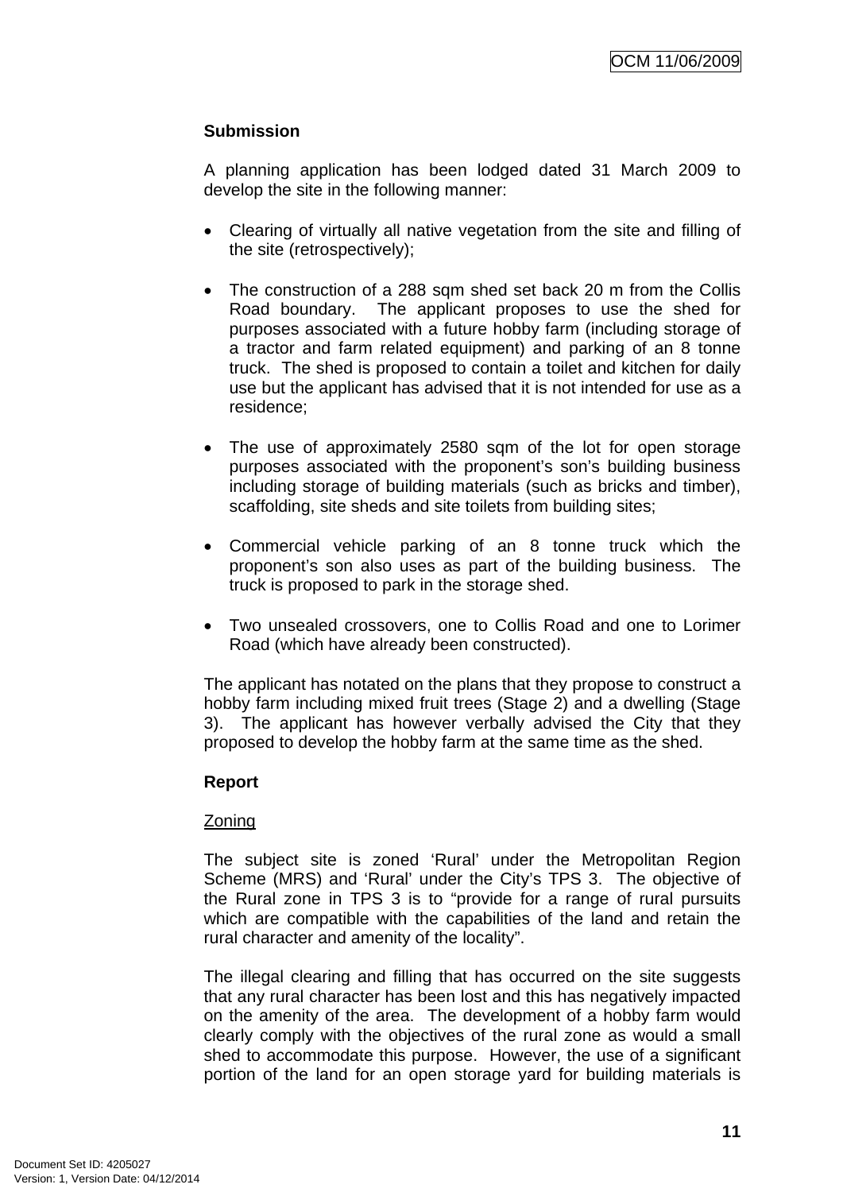**Submission**

A planning application has been lodged dated 31 March 2009 to develop the site in the following manner:

- Clearing of virtually all native vegetation from the site and filling of the site (retrospectively);
- The construction of a 288 sqm shed set back 20 m from the Collis Road boundary. The applicant proposes to use the shed for purposes associated with a future hobby farm (including storage of a tractor and farm related equipment) and parking of an 8 tonne truck. The shed is proposed to contain a toilet and kitchen for daily use but the applicant has advised that it is not intended for use as a residence;
- The use of approximately 2580 sqm of the lot for open storage purposes associated with the proponent's son's building business including storage of building materials (such as bricks and timber), scaffolding, site sheds and site toilets from building sites;
- Commercial vehicle parking of an 8 tonne truck which the proponent's son also uses as part of the building business. The truck is proposed to park in the storage shed.
- Two unsealed crossovers, one to Collis Road and one to Lorimer Road (which have already been constructed).

The applicant has notated on the plans that they propose to construct a hobby farm including mixed fruit trees (Stage 2) and a dwelling (Stage 3). The applicant has however verbally advised the City that they proposed to develop the hobby farm at the same time as the shed.

**Report**

Zoning

The subject site is zoned 'Rural' under the Metropolitan Region Scheme (MRS) and 'Rural' under the City's TPS 3. The objective of the Rural zone in TPS 3 is to "provide for a range of rural pursuits which are compatible with the capabilities of the land and retain the rural character and amenity of the locality".

The illegal clearing and filling that has occurred on the site suggests that any rural character has been lost and this has negatively impacted on the amenity of the area. The development of a hobby farm would clearly comply with the objectives of the rural zone as would a small shed to accommodate this purpose. However, the use of a significant portion of the land for an open storage yard for building materials is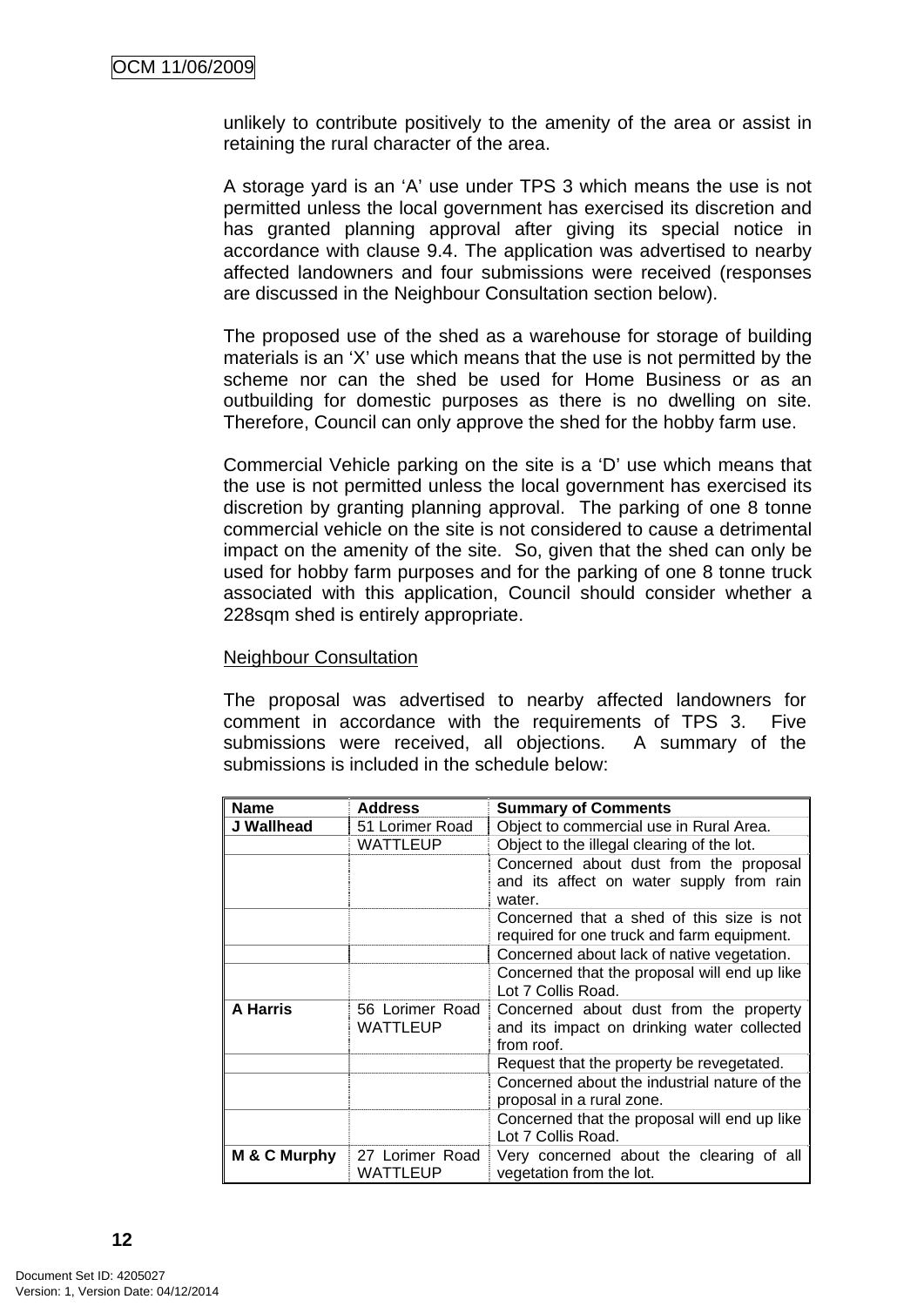unlikely to contribute positively to the amenity of the area or assist in retaining the rural character of the area.

A storage yard is an 'A' use under TPS 3 which means the use is not permitted unless the local government has exercised its discretion and has granted planning approval after giving its special notice in accordance with clause 9.4. The application was advertised to nearby affected landowners and four submissions were received (responses are discussed in the Neighbour Consultation section below).

The proposed use of the shed as a warehouse for storage of building materials is an 'X' use which means that the use is not permitted by the scheme nor can the shed be used for Home Business or as an outbuilding for domestic purposes as there is no dwelling on site. Therefore, Council can only approve the shed for the hobby farm use.

Commercial Vehicle parking on the site is a 'D' use which means that the use is not permitted unless the local government has exercised its discretion by granting planning approval. The parking of one 8 tonne commercial vehicle on the site is not considered to cause a detrimental impact on the amenity of the site. So, given that the shed can only be used for hobby farm purposes and for the parking of one 8 tonne truck associated with this application, Council should consider whether a 228sqm shed is entirely appropriate.

Neighbour Consultation

The proposal was advertised to nearby affected landowners for comment in accordance with the requirements of TPS 3. Five submissions were received, all objections. A summary of the submissions is included in the schedule below:

| Name | Address | Summary of Comments |
|---|---|---|
| **J Wallhead** | 51 Lorimer Road | Object to commercial use in Rural Area. |
| | WATTLEUP | Object to the illegal clearing of the lot. |
| | | Concerned about dust from the proposal and its affect on water supply from rain water. |
| | | Concerned that a shed of this size is not required for one truck and farm equipment. |
| | | Concerned about lack of native vegetation. |
| | | Concerned that the proposal will end up like Lot 7 Collis Road. |
| **A Harris** | 56 Lorimer Road WATTLEUP | Concerned about dust from the property and its impact on drinking water collected from roof. |
| | | Request that the property be revegetated. |
| | | Concerned about the industrial nature of the proposal in a rural zone. |
| | | Concerned that the proposal will end up like Lot 7 Collis Road. |
| **M & C Murphy** | 27 Lorimer Road WATTLEUP | Very concerned about the clearing of all vegetation from the lot. |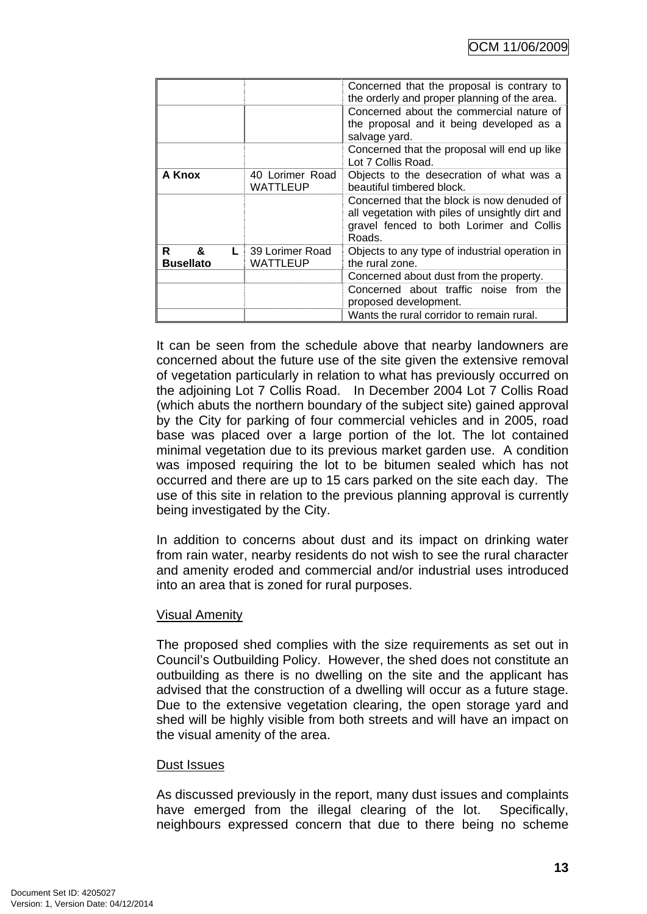| | | |
|---|---|---|
| | | Concerned that the proposal is contrary to the orderly and proper planning of the area. |
| | | Concerned about the commercial nature of the proposal and it being developed as a salvage yard. |
| | | Concerned that the proposal will end up like Lot 7 Collis Road. |
| **A Knox** | 40 Lorimer Road WATTLEUP | Objects to the desecration of what was a beautiful timbered block. |
| | | Concerned that the block is now denuded of all vegetation with piles of unsightly dirt and gravel fenced to both Lorimer and Collis Roads. |
| **R & L Busellato** | 39 Lorimer Road WATTLEUP | Objects to any type of industrial operation in the rural zone. |
| | | Concerned about dust from the property. |
| | | Concerned about traffic noise from the proposed development. |
| | | Wants the rural corridor to remain rural. |

It can be seen from the schedule above that nearby landowners are concerned about the future use of the site given the extensive removal of vegetation particularly in relation to what has previously occurred on the adjoining Lot 7 Collis Road. In December 2004 Lot 7 Collis Road (which abuts the northern boundary of the subject site) gained approval by the City for parking of four commercial vehicles and in 2005, road base was placed over a large portion of the lot. The lot contained minimal vegetation due to its previous market garden use. A condition was imposed requiring the lot to be bitumen sealed which has not occurred and there are up to 15 cars parked on the site each day. The use of this site in relation to the previous planning approval is currently being investigated by the City.

In addition to concerns about dust and its impact on drinking water from rain water, nearby residents do not wish to see the rural character and amenity eroded and commercial and/or industrial uses introduced into an area that is zoned for rural purposes.

<u>Visual Amenity</u>

The proposed shed complies with the size requirements as set out in Council's Outbuilding Policy. However, the shed does not constitute an outbuilding as there is no dwelling on the site and the applicant has advised that the construction of a dwelling will occur as a future stage. Due to the extensive vegetation clearing, the open storage yard and shed will be highly visible from both streets and will have an impact on the visual amenity of the area.

<u>Dust Issues</u>

As discussed previously in the report, many dust issues and complaints have emerged from the illegal clearing of the lot. Specifically, neighbours expressed concern that due to there being no scheme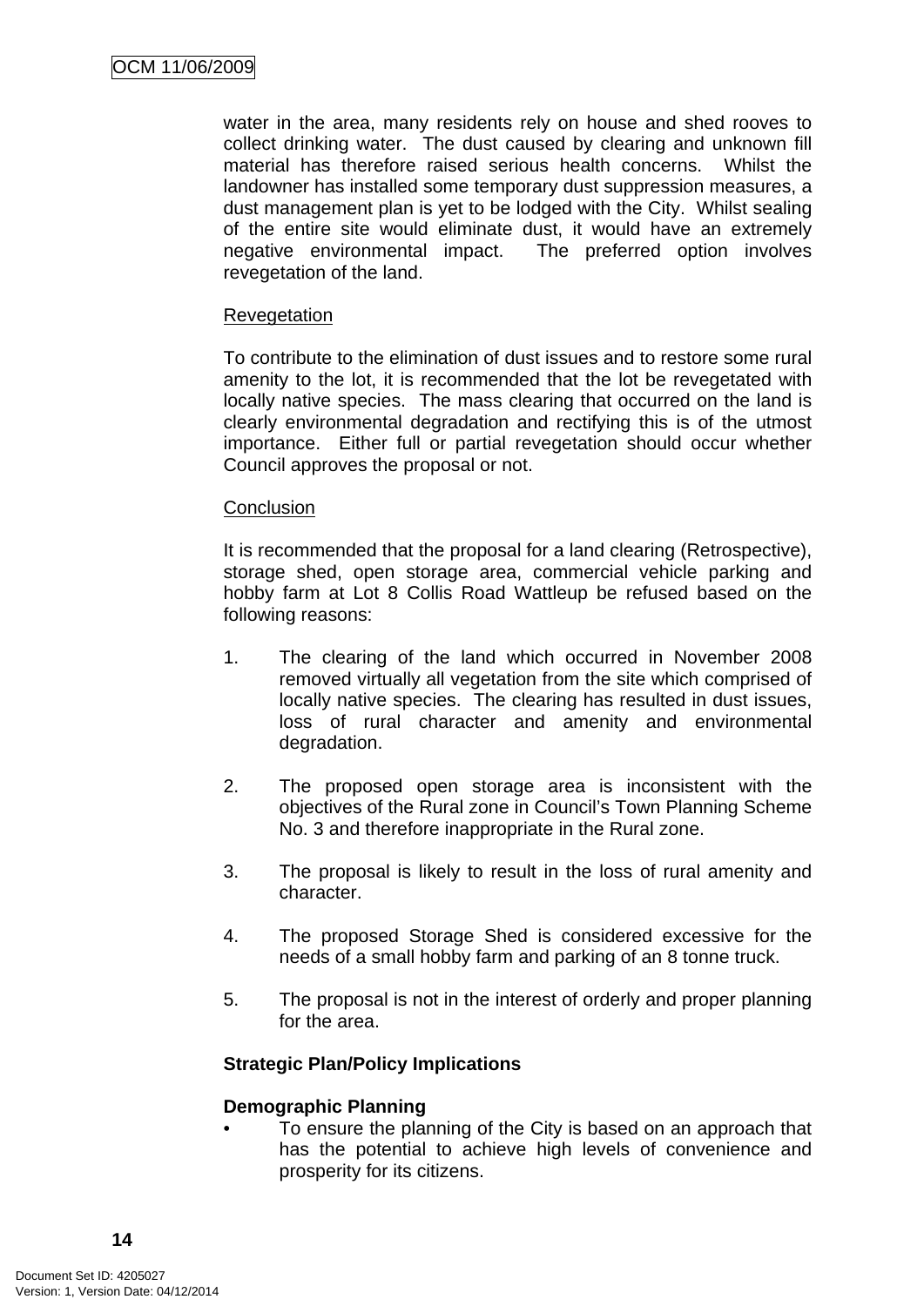water in the area, many residents rely on house and shed rooves to collect drinking water. The dust caused by clearing and unknown fill material has therefore raised serious health concerns. Whilst the landowner has installed some temporary dust suppression measures, a dust management plan is yet to be lodged with the City. Whilst sealing of the entire site would eliminate dust, it would have an extremely negative environmental impact. The preferred option involves revegetation of the land.

<u>Revegetation</u>

To contribute to the elimination of dust issues and to restore some rural amenity to the lot, it is recommended that the lot be revegetated with locally native species. The mass clearing that occurred on the land is clearly environmental degradation and rectifying this is of the utmost importance. Either full or partial revegetation should occur whether Council approves the proposal or not.

<u>Conclusion</u>

It is recommended that the proposal for a land clearing (Retrospective), storage shed, open storage area, commercial vehicle parking and hobby farm at Lot 8 Collis Road Wattleup be refused based on the following reasons:

1. The clearing of the land which occurred in November 2008 removed virtually all vegetation from the site which comprised of locally native species. The clearing has resulted in dust issues, loss of rural character and amenity and environmental degradation.

2. The proposed open storage area is inconsistent with the objectives of the Rural zone in Council's Town Planning Scheme No. 3 and therefore inappropriate in the Rural zone.

3. The proposal is likely to result in the loss of rural amenity and character.

4. The proposed Storage Shed is considered excessive for the needs of a small hobby farm and parking of an 8 tonne truck.

5. The proposal is not in the interest of orderly and proper planning for the area.

**Strategic Plan/Policy Implications**

**Demographic Planning**

- To ensure the planning of the City is based on an approach that has the potential to achieve high levels of convenience and prosperity for its citizens.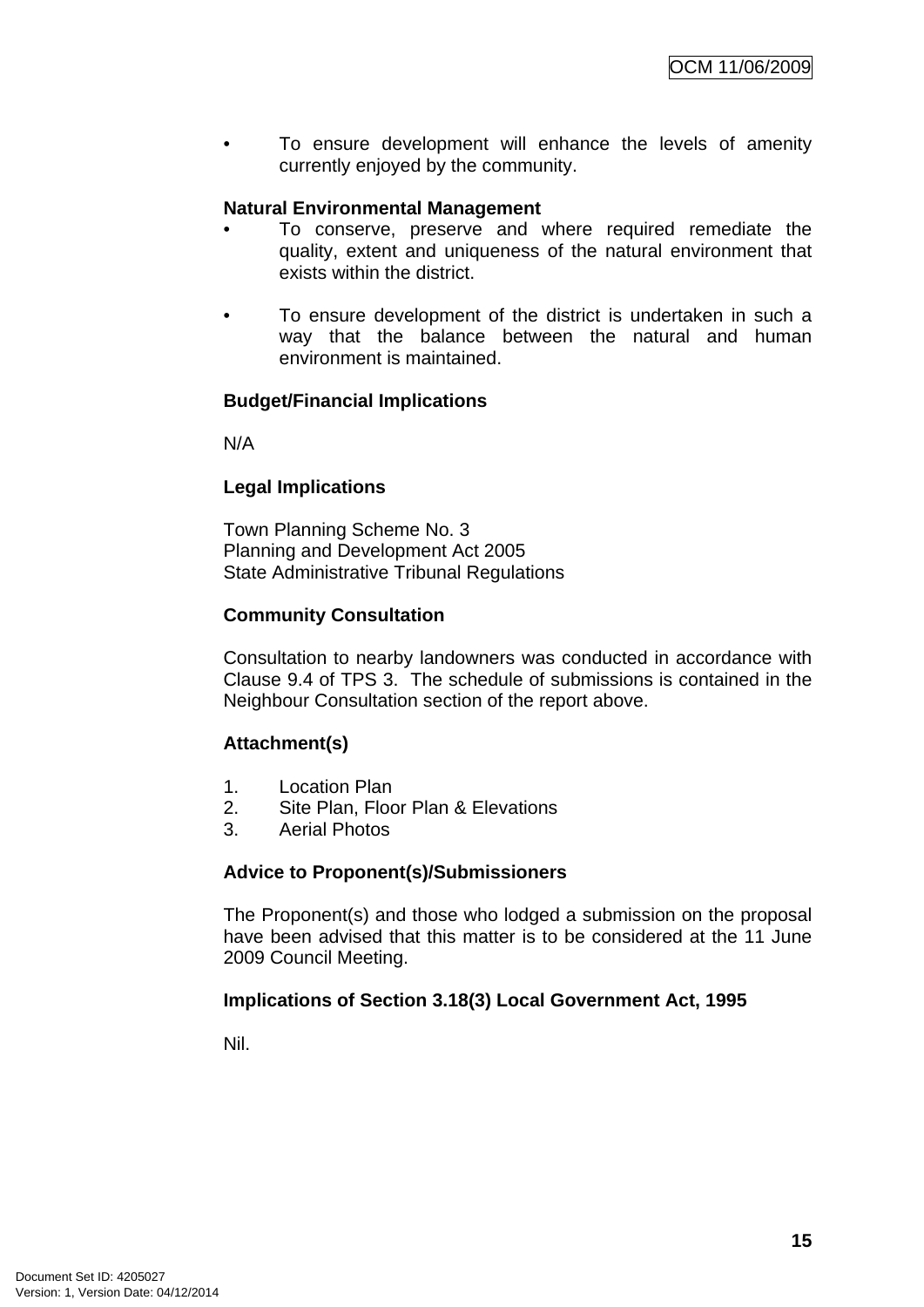- To ensure development will enhance the levels of amenity currently enjoyed by the community.

**Natural Environmental Management**

- To conserve, preserve and where required remediate the quality, extent and uniqueness of the natural environment that exists within the district.

- To ensure development of the district is undertaken in such a way that the balance between the natural and human environment is maintained.

**Budget/Financial Implications**

N/A

**Legal Implications**

Town Planning Scheme No. 3
Planning and Development Act 2005
State Administrative Tribunal Regulations

**Community Consultation**

Consultation to nearby landowners was conducted in accordance with Clause 9.4 of TPS 3. The schedule of submissions is contained in the Neighbour Consultation section of the report above.

**Attachment(s)**

1. Location Plan
2. Site Plan, Floor Plan & Elevations
3. Aerial Photos

**Advice to Proponent(s)/Submissioners**

The Proponent(s) and those who lodged a submission on the proposal have been advised that this matter is to be considered at the 11 June 2009 Council Meeting.

**Implications of Section 3.18(3) Local Government Act, 1995**

Nil.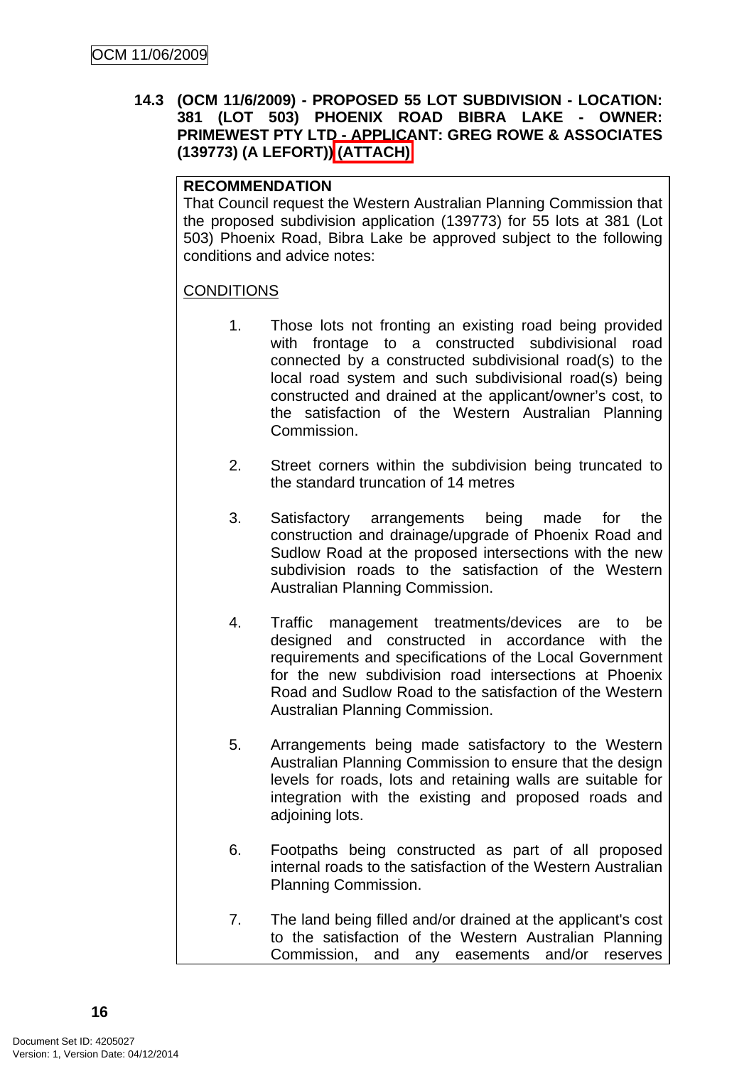### 14.3 (OCM 11/6/2009) - PROPOSED 55 LOT SUBDIVISION - LOCATION: 381 (LOT 503) PHOENIX ROAD BIBRA LAKE - OWNER: PRIMEWEST PTY LTD - APPLICANT: GREG ROWE & ASSOCIATES (139773) (A LEFORT)) (ATTACH)

**RECOMMENDATION**

That Council request the Western Australian Planning Commission that the proposed subdivision application (139773) for 55 lots at 381 (Lot 503) Phoenix Road, Bibra Lake be approved subject to the following conditions and advice notes:

CONDITIONS

1. Those lots not fronting an existing road being provided with frontage to a constructed subdivisional road connected by a constructed subdivisional road(s) to the local road system and such subdivisional road(s) being constructed and drained at the applicant/owner's cost, to the satisfaction of the Western Australian Planning Commission.

2. Street corners within the subdivision being truncated to the standard truncation of 14 metres

3. Satisfactory arrangements being made for the construction and drainage/upgrade of Phoenix Road and Sudlow Road at the proposed intersections with the new subdivision roads to the satisfaction of the Western Australian Planning Commission.

4. Traffic management treatments/devices are to be designed and constructed in accordance with the requirements and specifications of the Local Government for the new subdivision road intersections at Phoenix Road and Sudlow Road to the satisfaction of the Western Australian Planning Commission.

5. Arrangements being made satisfactory to the Western Australian Planning Commission to ensure that the design levels for roads, lots and retaining walls are suitable for integration with the existing and proposed roads and adjoining lots.

6. Footpaths being constructed as part of all proposed internal roads to the satisfaction of the Western Australian Planning Commission.

7. The land being filled and/or drained at the applicant's cost to the satisfaction of the Western Australian Planning Commission, and any easements and/or reserves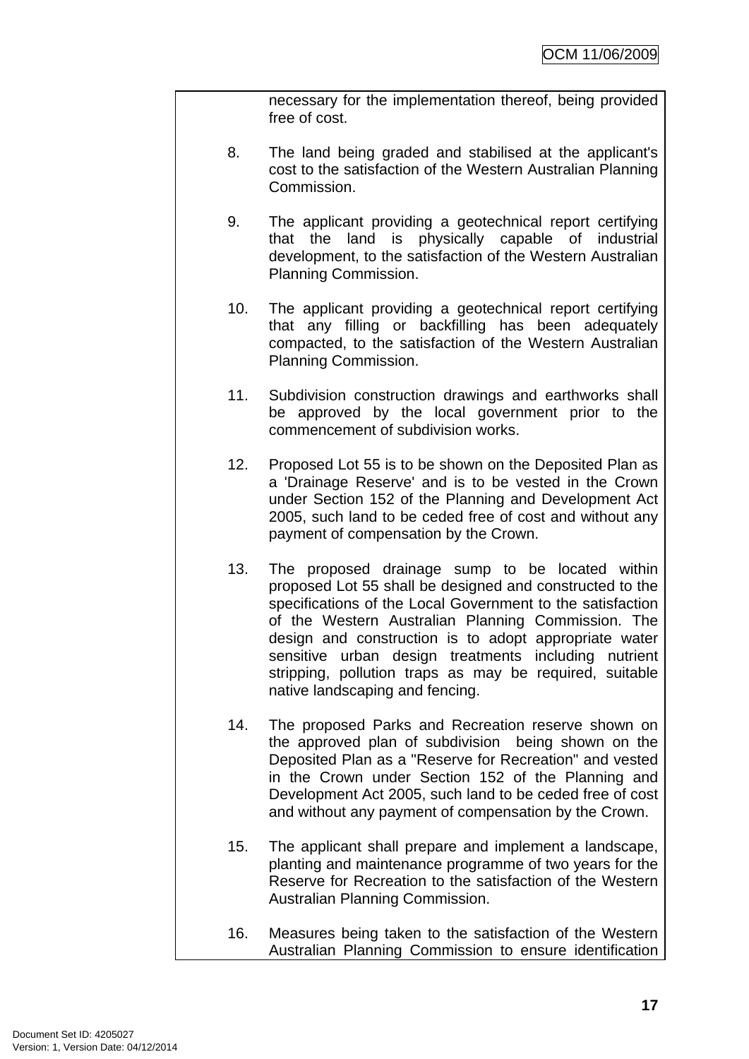necessary for the implementation thereof, being provided free of cost.

8. The land being graded and stabilised at the applicant's cost to the satisfaction of the Western Australian Planning Commission.

9. The applicant providing a geotechnical report certifying that the land is physically capable of industrial development, to the satisfaction of the Western Australian Planning Commission.

10. The applicant providing a geotechnical report certifying that any filling or backfilling has been adequately compacted, to the satisfaction of the Western Australian Planning Commission.

11. Subdivision construction drawings and earthworks shall be approved by the local government prior to the commencement of subdivision works.

12. Proposed Lot 55 is to be shown on the Deposited Plan as a 'Drainage Reserve' and is to be vested in the Crown under Section 152 of the Planning and Development Act 2005, such land to be ceded free of cost and without any payment of compensation by the Crown.

13. The proposed drainage sump to be located within proposed Lot 55 shall be designed and constructed to the specifications of the Local Government to the satisfaction of the Western Australian Planning Commission. The design and construction is to adopt appropriate water sensitive urban design treatments including nutrient stripping, pollution traps as may be required, suitable native landscaping and fencing.

14. The proposed Parks and Recreation reserve shown on the approved plan of subdivision being shown on the Deposited Plan as a "Reserve for Recreation" and vested in the Crown under Section 152 of the Planning and Development Act 2005, such land to be ceded free of cost and without any payment of compensation by the Crown.

15. The applicant shall prepare and implement a landscape, planting and maintenance programme of two years for the Reserve for Recreation to the satisfaction of the Western Australian Planning Commission.

16. Measures being taken to the satisfaction of the Western Australian Planning Commission to ensure identification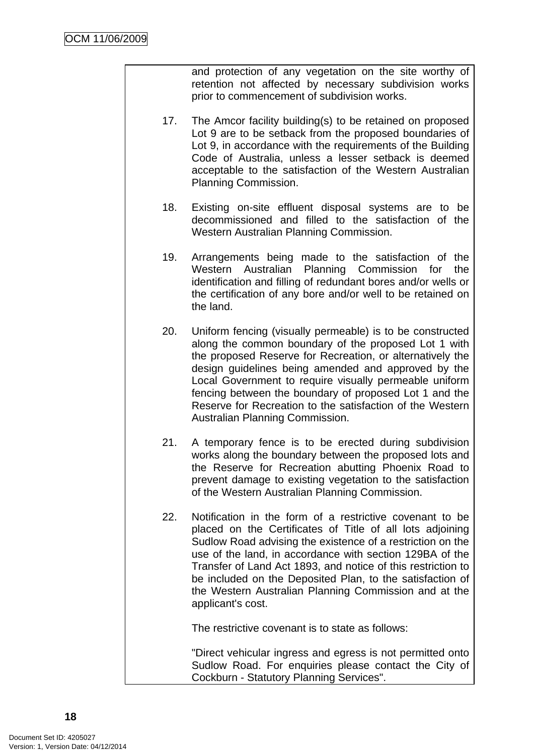and protection of any vegetation on the site worthy of retention not affected by necessary subdivision works prior to commencement of subdivision works.

17. The Amcor facility building(s) to be retained on proposed Lot 9 are to be setback from the proposed boundaries of Lot 9, in accordance with the requirements of the Building Code of Australia, unless a lesser setback is deemed acceptable to the satisfaction of the Western Australian Planning Commission.

18. Existing on-site effluent disposal systems are to be decommissioned and filled to the satisfaction of the Western Australian Planning Commission.

19. Arrangements being made to the satisfaction of the Western Australian Planning Commission for the identification and filling of redundant bores and/or wells or the certification of any bore and/or well to be retained on the land.

20. Uniform fencing (visually permeable) is to be constructed along the common boundary of the proposed Lot 1 with the proposed Reserve for Recreation, or alternatively the design guidelines being amended and approved by the Local Government to require visually permeable uniform fencing between the boundary of proposed Lot 1 and the Reserve for Recreation to the satisfaction of the Western Australian Planning Commission.

21. A temporary fence is to be erected during subdivision works along the boundary between the proposed lots and the Reserve for Recreation abutting Phoenix Road to prevent damage to existing vegetation to the satisfaction of the Western Australian Planning Commission.

22. Notification in the form of a restrictive covenant to be placed on the Certificates of Title of all lots adjoining Sudlow Road advising the existence of a restriction on the use of the land, in accordance with section 129BA of the Transfer of Land Act 1893, and notice of this restriction to be included on the Deposited Plan, to the satisfaction of the Western Australian Planning Commission and at the applicant's cost.

    The restrictive covenant is to state as follows:

    "Direct vehicular ingress and egress is not permitted onto Sudlow Road. For enquiries please contact the City of Cockburn - Statutory Planning Services".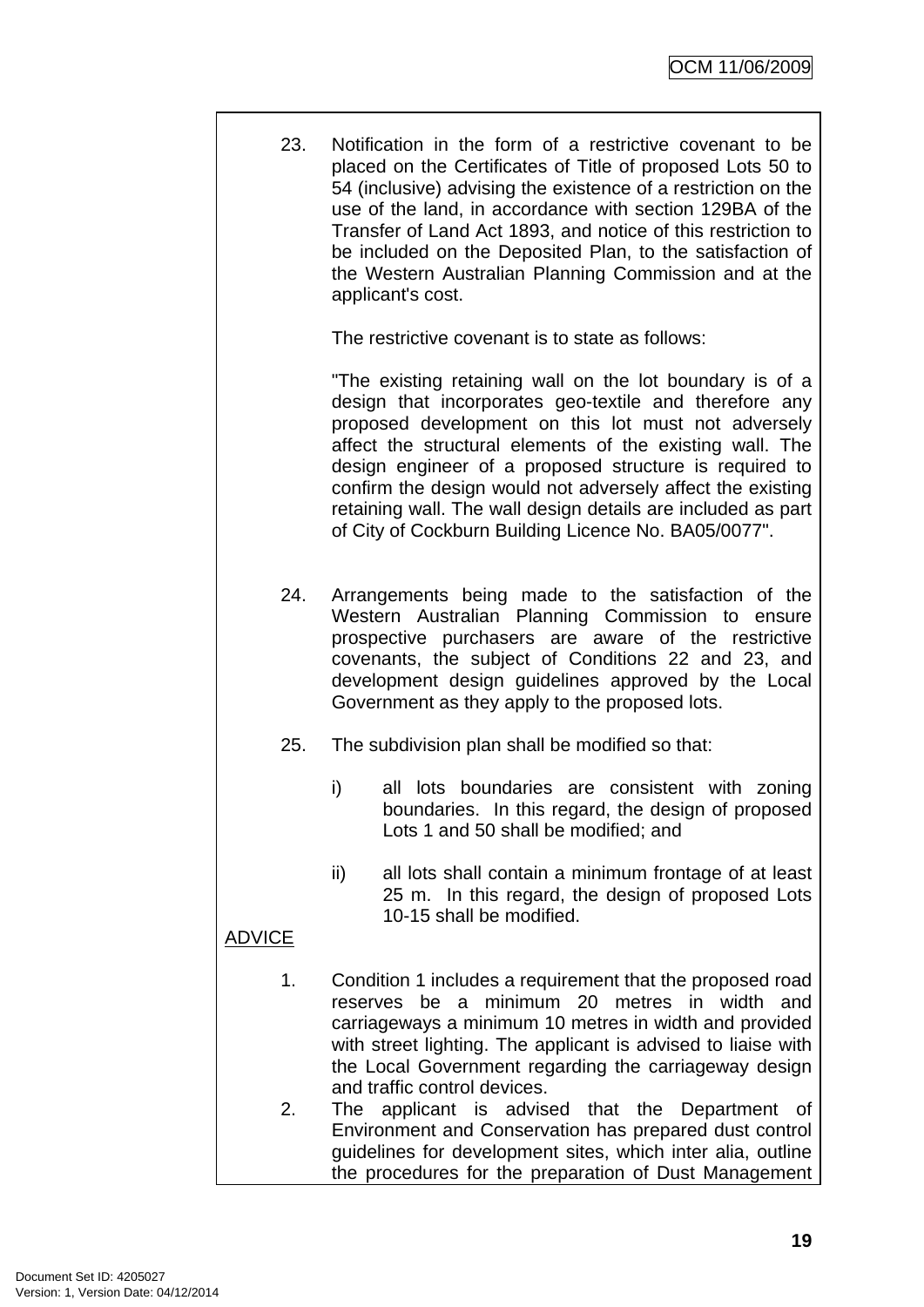23. Notification in the form of a restrictive covenant to be placed on the Certificates of Title of proposed Lots 50 to 54 (inclusive) advising the existence of a restriction on the use of the land, in accordance with section 129BA of the Transfer of Land Act 1893, and notice of this restriction to be included on the Deposited Plan, to the satisfaction of the Western Australian Planning Commission and at the applicant's cost.

    The restrictive covenant is to state as follows:

    "The existing retaining wall on the lot boundary is of a design that incorporates geo-textile and therefore any proposed development on this lot must not adversely affect the structural elements of the existing wall. The design engineer of a proposed structure is required to confirm the design would not adversely affect the existing retaining wall. The wall design details are included as part of City of Cockburn Building Licence No. BA05/0077".

24. Arrangements being made to the satisfaction of the Western Australian Planning Commission to ensure prospective purchasers are aware of the restrictive covenants, the subject of Conditions 22 and 23, and development design guidelines approved by the Local Government as they apply to the proposed lots.

25. The subdivision plan shall be modified so that:

    i) all lots boundaries are consistent with zoning boundaries. In this regard, the design of proposed Lots 1 and 50 shall be modified; and

    ii) all lots shall contain a minimum frontage of at least 25 m. In this regard, the design of proposed Lots 10-15 shall be modified.

<u>ADVICE</u>

1. Condition 1 includes a requirement that the proposed road reserves be a minimum 20 metres in width and carriageways a minimum 10 metres in width and provided with street lighting. The applicant is advised to liaise with the Local Government regarding the carriageway design and traffic control devices.
2. The applicant is advised that the Department of Environment and Conservation has prepared dust control guidelines for development sites, which inter alia, outline the procedures for the preparation of Dust Management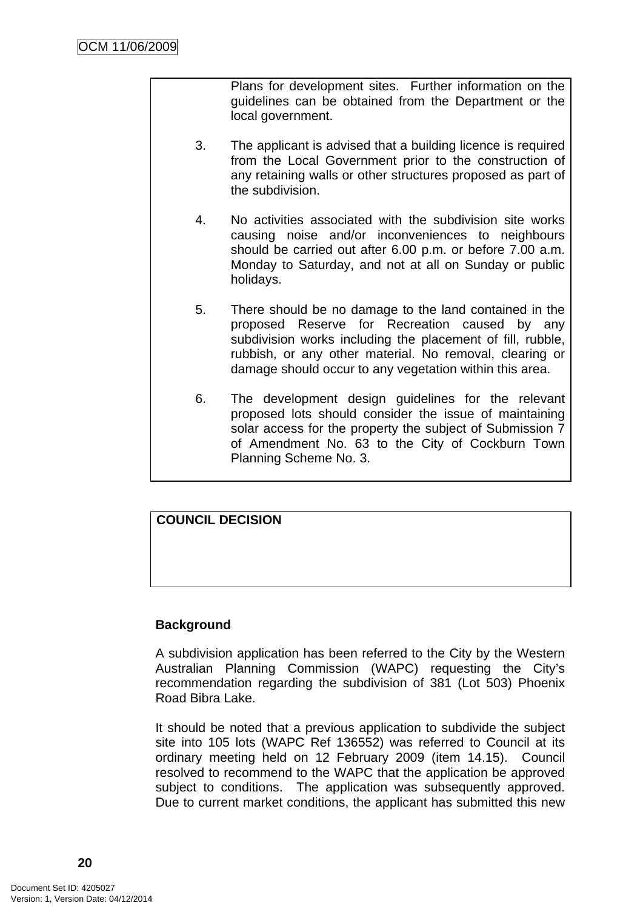Plans for development sites. Further information on the guidelines can be obtained from the Department or the local government.

3. The applicant is advised that a building licence is required from the Local Government prior to the construction of any retaining walls or other structures proposed as part of the subdivision.

4. No activities associated with the subdivision site works causing noise and/or inconveniences to neighbours should be carried out after 6.00 p.m. or before 7.00 a.m. Monday to Saturday, and not at all on Sunday or public holidays.

5. There should be no damage to the land contained in the proposed Reserve for Recreation caused by any subdivision works including the placement of fill, rubble, rubbish, or any other material. No removal, clearing or damage should occur to any vegetation within this area.

6. The development design guidelines for the relevant proposed lots should consider the issue of maintaining solar access for the property the subject of Submission 7 of Amendment No. 63 to the City of Cockburn Town Planning Scheme No. 3.

**COUNCIL DECISION**

**Background**

A subdivision application has been referred to the City by the Western Australian Planning Commission (WAPC) requesting the City's recommendation regarding the subdivision of 381 (Lot 503) Phoenix Road Bibra Lake.

It should be noted that a previous application to subdivide the subject site into 105 lots (WAPC Ref 136552) was referred to Council at its ordinary meeting held on 12 February 2009 (item 14.15). Council resolved to recommend to the WAPC that the application be approved subject to conditions. The application was subsequently approved. Due to current market conditions, the applicant has submitted this new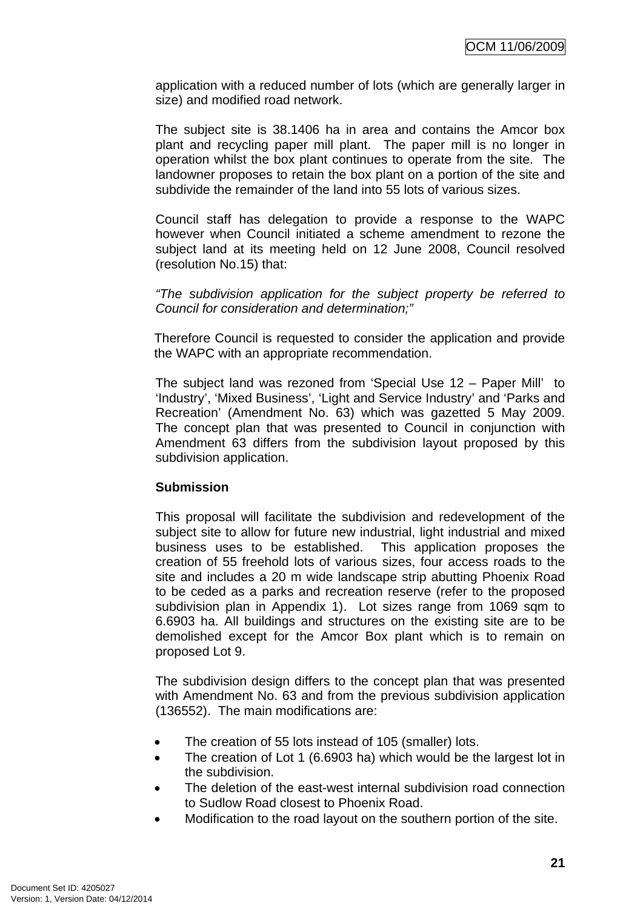application with a reduced number of lots (which are generally larger in size) and modified road network.

The subject site is 38.1406 ha in area and contains the Amcor box plant and recycling paper mill plant. The paper mill is no longer in operation whilst the box plant continues to operate from the site. The landowner proposes to retain the box plant on a portion of the site and subdivide the remainder of the land into 55 lots of various sizes.

Council staff has delegation to provide a response to the WAPC however when Council initiated a scheme amendment to rezone the subject land at its meeting held on 12 June 2008, Council resolved (resolution No.15) that:

*"The subdivision application for the subject property be referred to Council for consideration and determination;"*

Therefore Council is requested to consider the application and provide the WAPC with an appropriate recommendation.

The subject land was rezoned from 'Special Use 12 – Paper Mill' to 'Industry', 'Mixed Business', 'Light and Service Industry' and 'Parks and Recreation' (Amendment No. 63) which was gazetted 5 May 2009. The concept plan that was presented to Council in conjunction with Amendment 63 differs from the subdivision layout proposed by this subdivision application.

**Submission**

This proposal will facilitate the subdivision and redevelopment of the subject site to allow for future new industrial, light industrial and mixed business uses to be established. This application proposes the creation of 55 freehold lots of various sizes, four access roads to the site and includes a 20 m wide landscape strip abutting Phoenix Road to be ceded as a parks and recreation reserve (refer to the proposed subdivision plan in Appendix 1). Lot sizes range from 1069 sqm to 6.6903 ha. All buildings and structures on the existing site are to be demolished except for the Amcor Box plant which is to remain on proposed Lot 9.

The subdivision design differs to the concept plan that was presented with Amendment No. 63 and from the previous subdivision application (136552). The main modifications are:

- The creation of 55 lots instead of 105 (smaller) lots.
- The creation of Lot 1 (6.6903 ha) which would be the largest lot in the subdivision.
- The deletion of the east-west internal subdivision road connection to Sudlow Road closest to Phoenix Road.
- Modification to the road layout on the southern portion of the site.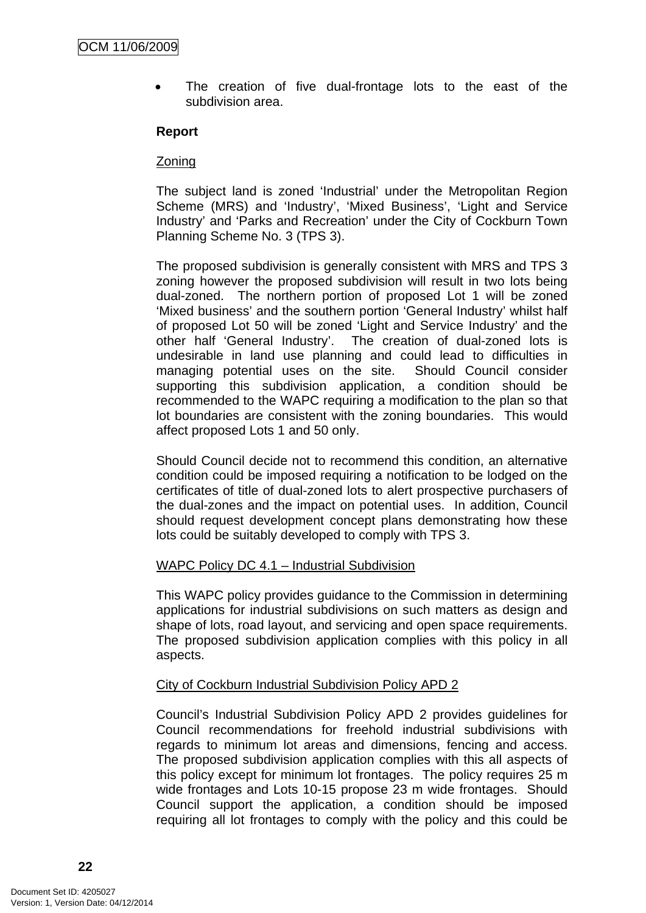- The creation of five dual-frontage lots to the east of the subdivision area.

**Report**

Zoning

The subject land is zoned 'Industrial' under the Metropolitan Region Scheme (MRS) and 'Industry', 'Mixed Business', 'Light and Service Industry' and 'Parks and Recreation' under the City of Cockburn Town Planning Scheme No. 3 (TPS 3).

The proposed subdivision is generally consistent with MRS and TPS 3 zoning however the proposed subdivision will result in two lots being dual-zoned. The northern portion of proposed Lot 1 will be zoned 'Mixed business' and the southern portion 'General Industry' whilst half of proposed Lot 50 will be zoned 'Light and Service Industry' and the other half 'General Industry'. The creation of dual-zoned lots is undesirable in land use planning and could lead to difficulties in managing potential uses on the site. Should Council consider supporting this subdivision application, a condition should be recommended to the WAPC requiring a modification to the plan so that lot boundaries are consistent with the zoning boundaries. This would affect proposed Lots 1 and 50 only.

Should Council decide not to recommend this condition, an alternative condition could be imposed requiring a notification to be lodged on the certificates of title of dual-zoned lots to alert prospective purchasers of the dual-zones and the impact on potential uses. In addition, Council should request development concept plans demonstrating how these lots could be suitably developed to comply with TPS 3.

WAPC Policy DC 4.1 – Industrial Subdivision

This WAPC policy provides guidance to the Commission in determining applications for industrial subdivisions on such matters as design and shape of lots, road layout, and servicing and open space requirements. The proposed subdivision application complies with this policy in all aspects.

City of Cockburn Industrial Subdivision Policy APD 2

Council's Industrial Subdivision Policy APD 2 provides guidelines for Council recommendations for freehold industrial subdivisions with regards to minimum lot areas and dimensions, fencing and access. The proposed subdivision application complies with this all aspects of this policy except for minimum lot frontages. The policy requires 25 m wide frontages and Lots 10-15 propose 23 m wide frontages. Should Council support the application, a condition should be imposed requiring all lot frontages to comply with the policy and this could be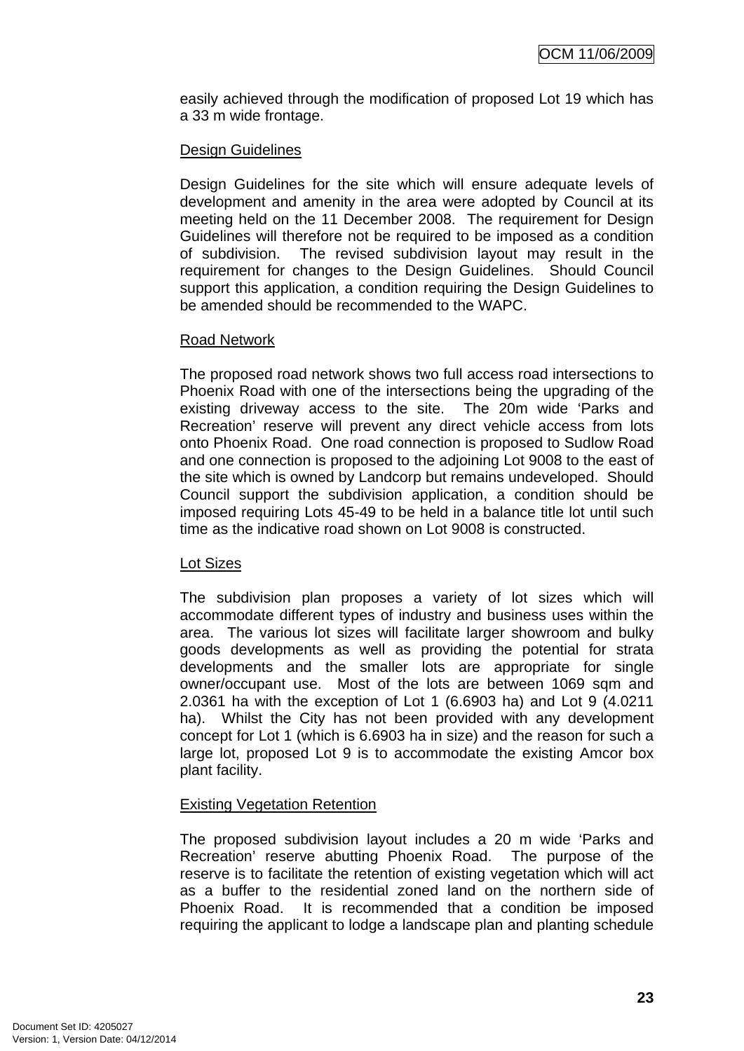easily achieved through the modification of proposed Lot 19 which has a 33 m wide frontage.

Design Guidelines

Design Guidelines for the site which will ensure adequate levels of development and amenity in the area were adopted by Council at its meeting held on the 11 December 2008. The requirement for Design Guidelines will therefore not be required to be imposed as a condition of subdivision. The revised subdivision layout may result in the requirement for changes to the Design Guidelines. Should Council support this application, a condition requiring the Design Guidelines to be amended should be recommended to the WAPC.

Road Network

The proposed road network shows two full access road intersections to Phoenix Road with one of the intersections being the upgrading of the existing driveway access to the site. The 20m wide 'Parks and Recreation' reserve will prevent any direct vehicle access from lots onto Phoenix Road. One road connection is proposed to Sudlow Road and one connection is proposed to the adjoining Lot 9008 to the east of the site which is owned by Landcorp but remains undeveloped. Should Council support the subdivision application, a condition should be imposed requiring Lots 45-49 to be held in a balance title lot until such time as the indicative road shown on Lot 9008 is constructed.

Lot Sizes

The subdivision plan proposes a variety of lot sizes which will accommodate different types of industry and business uses within the area. The various lot sizes will facilitate larger showroom and bulky goods developments as well as providing the potential for strata developments and the smaller lots are appropriate for single owner/occupant use. Most of the lots are between 1069 sqm and 2.0361 ha with the exception of Lot 1 (6.6903 ha) and Lot 9 (4.0211 ha). Whilst the City has not been provided with any development concept for Lot 1 (which is 6.6903 ha in size) and the reason for such a large lot, proposed Lot 9 is to accommodate the existing Amcor box plant facility.

Existing Vegetation Retention

The proposed subdivision layout includes a 20 m wide 'Parks and Recreation' reserve abutting Phoenix Road. The purpose of the reserve is to facilitate the retention of existing vegetation which will act as a buffer to the residential zoned land on the northern side of Phoenix Road. It is recommended that a condition be imposed requiring the applicant to lodge a landscape plan and planting schedule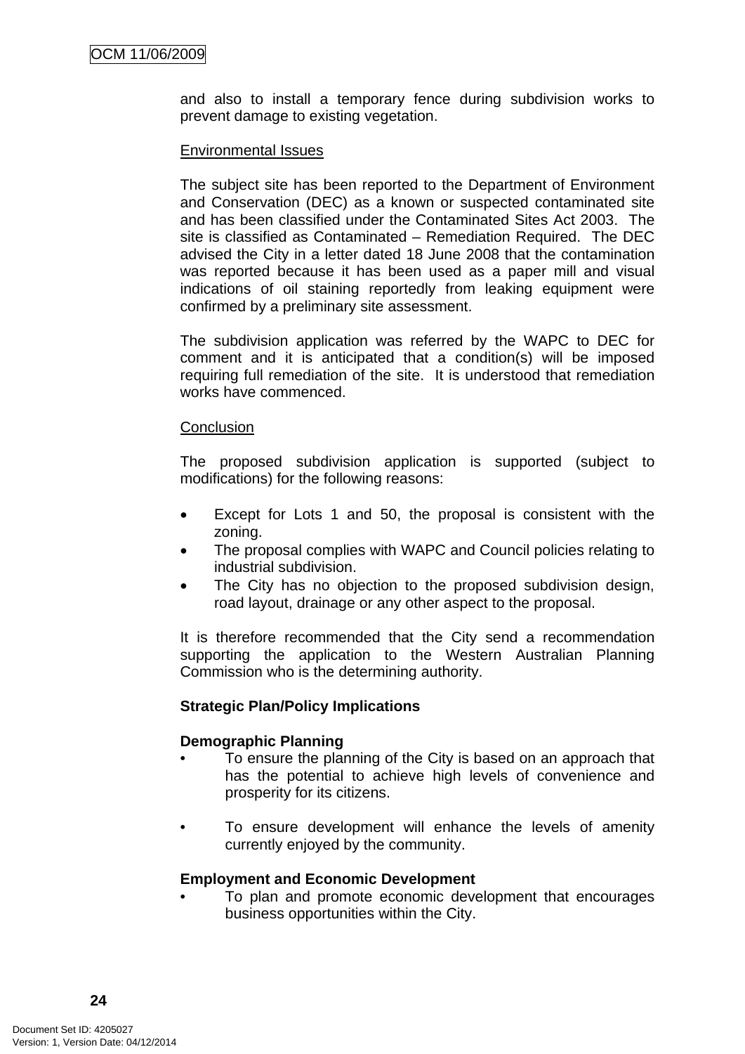and also to install a temporary fence during subdivision works to prevent damage to existing vegetation.

Environmental Issues

The subject site has been reported to the Department of Environment and Conservation (DEC) as a known or suspected contaminated site and has been classified under the Contaminated Sites Act 2003. The site is classified as Contaminated – Remediation Required. The DEC advised the City in a letter dated 18 June 2008 that the contamination was reported because it has been used as a paper mill and visual indications of oil staining reportedly from leaking equipment were confirmed by a preliminary site assessment.

The subdivision application was referred by the WAPC to DEC for comment and it is anticipated that a condition(s) will be imposed requiring full remediation of the site. It is understood that remediation works have commenced.

Conclusion

The proposed subdivision application is supported (subject to modifications) for the following reasons:

- Except for Lots 1 and 50, the proposal is consistent with the zoning.
- The proposal complies with WAPC and Council policies relating to industrial subdivision.
- The City has no objection to the proposed subdivision design, road layout, drainage or any other aspect to the proposal.

It is therefore recommended that the City send a recommendation supporting the application to the Western Australian Planning Commission who is the determining authority.

**Strategic Plan/Policy Implications**

**Demographic Planning**

- To ensure the planning of the City is based on an approach that has the potential to achieve high levels of convenience and prosperity for its citizens.

- To ensure development will enhance the levels of amenity currently enjoyed by the community.

**Employment and Economic Development**

- To plan and promote economic development that encourages business opportunities within the City.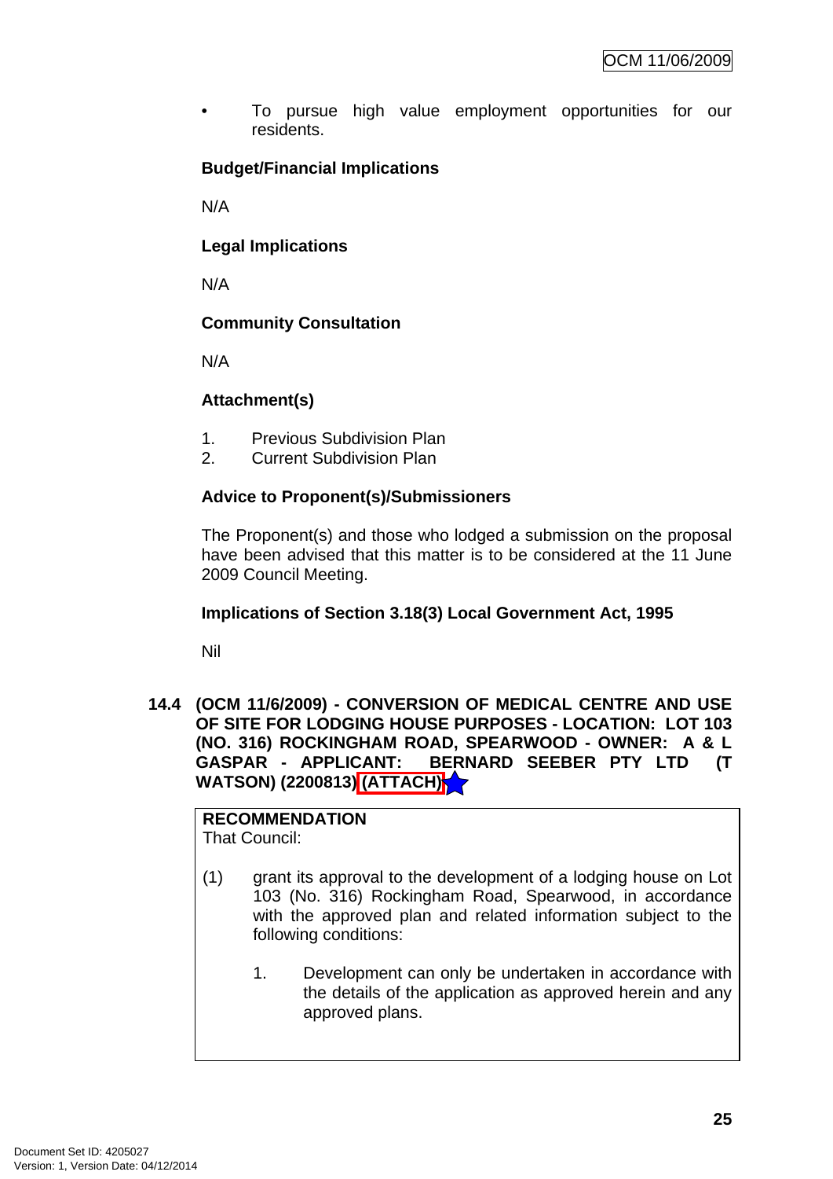- To pursue high value employment opportunities for our residents.

**Budget/Financial Implications**

N/A

**Legal Implications**

N/A

**Community Consultation**

N/A

**Attachment(s)**

1. Previous Subdivision Plan
2. Current Subdivision Plan

**Advice to Proponent(s)/Submissioners**

The Proponent(s) and those who lodged a submission on the proposal have been advised that this matter is to be considered at the 11 June 2009 Council Meeting.

**Implications of Section 3.18(3) Local Government Act, 1995**

Nil

## 14.4 (OCM 11/6/2009) - CONVERSION OF MEDICAL CENTRE AND USE OF SITE FOR LODGING HOUSE PURPOSES - LOCATION: LOT 103 (NO. 316) ROCKINGHAM ROAD, SPEARWOOD - OWNER: A & L GASPAR - APPLICANT: BERNARD SEEBER PTY LTD (T WATSON) (2200813) (ATTACH)

**RECOMMENDATION**
That Council:

(1) grant its approval to the development of a lodging house on Lot 103 (No. 316) Rockingham Road, Spearwood, in accordance with the approved plan and related information subject to the following conditions:

1. Development can only be undertaken in accordance with the details of the application as approved herein and any approved plans.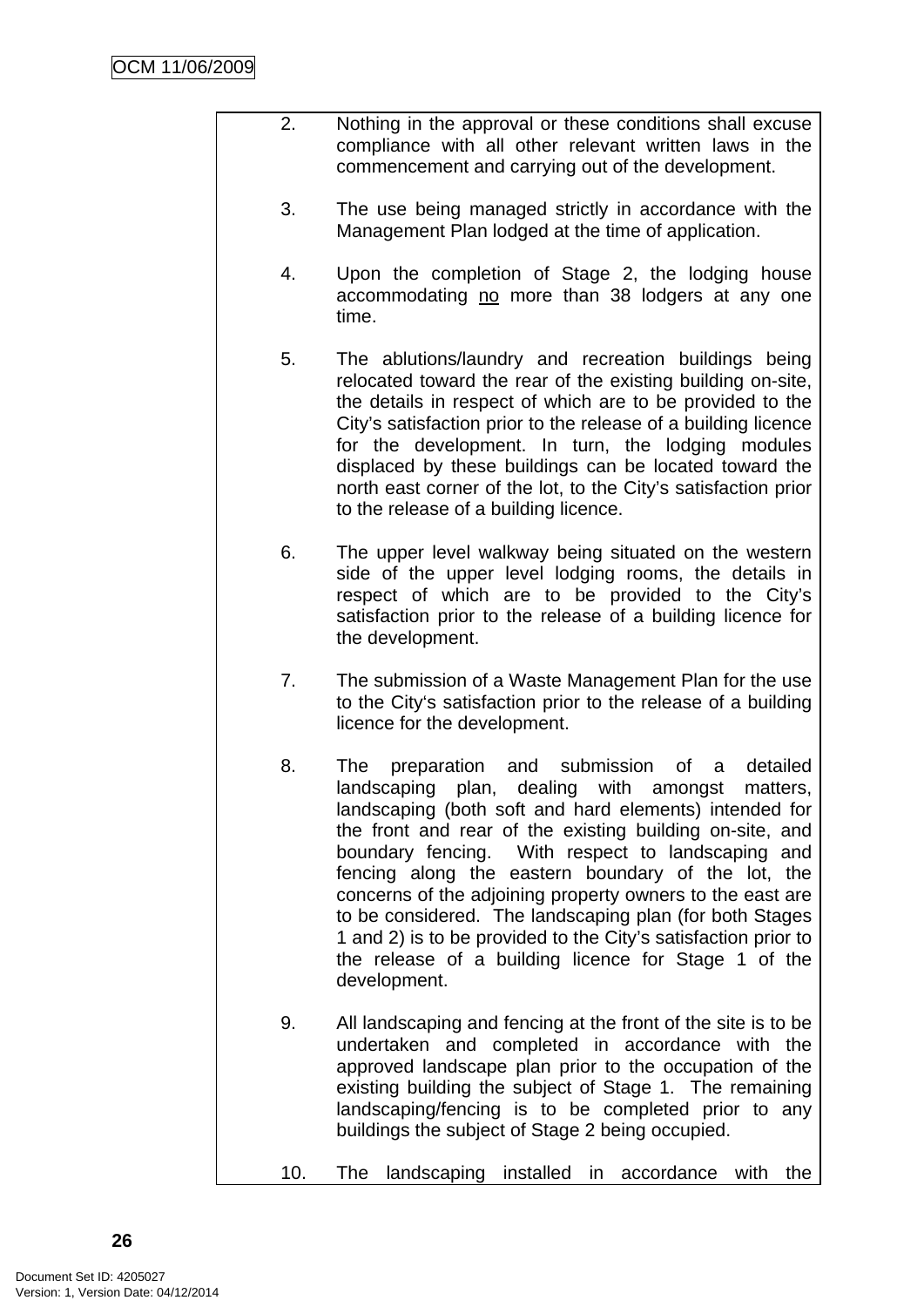2. Nothing in the approval or these conditions shall excuse compliance with all other relevant written laws in the commencement and carrying out of the development.

3. The use being managed strictly in accordance with the Management Plan lodged at the time of application.

4. Upon the completion of Stage 2, the lodging house accommodating no more than 38 lodgers at any one time.

5. The ablutions/laundry and recreation buildings being relocated toward the rear of the existing building on-site, the details in respect of which are to be provided to the City's satisfaction prior to the release of a building licence for the development. In turn, the lodging modules displaced by these buildings can be located toward the north east corner of the lot, to the City's satisfaction prior to the release of a building licence.

6. The upper level walkway being situated on the western side of the upper level lodging rooms, the details in respect of which are to be provided to the City's satisfaction prior to the release of a building licence for the development.

7. The submission of a Waste Management Plan for the use to the City's satisfaction prior to the release of a building licence for the development.

8. The preparation and submission of a detailed landscaping plan, dealing with amongst matters, landscaping (both soft and hard elements) intended for the front and rear of the existing building on-site, and boundary fencing. With respect to landscaping and fencing along the eastern boundary of the lot, the concerns of the adjoining property owners to the east are to be considered. The landscaping plan (for both Stages 1 and 2) is to be provided to the City's satisfaction prior to the release of a building licence for Stage 1 of the development.

9. All landscaping and fencing at the front of the site is to be undertaken and completed in accordance with the approved landscape plan prior to the occupation of the existing building the subject of Stage 1. The remaining landscaping/fencing is to be completed prior to any buildings the subject of Stage 2 being occupied.

10. The landscaping installed in accordance with the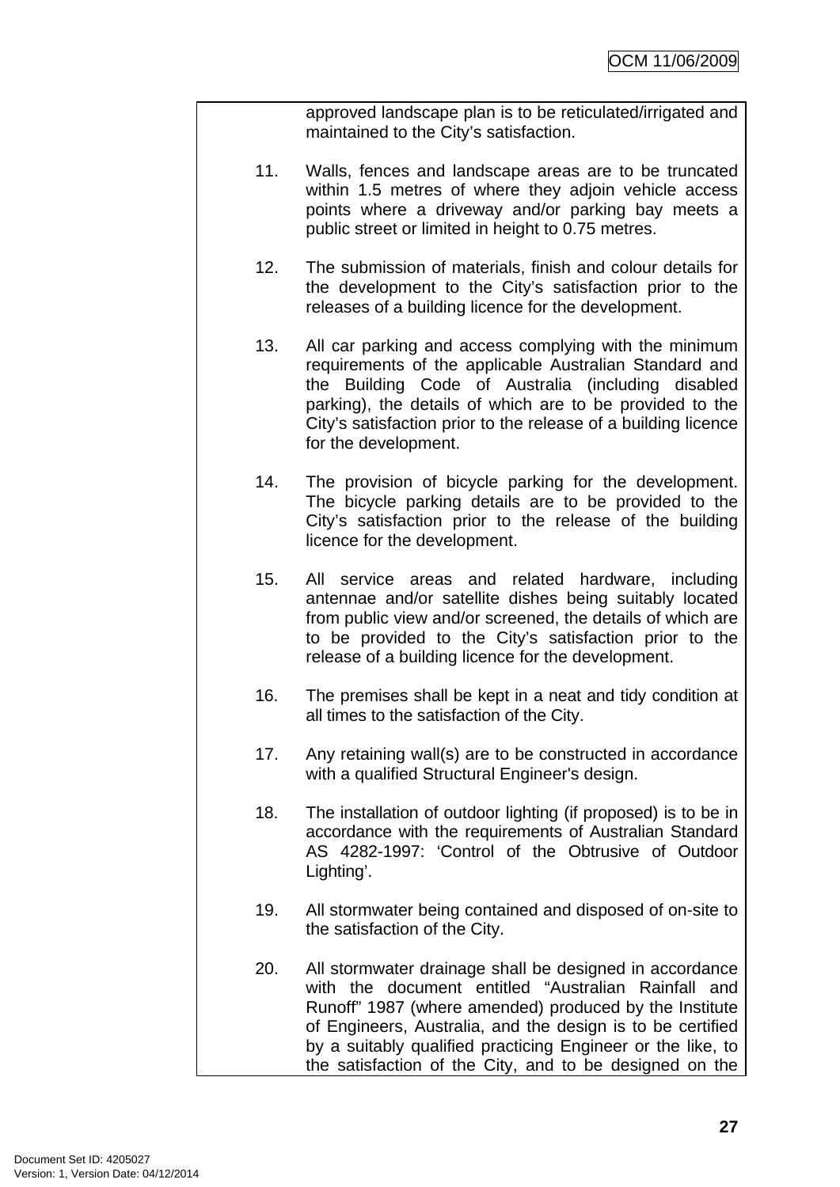approved landscape plan is to be reticulated/irrigated and maintained to the City's satisfaction.

11. Walls, fences and landscape areas are to be truncated within 1.5 metres of where they adjoin vehicle access points where a driveway and/or parking bay meets a public street or limited in height to 0.75 metres.

12. The submission of materials, finish and colour details for the development to the City's satisfaction prior to the releases of a building licence for the development.

13. All car parking and access complying with the minimum requirements of the applicable Australian Standard and the Building Code of Australia (including disabled parking), the details of which are to be provided to the City's satisfaction prior to the release of a building licence for the development.

14. The provision of bicycle parking for the development. The bicycle parking details are to be provided to the City's satisfaction prior to the release of the building licence for the development.

15. All service areas and related hardware, including antennae and/or satellite dishes being suitably located from public view and/or screened, the details of which are to be provided to the City's satisfaction prior to the release of a building licence for the development.

16. The premises shall be kept in a neat and tidy condition at all times to the satisfaction of the City.

17. Any retaining wall(s) are to be constructed in accordance with a qualified Structural Engineer's design.

18. The installation of outdoor lighting (if proposed) is to be in accordance with the requirements of Australian Standard AS 4282-1997: 'Control of the Obtrusive of Outdoor Lighting'.

19. All stormwater being contained and disposed of on-site to the satisfaction of the City.

20. All stormwater drainage shall be designed in accordance with the document entitled "Australian Rainfall and Runoff" 1987 (where amended) produced by the Institute of Engineers, Australia, and the design is to be certified by a suitably qualified practicing Engineer or the like, to the satisfaction of the City, and to be designed on the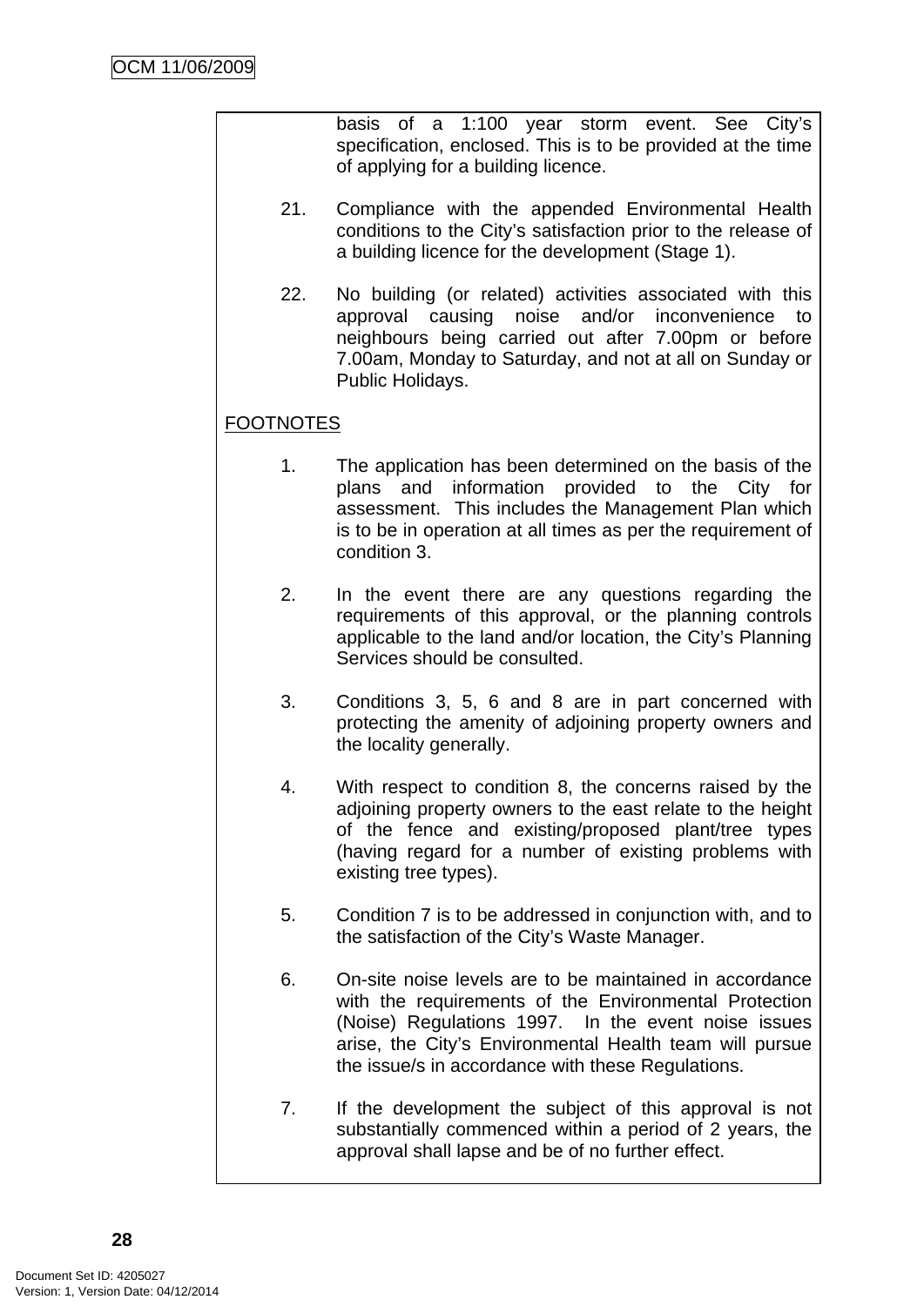basis of a 1:100 year storm event. See City's specification, enclosed. This is to be provided at the time of applying for a building licence.

21. Compliance with the appended Environmental Health conditions to the City's satisfaction prior to the release of a building licence for the development (Stage 1).

22. No building (or related) activities associated with this approval causing noise and/or inconvenience to neighbours being carried out after 7.00pm or before 7.00am, Monday to Saturday, and not at all on Sunday or Public Holidays.

FOOTNOTES

1. The application has been determined on the basis of the plans and information provided to the City for assessment. This includes the Management Plan which is to be in operation at all times as per the requirement of condition 3.

2. In the event there are any questions regarding the requirements of this approval, or the planning controls applicable to the land and/or location, the City's Planning Services should be consulted.

3. Conditions 3, 5, 6 and 8 are in part concerned with protecting the amenity of adjoining property owners and the locality generally.

4. With respect to condition 8, the concerns raised by the adjoining property owners to the east relate to the height of the fence and existing/proposed plant/tree types (having regard for a number of existing problems with existing tree types).

5. Condition 7 is to be addressed in conjunction with, and to the satisfaction of the City's Waste Manager.

6. On-site noise levels are to be maintained in accordance with the requirements of the Environmental Protection (Noise) Regulations 1997. In the event noise issues arise, the City's Environmental Health team will pursue the issue/s in accordance with these Regulations.

7. If the development the subject of this approval is not substantially commenced within a period of 2 years, the approval shall lapse and be of no further effect.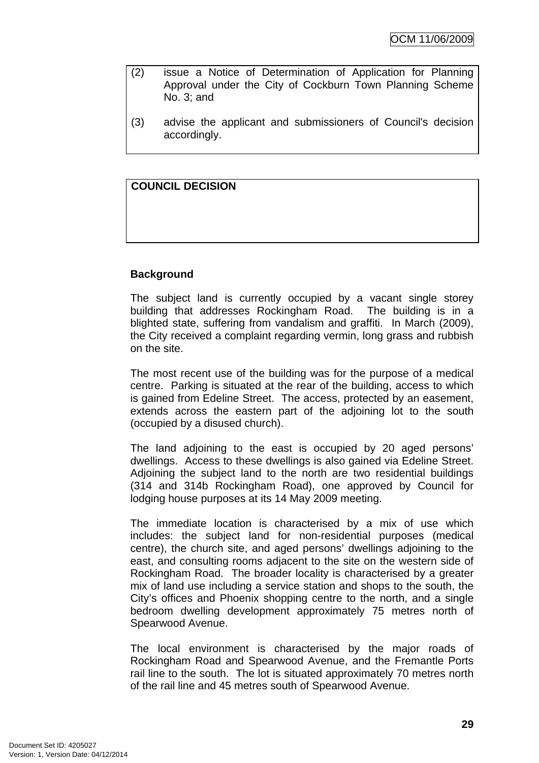(2) issue a Notice of Determination of Application for Planning Approval under the City of Cockburn Town Planning Scheme No. 3; and

(3) advise the applicant and submissioners of Council's decision accordingly.

**COUNCIL DECISION**

**Background**

The subject land is currently occupied by a vacant single storey building that addresses Rockingham Road. The building is in a blighted state, suffering from vandalism and graffiti. In March (2009), the City received a complaint regarding vermin, long grass and rubbish on the site.

The most recent use of the building was for the purpose of a medical centre. Parking is situated at the rear of the building, access to which is gained from Edeline Street. The access, protected by an easement, extends across the eastern part of the adjoining lot to the south (occupied by a disused church).

The land adjoining to the east is occupied by 20 aged persons' dwellings. Access to these dwellings is also gained via Edeline Street. Adjoining the subject land to the north are two residential buildings (314 and 314b Rockingham Road), one approved by Council for lodging house purposes at its 14 May 2009 meeting.

The immediate location is characterised by a mix of use which includes: the subject land for non-residential purposes (medical centre), the church site, and aged persons' dwellings adjoining to the east, and consulting rooms adjacent to the site on the western side of Rockingham Road. The broader locality is characterised by a greater mix of land use including a service station and shops to the south, the City's offices and Phoenix shopping centre to the north, and a single bedroom dwelling development approximately 75 metres north of Spearwood Avenue.

The local environment is characterised by the major roads of Rockingham Road and Spearwood Avenue, and the Fremantle Ports rail line to the south. The lot is situated approximately 70 metres north of the rail line and 45 metres south of Spearwood Avenue.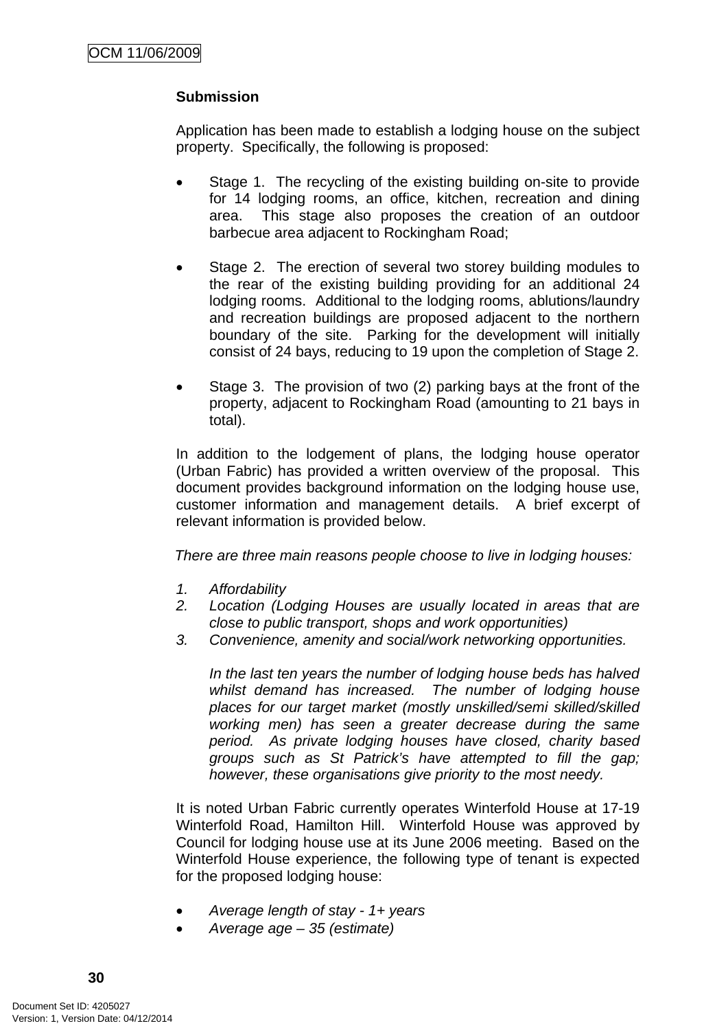**Submission**

Application has been made to establish a lodging house on the subject property. Specifically, the following is proposed:

- Stage 1. The recycling of the existing building on-site to provide for 14 lodging rooms, an office, kitchen, recreation and dining area. This stage also proposes the creation of an outdoor barbecue area adjacent to Rockingham Road;

- Stage 2. The erection of several two storey building modules to the rear of the existing building providing for an additional 24 lodging rooms. Additional to the lodging rooms, ablutions/laundry and recreation buildings are proposed adjacent to the northern boundary of the site. Parking for the development will initially consist of 24 bays, reducing to 19 upon the completion of Stage 2.

- Stage 3. The provision of two (2) parking bays at the front of the property, adjacent to Rockingham Road (amounting to 21 bays in total).

In addition to the lodgement of plans, the lodging house operator (Urban Fabric) has provided a written overview of the proposal. This document provides background information on the lodging house use, customer information and management details. A brief excerpt of relevant information is provided below.

*There are three main reasons people choose to live in lodging houses:*

1. *Affordability*
2. *Location (Lodging Houses are usually located in areas that are close to public transport, shops and work opportunities)*
3. *Convenience, amenity and social/work networking opportunities.*

*In the last ten years the number of lodging house beds has halved whilst demand has increased. The number of lodging house places for our target market (mostly unskilled/semi skilled/skilled working men) has seen a greater decrease during the same period. As private lodging houses have closed, charity based groups such as St Patrick's have attempted to fill the gap; however, these organisations give priority to the most needy.*

It is noted Urban Fabric currently operates Winterfold House at 17-19 Winterfold Road, Hamilton Hill. Winterfold House was approved by Council for lodging house use at its June 2006 meeting. Based on the Winterfold House experience, the following type of tenant is expected for the proposed lodging house:

- *Average length of stay - 1+ years*
- *Average age – 35 (estimate)*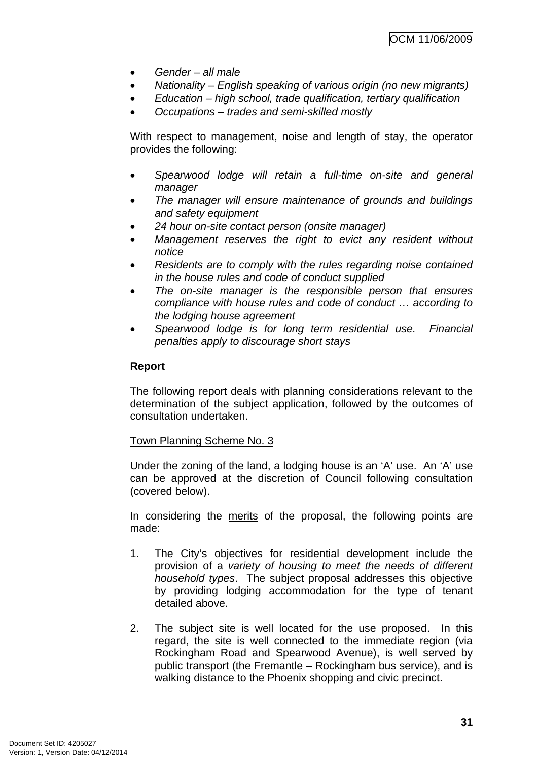- *Gender – all male*
- *Nationality – English speaking of various origin (no new migrants)*
- *Education – high school, trade qualification, tertiary qualification*
- *Occupations – trades and semi-skilled mostly*

With respect to management, noise and length of stay, the operator provides the following:

- *Spearwood lodge will retain a full-time on-site and general manager*
- *The manager will ensure maintenance of grounds and buildings and safety equipment*
- *24 hour on-site contact person (onsite manager)*
- *Management reserves the right to evict any resident without notice*
- *Residents are to comply with the rules regarding noise contained in the house rules and code of conduct supplied*
- *The on-site manager is the responsible person that ensures compliance with house rules and code of conduct … according to the lodging house agreement*
- *Spearwood lodge is for long term residential use. Financial penalties apply to discourage short stays*

**Report**

The following report deals with planning considerations relevant to the determination of the subject application, followed by the outcomes of consultation undertaken.

Town Planning Scheme No. 3

Under the zoning of the land, a lodging house is an 'A' use. An 'A' use can be approved at the discretion of Council following consultation (covered below).

In considering the merits of the proposal, the following points are made:

1. The City's objectives for residential development include the provision of a *variety of housing to meet the needs of different household types*. The subject proposal addresses this objective by providing lodging accommodation for the type of tenant detailed above.

2. The subject site is well located for the use proposed. In this regard, the site is well connected to the immediate region (via Rockingham Road and Spearwood Avenue), is well served by public transport (the Fremantle – Rockingham bus service), and is walking distance to the Phoenix shopping and civic precinct.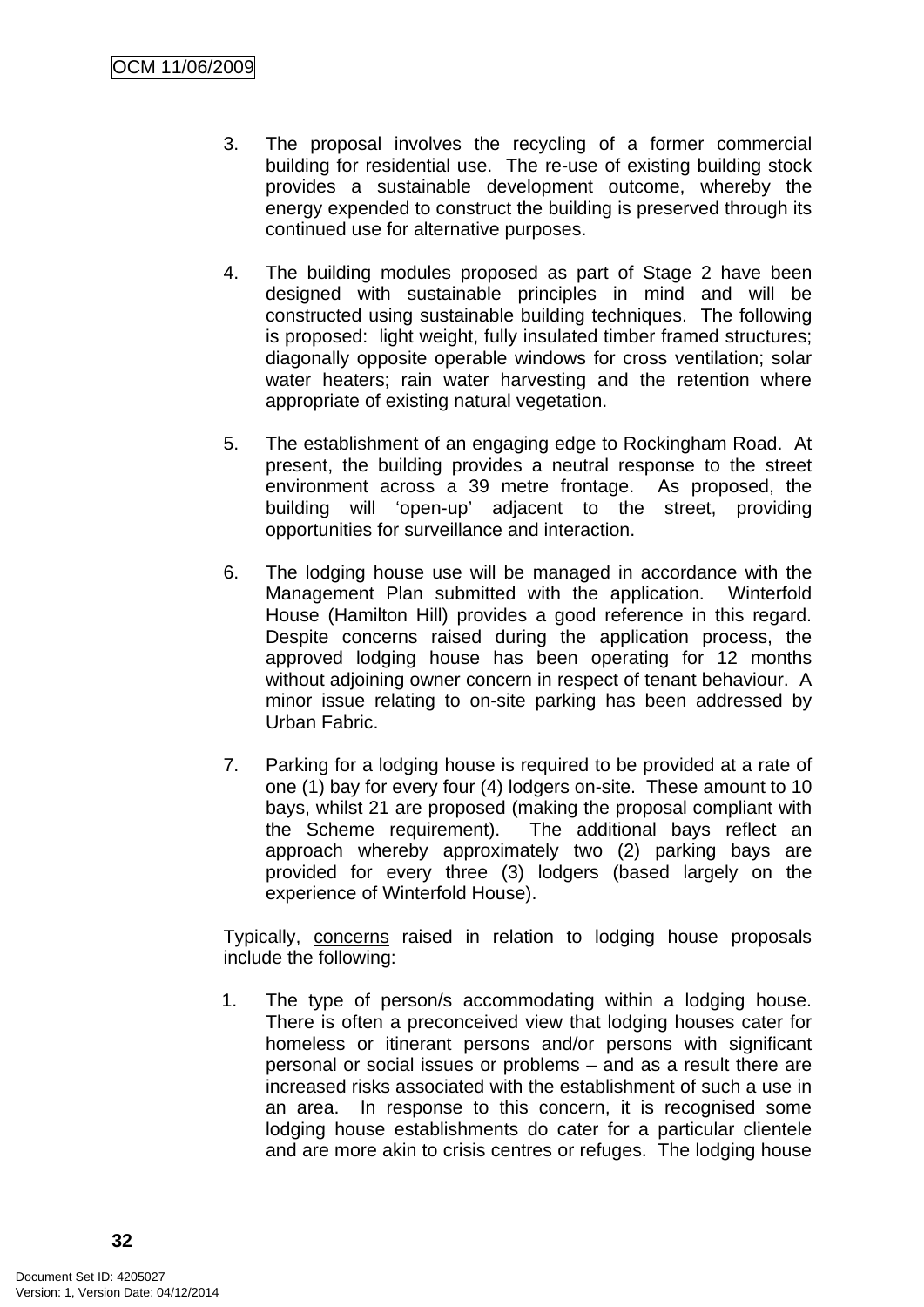3. The proposal involves the recycling of a former commercial building for residential use. The re-use of existing building stock provides a sustainable development outcome, whereby the energy expended to construct the building is preserved through its continued use for alternative purposes.

4. The building modules proposed as part of Stage 2 have been designed with sustainable principles in mind and will be constructed using sustainable building techniques. The following is proposed: light weight, fully insulated timber framed structures; diagonally opposite operable windows for cross ventilation; solar water heaters; rain water harvesting and the retention where appropriate of existing natural vegetation.

5. The establishment of an engaging edge to Rockingham Road. At present, the building provides a neutral response to the street environment across a 39 metre frontage. As proposed, the building will 'open-up' adjacent to the street, providing opportunities for surveillance and interaction.

6. The lodging house use will be managed in accordance with the Management Plan submitted with the application. Winterfold House (Hamilton Hill) provides a good reference in this regard. Despite concerns raised during the application process, the approved lodging house has been operating for 12 months without adjoining owner concern in respect of tenant behaviour. A minor issue relating to on-site parking has been addressed by Urban Fabric.

7. Parking for a lodging house is required to be provided at a rate of one (1) bay for every four (4) lodgers on-site. These amount to 10 bays, whilst 21 are proposed (making the proposal compliant with the Scheme requirement). The additional bays reflect an approach whereby approximately two (2) parking bays are provided for every three (3) lodgers (based largely on the experience of Winterfold House).

Typically, concerns raised in relation to lodging house proposals include the following:

1. The type of person/s accommodating within a lodging house. There is often a preconceived view that lodging houses cater for homeless or itinerant persons and/or persons with significant personal or social issues or problems – and as a result there are increased risks associated with the establishment of such a use in an area. In response to this concern, it is recognised some lodging house establishments do cater for a particular clientele and are more akin to crisis centres or refuges. The lodging house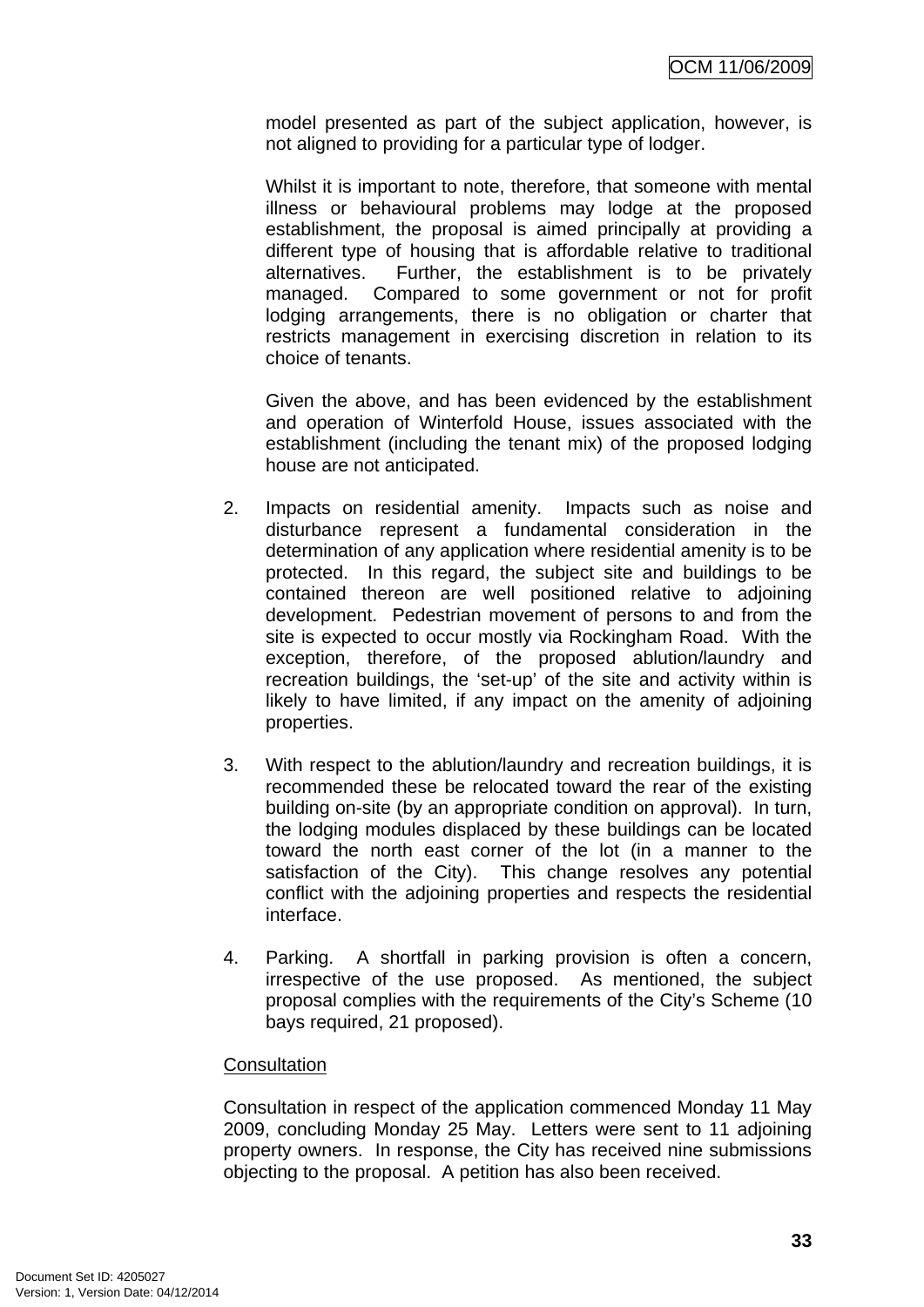model presented as part of the subject application, however, is not aligned to providing for a particular type of lodger.

Whilst it is important to note, therefore, that someone with mental illness or behavioural problems may lodge at the proposed establishment, the proposal is aimed principally at providing a different type of housing that is affordable relative to traditional alternatives. Further, the establishment is to be privately managed. Compared to some government or not for profit lodging arrangements, there is no obligation or charter that restricts management in exercising discretion in relation to its choice of tenants.

Given the above, and has been evidenced by the establishment and operation of Winterfold House, issues associated with the establishment (including the tenant mix) of the proposed lodging house are not anticipated.

2. Impacts on residential amenity. Impacts such as noise and disturbance represent a fundamental consideration in the determination of any application where residential amenity is to be protected. In this regard, the subject site and buildings to be contained thereon are well positioned relative to adjoining development. Pedestrian movement of persons to and from the site is expected to occur mostly via Rockingham Road. With the exception, therefore, of the proposed ablution/laundry and recreation buildings, the 'set-up' of the site and activity within is likely to have limited, if any impact on the amenity of adjoining properties.

3. With respect to the ablution/laundry and recreation buildings, it is recommended these be relocated toward the rear of the existing building on-site (by an appropriate condition on approval). In turn, the lodging modules displaced by these buildings can be located toward the north east corner of the lot (in a manner to the satisfaction of the City). This change resolves any potential conflict with the adjoining properties and respects the residential interface.

4. Parking. A shortfall in parking provision is often a concern, irrespective of the use proposed. As mentioned, the subject proposal complies with the requirements of the City's Scheme (10 bays required, 21 proposed).

Consultation

Consultation in respect of the application commenced Monday 11 May 2009, concluding Monday 25 May. Letters were sent to 11 adjoining property owners. In response, the City has received nine submissions objecting to the proposal. A petition has also been received.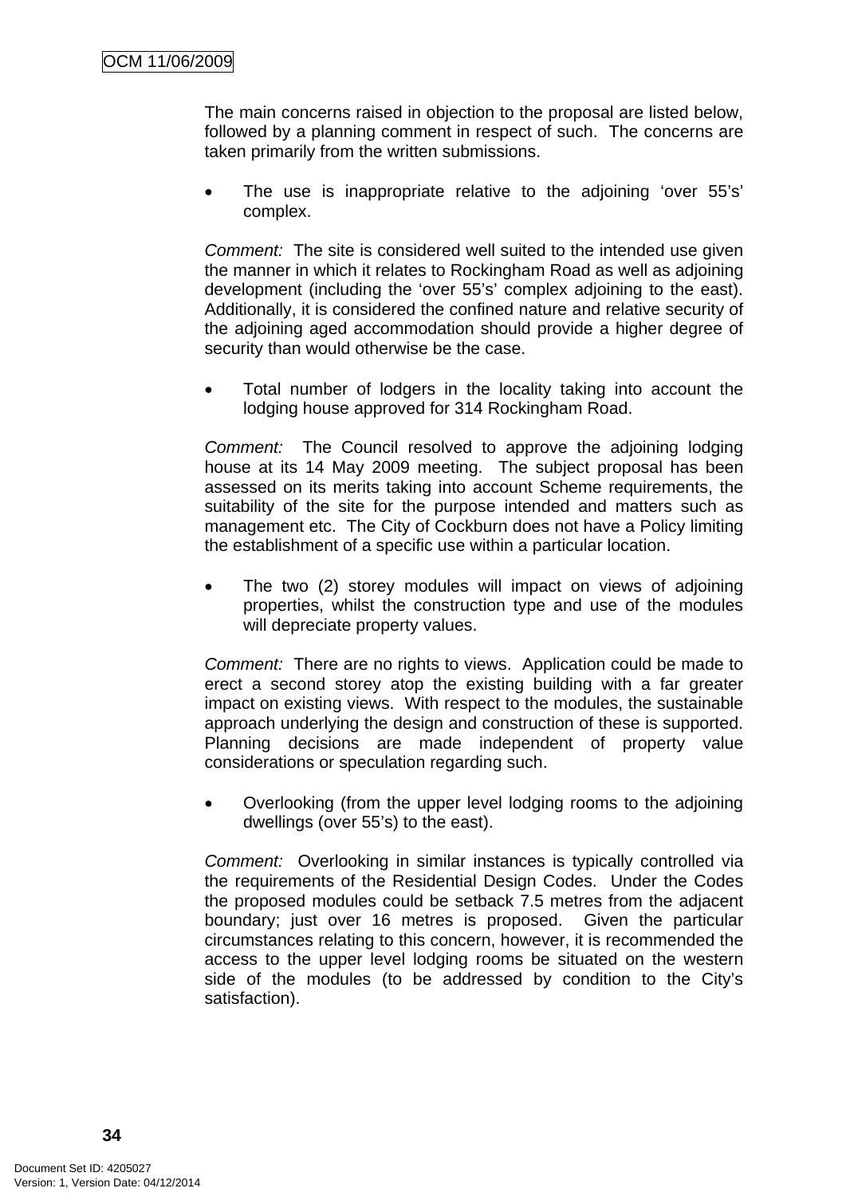The main concerns raised in objection to the proposal are listed below, followed by a planning comment in respect of such. The concerns are taken primarily from the written submissions.

- The use is inappropriate relative to the adjoining 'over 55's' complex.

*Comment:* The site is considered well suited to the intended use given the manner in which it relates to Rockingham Road as well as adjoining development (including the 'over 55's' complex adjoining to the east). Additionally, it is considered the confined nature and relative security of the adjoining aged accommodation should provide a higher degree of security than would otherwise be the case.

- Total number of lodgers in the locality taking into account the lodging house approved for 314 Rockingham Road.

*Comment:* The Council resolved to approve the adjoining lodging house at its 14 May 2009 meeting. The subject proposal has been assessed on its merits taking into account Scheme requirements, the suitability of the site for the purpose intended and matters such as management etc. The City of Cockburn does not have a Policy limiting the establishment of a specific use within a particular location.

- The two (2) storey modules will impact on views of adjoining properties, whilst the construction type and use of the modules will depreciate property values.

*Comment:* There are no rights to views. Application could be made to erect a second storey atop the existing building with a far greater impact on existing views. With respect to the modules, the sustainable approach underlying the design and construction of these is supported. Planning decisions are made independent of property value considerations or speculation regarding such.

- Overlooking (from the upper level lodging rooms to the adjoining dwellings (over 55's) to the east).

*Comment:* Overlooking in similar instances is typically controlled via the requirements of the Residential Design Codes. Under the Codes the proposed modules could be setback 7.5 metres from the adjacent boundary; just over 16 metres is proposed. Given the particular circumstances relating to this concern, however, it is recommended the access to the upper level lodging rooms be situated on the western side of the modules (to be addressed by condition to the City's satisfaction).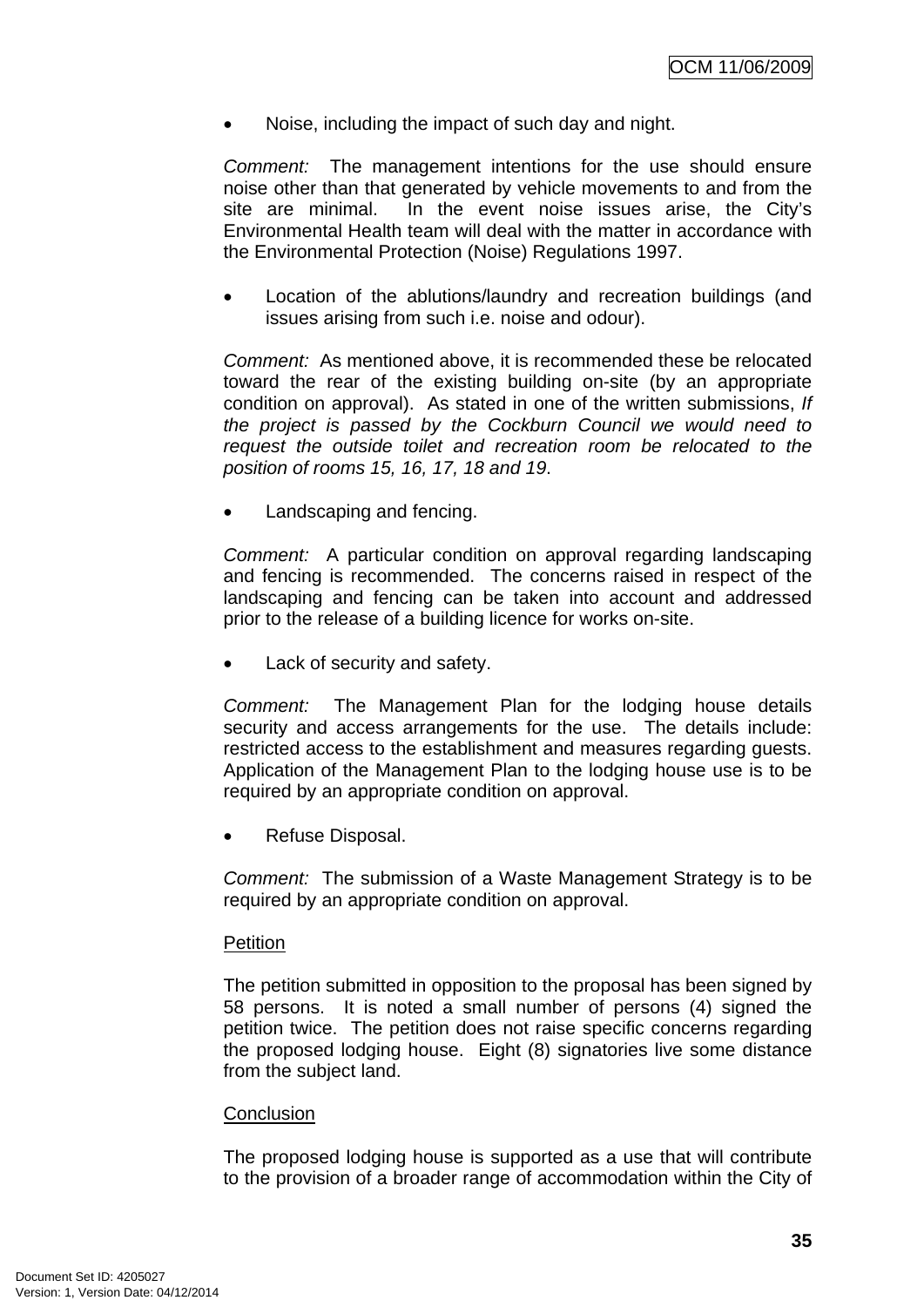- Noise, including the impact of such day and night.

*Comment:* The management intentions for the use should ensure noise other than that generated by vehicle movements to and from the site are minimal. In the event noise issues arise, the City's Environmental Health team will deal with the matter in accordance with the Environmental Protection (Noise) Regulations 1997.

- Location of the ablutions/laundry and recreation buildings (and issues arising from such i.e. noise and odour).

*Comment:* As mentioned above, it is recommended these be relocated toward the rear of the existing building on-site (by an appropriate condition on approval). As stated in one of the written submissions, *If the project is passed by the Cockburn Council we would need to request the outside toilet and recreation room be relocated to the position of rooms 15, 16, 17, 18 and 19*.

- Landscaping and fencing.

*Comment:* A particular condition on approval regarding landscaping and fencing is recommended. The concerns raised in respect of the landscaping and fencing can be taken into account and addressed prior to the release of a building licence for works on-site.

- Lack of security and safety.

*Comment:* The Management Plan for the lodging house details security and access arrangements for the use. The details include: restricted access to the establishment and measures regarding guests. Application of the Management Plan to the lodging house use is to be required by an appropriate condition on approval.

- Refuse Disposal.

*Comment:* The submission of a Waste Management Strategy is to be required by an appropriate condition on approval.

<u>Petition</u>

The petition submitted in opposition to the proposal has been signed by 58 persons. It is noted a small number of persons (4) signed the petition twice. The petition does not raise specific concerns regarding the proposed lodging house. Eight (8) signatories live some distance from the subject land.

<u>Conclusion</u>

The proposed lodging house is supported as a use that will contribute to the provision of a broader range of accommodation within the City of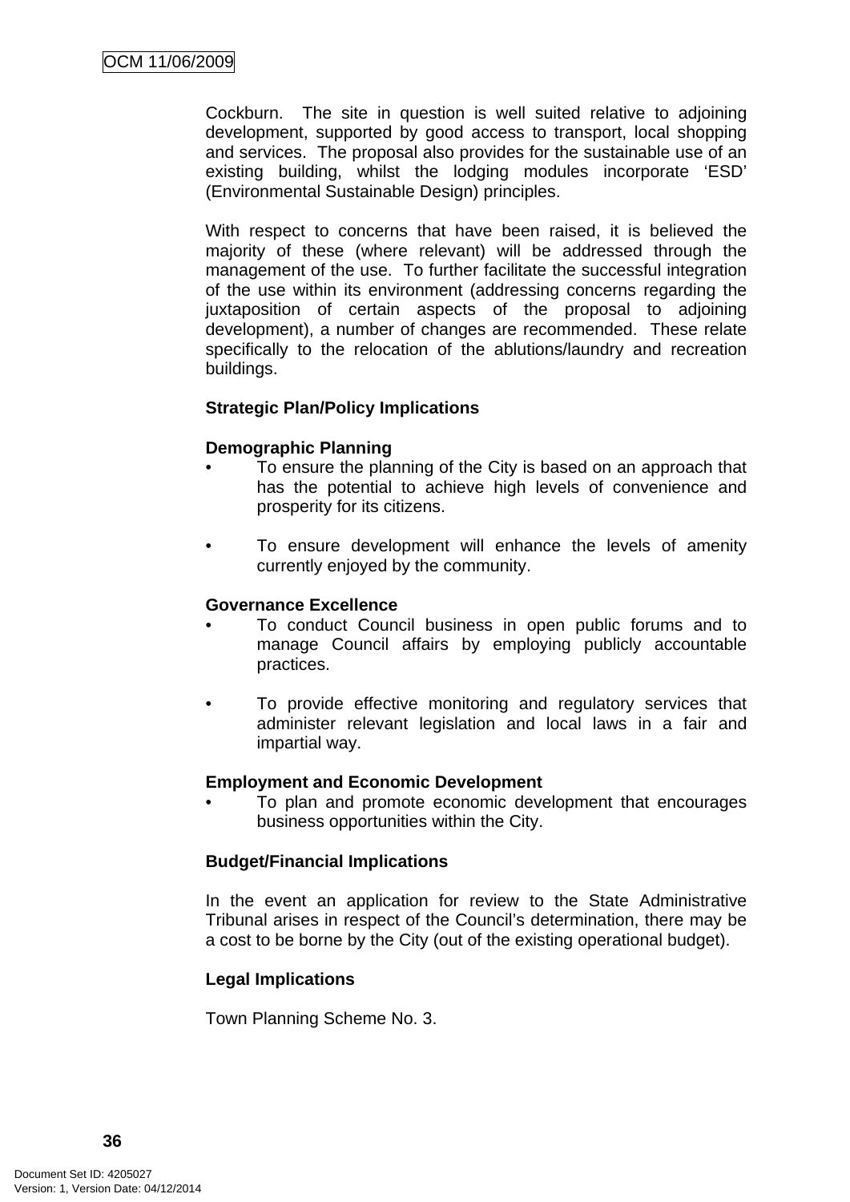Cockburn. The site in question is well suited relative to adjoining development, supported by good access to transport, local shopping and services. The proposal also provides for the sustainable use of an existing building, whilst the lodging modules incorporate 'ESD' (Environmental Sustainable Design) principles.

With respect to concerns that have been raised, it is believed the majority of these (where relevant) will be addressed through the management of the use. To further facilitate the successful integration of the use within its environment (addressing concerns regarding the juxtaposition of certain aspects of the proposal to adjoining development), a number of changes are recommended. These relate specifically to the relocation of the ablutions/laundry and recreation buildings.

**Strategic Plan/Policy Implications**

**Demographic Planning**

- To ensure the planning of the City is based on an approach that has the potential to achieve high levels of convenience and prosperity for its citizens.

- To ensure development will enhance the levels of amenity currently enjoyed by the community.

**Governance Excellence**

- To conduct Council business in open public forums and to manage Council affairs by employing publicly accountable practices.

- To provide effective monitoring and regulatory services that administer relevant legislation and local laws in a fair and impartial way.

**Employment and Economic Development**

- To plan and promote economic development that encourages business opportunities within the City.

**Budget/Financial Implications**

In the event an application for review to the State Administrative Tribunal arises in respect of the Council's determination, there may be a cost to be borne by the City (out of the existing operational budget).

**Legal Implications**

Town Planning Scheme No. 3.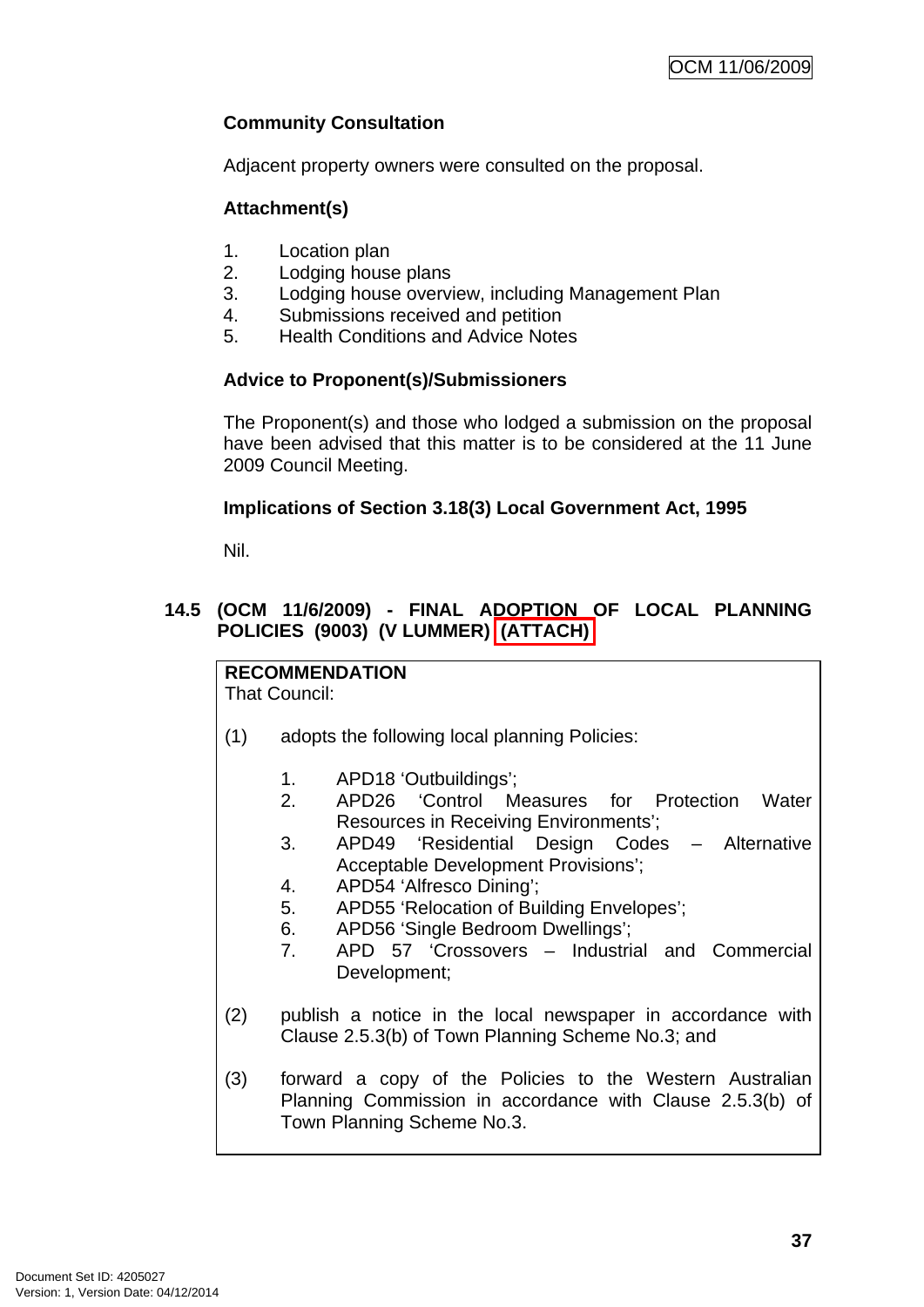**Community Consultation**

Adjacent property owners were consulted on the proposal.

**Attachment(s)**

1. Location plan
2. Lodging house plans
3. Lodging house overview, including Management Plan
4. Submissions received and petition
5. Health Conditions and Advice Notes

**Advice to Proponent(s)/Submissioners**

The Proponent(s) and those who lodged a submission on the proposal have been advised that this matter is to be considered at the 11 June 2009 Council Meeting.

**Implications of Section 3.18(3) Local Government Act, 1995**

Nil.

### 14.5 (OCM 11/6/2009) - FINAL ADOPTION OF LOCAL PLANNING POLICIES (9003) (V LUMMER) (ATTACH)

**RECOMMENDATION**
That Council:

(1) adopts the following local planning Policies:

1. APD18 'Outbuildings';
2. APD26 'Control Measures for Protection Water Resources in Receiving Environments';
3. APD49 'Residential Design Codes – Alternative Acceptable Development Provisions';
4. APD54 'Alfresco Dining';
5. APD55 'Relocation of Building Envelopes';
6. APD56 'Single Bedroom Dwellings';
7. APD 57 'Crossovers – Industrial and Commercial Development;

(2) publish a notice in the local newspaper in accordance with Clause 2.5.3(b) of Town Planning Scheme No.3; and

(3) forward a copy of the Policies to the Western Australian Planning Commission in accordance with Clause 2.5.3(b) of Town Planning Scheme No.3.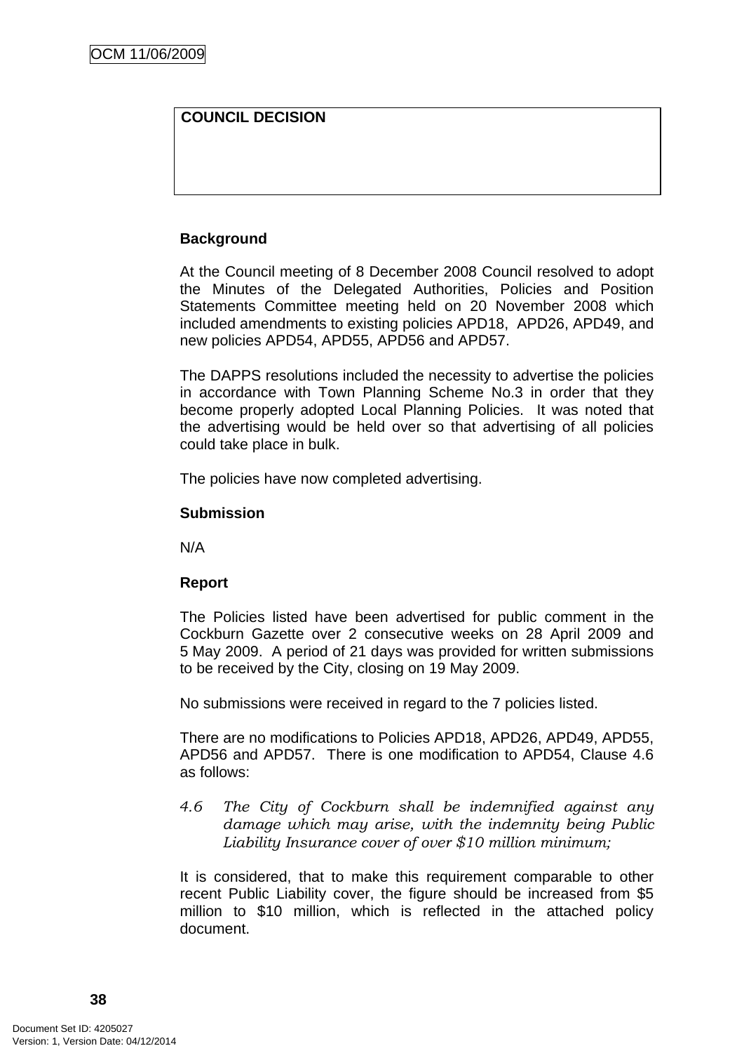| COUNCIL DECISION |
| --- |
| |

**Background**

At the Council meeting of 8 December 2008 Council resolved to adopt the Minutes of the Delegated Authorities, Policies and Position Statements Committee meeting held on 20 November 2008 which included amendments to existing policies APD18, APD26, APD49, and new policies APD54, APD55, APD56 and APD57.

The DAPPS resolutions included the necessity to advertise the policies in accordance with Town Planning Scheme No.3 in order that they become properly adopted Local Planning Policies. It was noted that the advertising would be held over so that advertising of all policies could take place in bulk.

The policies have now completed advertising.

**Submission**

N/A

**Report**

The Policies listed have been advertised for public comment in the Cockburn Gazette over 2 consecutive weeks on 28 April 2009 and 5 May 2009. A period of 21 days was provided for written submissions to be received by the City, closing on 19 May 2009.

No submissions were received in regard to the 7 policies listed.

There are no modifications to Policies APD18, APD26, APD49, APD55, APD56 and APD57. There is one modification to APD54, Clause 4.6 as follows:

*4.6 The City of Cockburn shall be indemnified against any damage which may arise, with the indemnity being Public Liability Insurance cover of over $10 million minimum;*

It is considered, that to make this requirement comparable to other recent Public Liability cover, the figure should be increased from $5 million to $10 million, which is reflected in the attached policy document.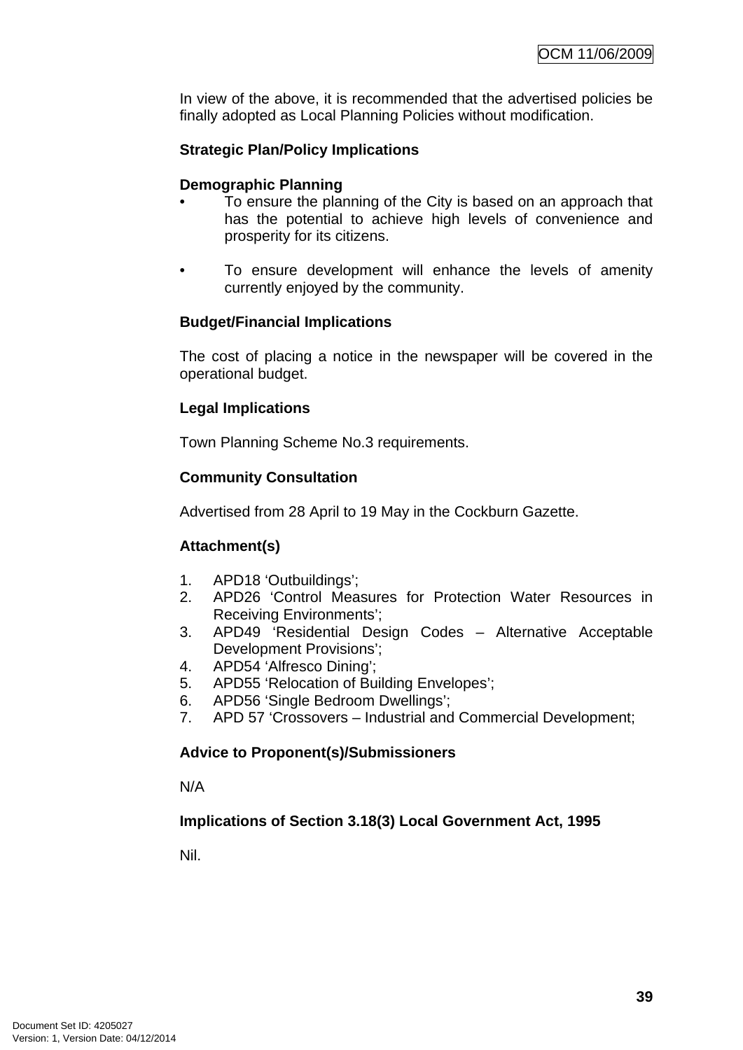In view of the above, it is recommended that the advertised policies be finally adopted as Local Planning Policies without modification.

**Strategic Plan/Policy Implications**

**Demographic Planning**

- To ensure the planning of the City is based on an approach that has the potential to achieve high levels of convenience and prosperity for its citizens.

- To ensure development will enhance the levels of amenity currently enjoyed by the community.

**Budget/Financial Implications**

The cost of placing a notice in the newspaper will be covered in the operational budget.

**Legal Implications**

Town Planning Scheme No.3 requirements.

**Community Consultation**

Advertised from 28 April to 19 May in the Cockburn Gazette.

**Attachment(s)**

1. APD18 'Outbuildings';
2. APD26 'Control Measures for Protection Water Resources in Receiving Environments';
3. APD49 'Residential Design Codes – Alternative Acceptable Development Provisions';
4. APD54 'Alfresco Dining';
5. APD55 'Relocation of Building Envelopes';
6. APD56 'Single Bedroom Dwellings';
7. APD 57 'Crossovers – Industrial and Commercial Development;

**Advice to Proponent(s)/Submissioners**

N/A

**Implications of Section 3.18(3) Local Government Act, 1995**

Nil.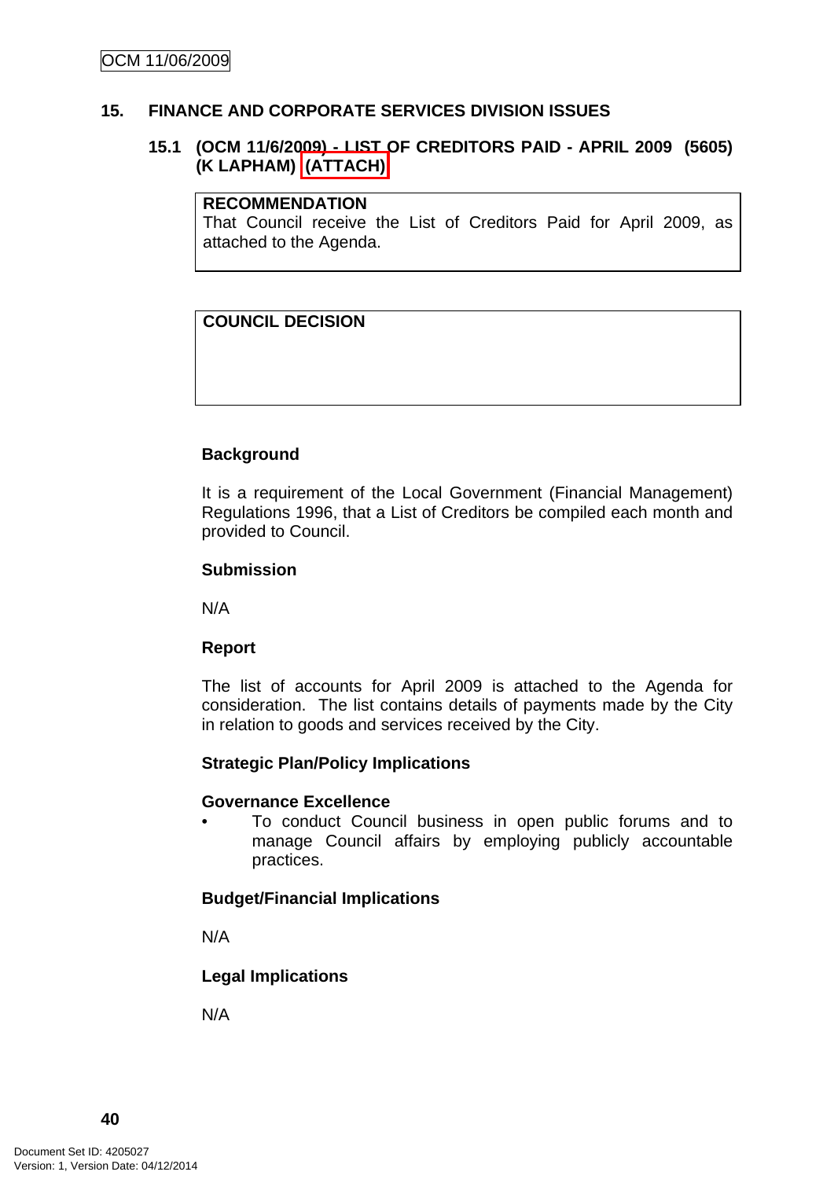## 15. FINANCE AND CORPORATE SERVICES DIVISION ISSUES

### 15.1 (OCM 11/6/2009) - LIST OF CREDITORS PAID - APRIL 2009 (5605) (K LAPHAM) (ATTACH)

| RECOMMENDATION |
|---|
| That Council receive the List of Creditors Paid for April 2009, as attached to the Agenda. |

| COUNCIL DECISION |
|---|
| |

**Background**

It is a requirement of the Local Government (Financial Management) Regulations 1996, that a List of Creditors be compiled each month and provided to Council.

**Submission**

N/A

**Report**

The list of accounts for April 2009 is attached to the Agenda for consideration. The list contains details of payments made by the City in relation to goods and services received by the City.

**Strategic Plan/Policy Implications**

**Governance Excellence**

- To conduct Council business in open public forums and to manage Council affairs by employing publicly accountable practices.

**Budget/Financial Implications**

N/A

**Legal Implications**

N/A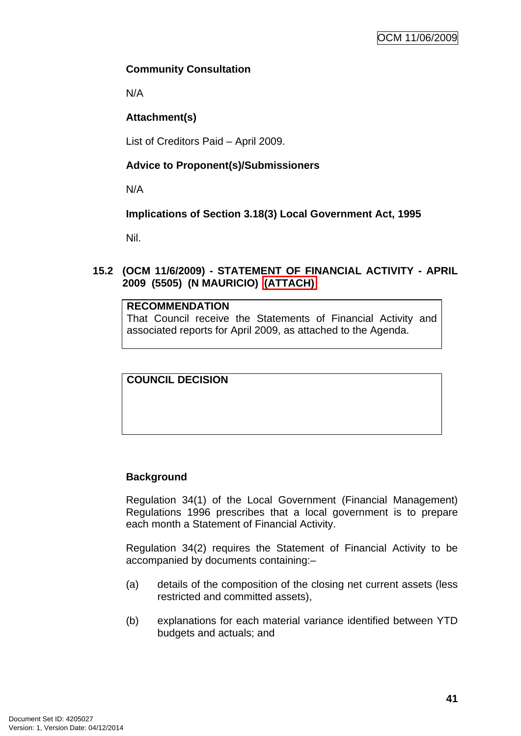**Community Consultation**

N/A

**Attachment(s)**

List of Creditors Paid – April 2009.

**Advice to Proponent(s)/Submissioners**

N/A

**Implications of Section 3.18(3) Local Government Act, 1995**

Nil.

## 15.2 (OCM 11/6/2009) - STATEMENT OF FINANCIAL ACTIVITY - APRIL 2009 (5505) (N MAURICIO) (ATTACH)

| RECOMMENDATION |
|---|
| That Council receive the Statements of Financial Activity and associated reports for April 2009, as attached to the Agenda. |

| COUNCIL DECISION |
|---|
| |

**Background**

Regulation 34(1) of the Local Government (Financial Management) Regulations 1996 prescribes that a local government is to prepare each month a Statement of Financial Activity.

Regulation 34(2) requires the Statement of Financial Activity to be accompanied by documents containing:–

(a) details of the composition of the closing net current assets (less restricted and committed assets),

(b) explanations for each material variance identified between YTD budgets and actuals; and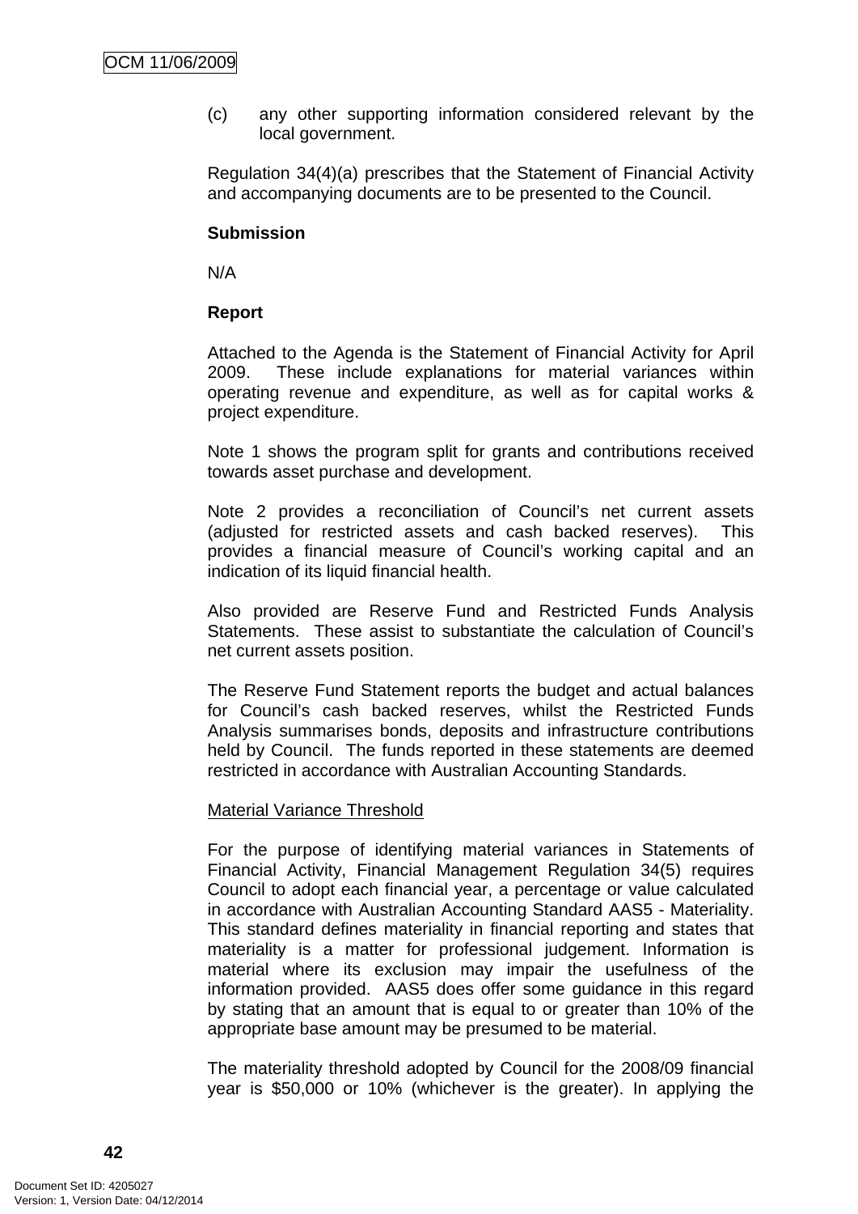(c) any other supporting information considered relevant by the local government.

Regulation 34(4)(a) prescribes that the Statement of Financial Activity and accompanying documents are to be presented to the Council.

**Submission**

N/A

**Report**

Attached to the Agenda is the Statement of Financial Activity for April 2009. These include explanations for material variances within operating revenue and expenditure, as well as for capital works & project expenditure.

Note 1 shows the program split for grants and contributions received towards asset purchase and development.

Note 2 provides a reconciliation of Council's net current assets (adjusted for restricted assets and cash backed reserves). This provides a financial measure of Council's working capital and an indication of its liquid financial health.

Also provided are Reserve Fund and Restricted Funds Analysis Statements. These assist to substantiate the calculation of Council's net current assets position.

The Reserve Fund Statement reports the budget and actual balances for Council's cash backed reserves, whilst the Restricted Funds Analysis summarises bonds, deposits and infrastructure contributions held by Council. The funds reported in these statements are deemed restricted in accordance with Australian Accounting Standards.

Material Variance Threshold

For the purpose of identifying material variances in Statements of Financial Activity, Financial Management Regulation 34(5) requires Council to adopt each financial year, a percentage or value calculated in accordance with Australian Accounting Standard AAS5 - Materiality. This standard defines materiality in financial reporting and states that materiality is a matter for professional judgement. Information is material where its exclusion may impair the usefulness of the information provided. AAS5 does offer some guidance in this regard by stating that an amount that is equal to or greater than 10% of the appropriate base amount may be presumed to be material.

The materiality threshold adopted by Council for the 2008/09 financial year is $50,000 or 10% (whichever is the greater). In applying the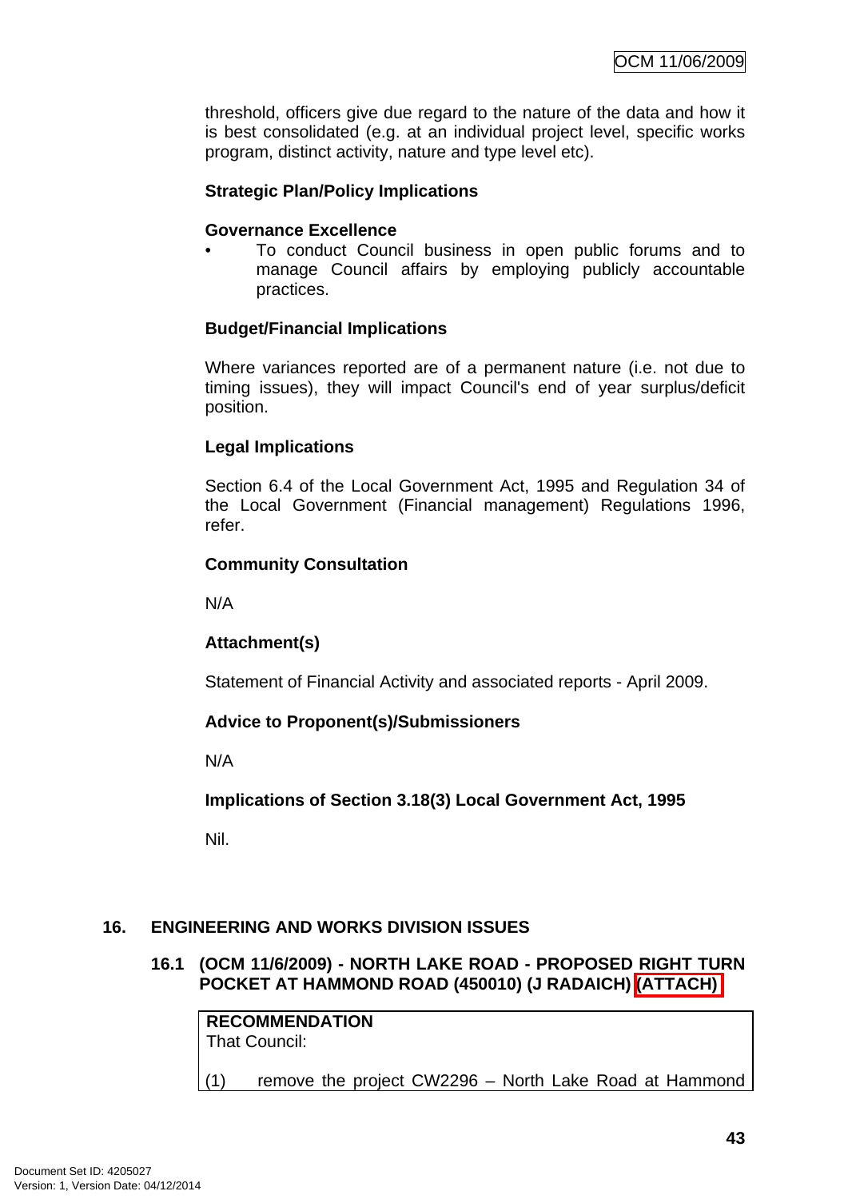threshold, officers give due regard to the nature of the data and how it is best consolidated (e.g. at an individual project level, specific works program, distinct activity, nature and type level etc).

**Strategic Plan/Policy Implications**

**Governance Excellence**

- To conduct Council business in open public forums and to manage Council affairs by employing publicly accountable practices.

**Budget/Financial Implications**

Where variances reported are of a permanent nature (i.e. not due to timing issues), they will impact Council's end of year surplus/deficit position.

**Legal Implications**

Section 6.4 of the Local Government Act, 1995 and Regulation 34 of the Local Government (Financial management) Regulations 1996, refer.

**Community Consultation**

N/A

**Attachment(s)**

Statement of Financial Activity and associated reports - April 2009.

**Advice to Proponent(s)/Submissioners**

N/A

**Implications of Section 3.18(3) Local Government Act, 1995**

Nil.

## 16. ENGINEERING AND WORKS DIVISION ISSUES

### 16.1 (OCM 11/6/2009) - NORTH LAKE ROAD - PROPOSED RIGHT TURN POCKET AT HAMMOND ROAD (450010) (J RADAICH) (ATTACH)

**RECOMMENDATION**

That Council:

(1) remove the project CW2296 – North Lake Road at Hammond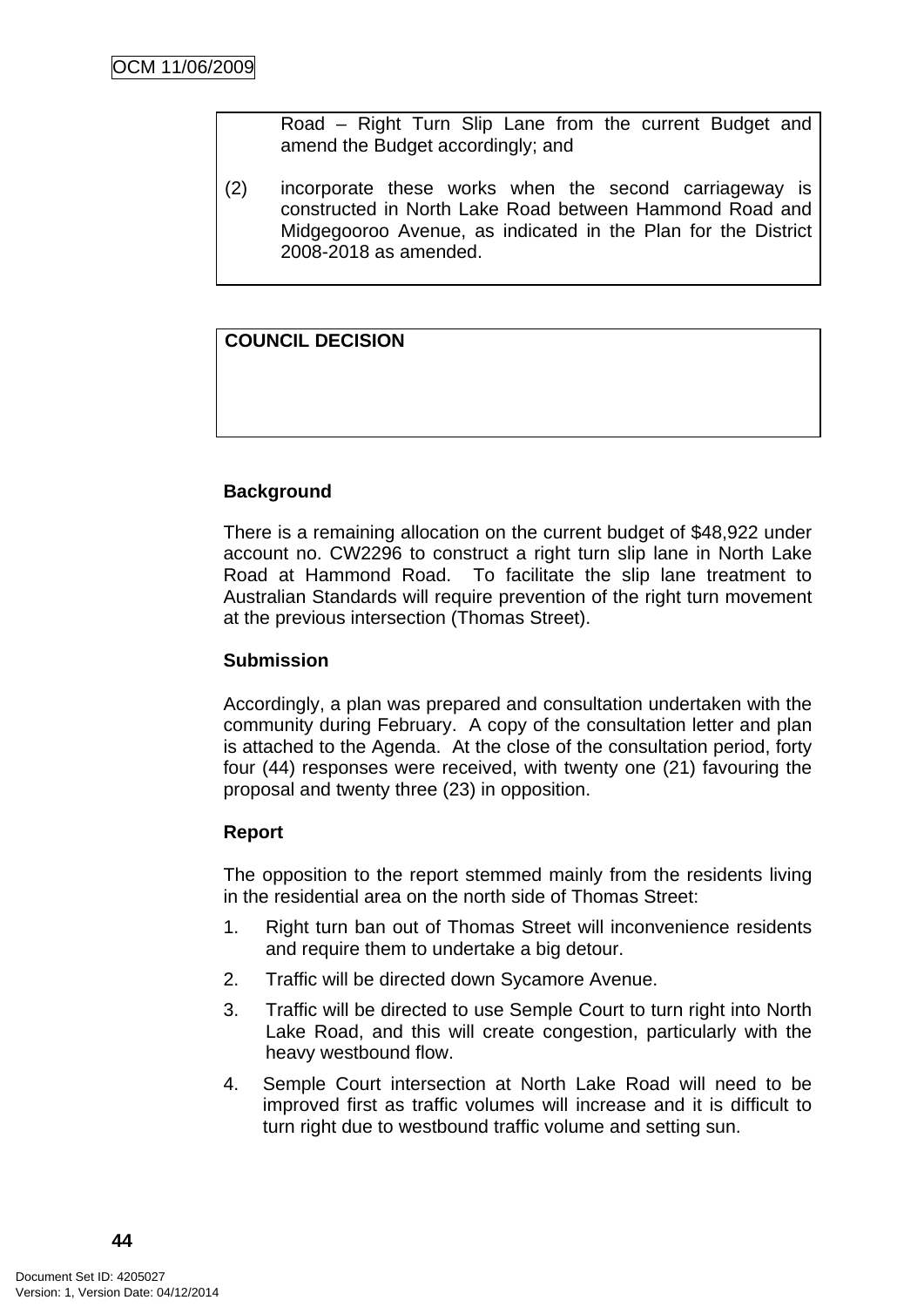Road – Right Turn Slip Lane from the current Budget and amend the Budget accordingly; and

(2) incorporate these works when the second carriageway is constructed in North Lake Road between Hammond Road and Midgegooroo Avenue, as indicated in the Plan for the District 2008-2018 as amended.

**COUNCIL DECISION**

**Background**

There is a remaining allocation on the current budget of $48,922 under account no. CW2296 to construct a right turn slip lane in North Lake Road at Hammond Road. To facilitate the slip lane treatment to Australian Standards will require prevention of the right turn movement at the previous intersection (Thomas Street).

**Submission**

Accordingly, a plan was prepared and consultation undertaken with the community during February. A copy of the consultation letter and plan is attached to the Agenda. At the close of the consultation period, forty four (44) responses were received, with twenty one (21) favouring the proposal and twenty three (23) in opposition.

**Report**

The opposition to the report stemmed mainly from the residents living in the residential area on the north side of Thomas Street:

1. Right turn ban out of Thomas Street will inconvenience residents and require them to undertake a big detour.
2. Traffic will be directed down Sycamore Avenue.
3. Traffic will be directed to use Semple Court to turn right into North Lake Road, and this will create congestion, particularly with the heavy westbound flow.
4. Semple Court intersection at North Lake Road will need to be improved first as traffic volumes will increase and it is difficult to turn right due to westbound traffic volume and setting sun.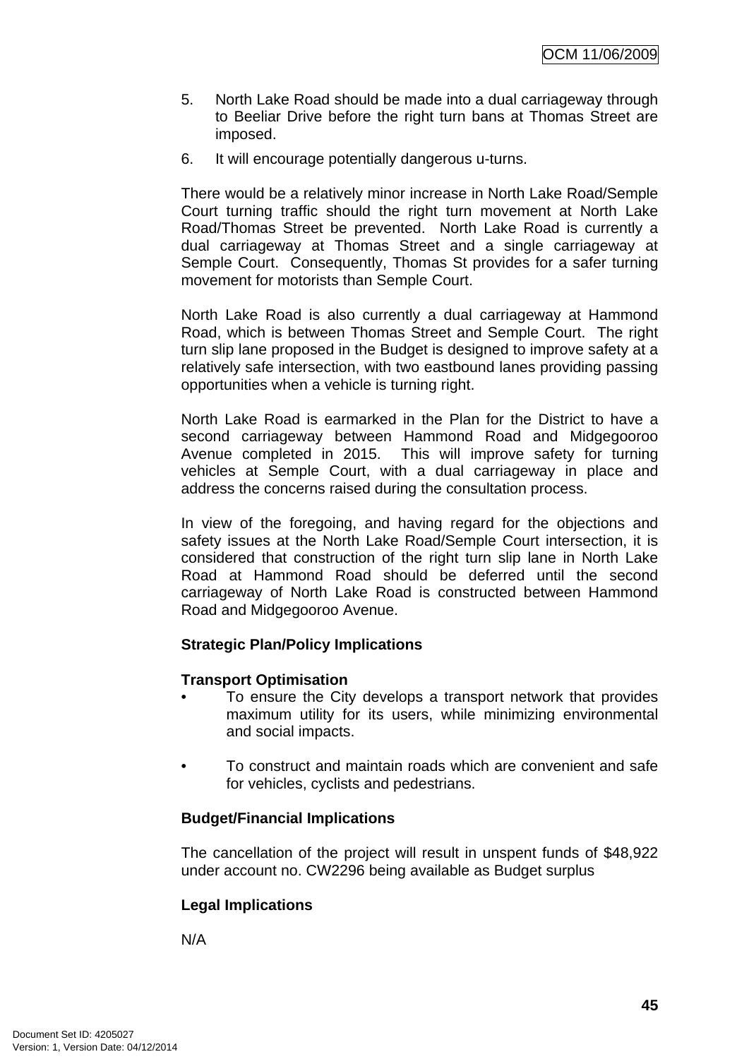5. North Lake Road should be made into a dual carriageway through to Beeliar Drive before the right turn bans at Thomas Street are imposed.
6. It will encourage potentially dangerous u-turns.

There would be a relatively minor increase in North Lake Road/Semple Court turning traffic should the right turn movement at North Lake Road/Thomas Street be prevented. North Lake Road is currently a dual carriageway at Thomas Street and a single carriageway at Semple Court. Consequently, Thomas St provides for a safer turning movement for motorists than Semple Court.

North Lake Road is also currently a dual carriageway at Hammond Road, which is between Thomas Street and Semple Court. The right turn slip lane proposed in the Budget is designed to improve safety at a relatively safe intersection, with two eastbound lanes providing passing opportunities when a vehicle is turning right.

North Lake Road is earmarked in the Plan for the District to have a second carriageway between Hammond Road and Midgegooroo Avenue completed in 2015. This will improve safety for turning vehicles at Semple Court, with a dual carriageway in place and address the concerns raised during the consultation process.

In view of the foregoing, and having regard for the objections and safety issues at the North Lake Road/Semple Court intersection, it is considered that construction of the right turn slip lane in North Lake Road at Hammond Road should be deferred until the second carriageway of North Lake Road is constructed between Hammond Road and Midgegooroo Avenue.

**Strategic Plan/Policy Implications**

**Transport Optimisation**

- To ensure the City develops a transport network that provides maximum utility for its users, while minimizing environmental and social impacts.

- To construct and maintain roads which are convenient and safe for vehicles, cyclists and pedestrians.

**Budget/Financial Implications**

The cancellation of the project will result in unspent funds of $48,922 under account no. CW2296 being available as Budget surplus

**Legal Implications**

N/A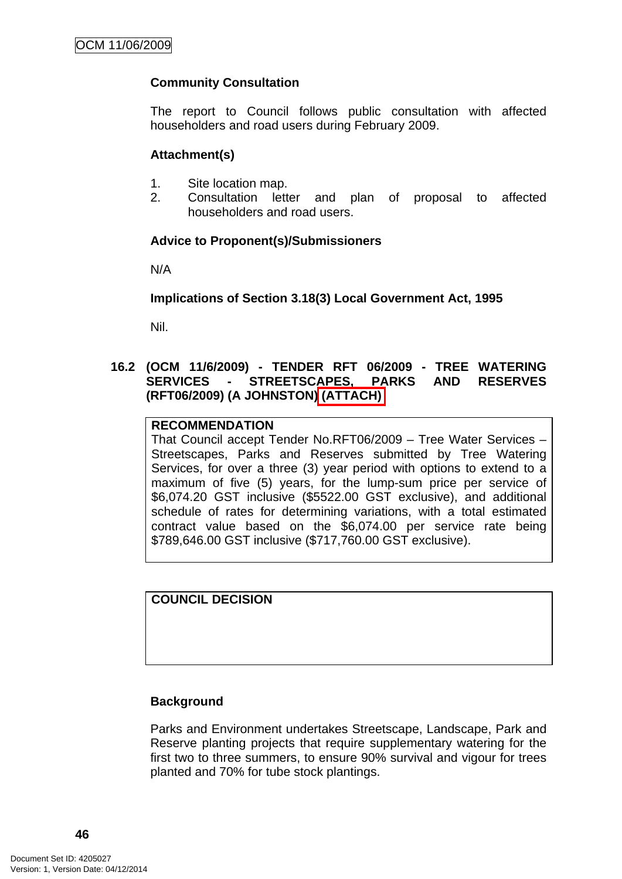**Community Consultation**

The report to Council follows public consultation with affected householders and road users during February 2009.

**Attachment(s)**

1. Site location map.
2. Consultation letter and plan of proposal to affected householders and road users.

**Advice to Proponent(s)/Submissioners**

N/A

**Implications of Section 3.18(3) Local Government Act, 1995**

Nil.

### 16.2 (OCM 11/6/2009) - TENDER RFT 06/2009 - TREE WATERING SERVICES - STREETSCAPES, PARKS AND RESERVES (RFT06/2009) (A JOHNSTON) (ATTACH)

| **RECOMMENDATION** |
| --- |
| That Council accept Tender No.RFT06/2009 – Tree Water Services – Streetscapes, Parks and Reserves submitted by Tree Watering Services, for over a three (3) year period with options to extend to a maximum of five (5) years, for the lump-sum price per service of $6,074.20 GST inclusive ($5522.00 GST exclusive), and additional schedule of rates for determining variations, with a total estimated contract value based on the $6,074.00 per service rate being $789,646.00 GST inclusive ($717,760.00 GST exclusive). |

| **COUNCIL DECISION** |
| --- |
| |

**Background**

Parks and Environment undertakes Streetscape, Landscape, Park and Reserve planting projects that require supplementary watering for the first two to three summers, to ensure 90% survival and vigour for trees planted and 70% for tube stock plantings.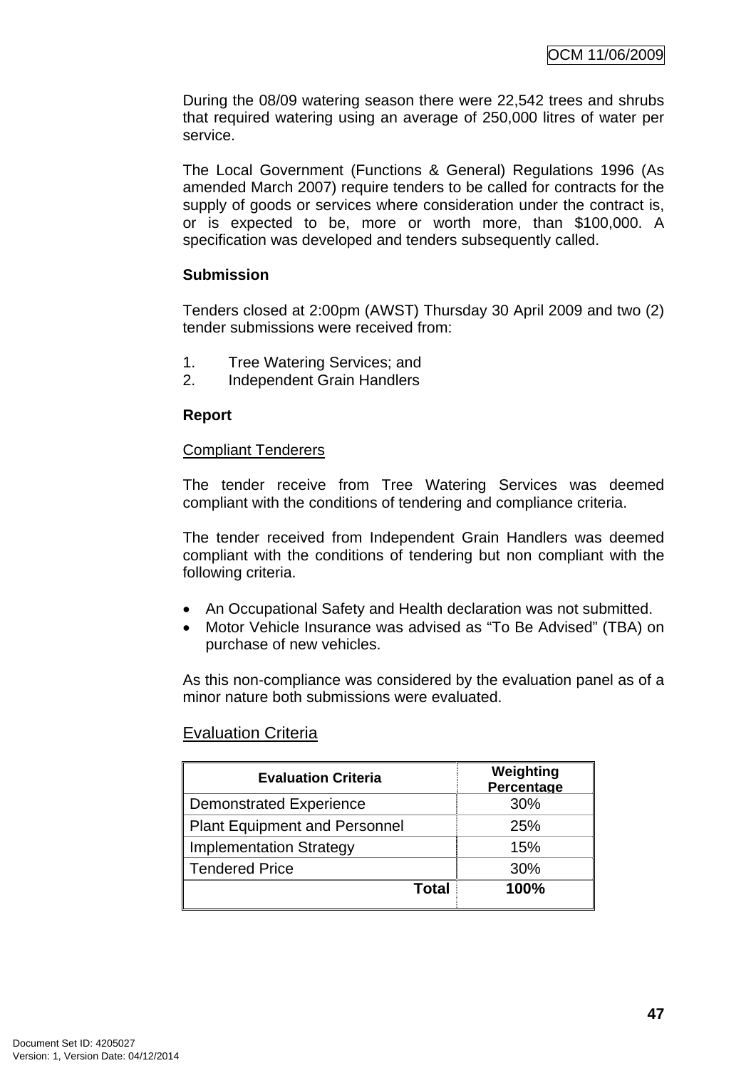During the 08/09 watering season there were 22,542 trees and shrubs that required watering using an average of 250,000 litres of water per service.

The Local Government (Functions & General) Regulations 1996 (As amended March 2007) require tenders to be called for contracts for the supply of goods or services where consideration under the contract is, or is expected to be, more or worth more, than $100,000. A specification was developed and tenders subsequently called.

**Submission**

Tenders closed at 2:00pm (AWST) Thursday 30 April 2009 and two (2) tender submissions were received from:

1. Tree Watering Services; and
2. Independent Grain Handlers

**Report**

Compliant Tenderers

The tender receive from Tree Watering Services was deemed compliant with the conditions of tendering and compliance criteria.

The tender received from Independent Grain Handlers was deemed compliant with the conditions of tendering but non compliant with the following criteria.

- An Occupational Safety and Health declaration was not submitted.
- Motor Vehicle Insurance was advised as "To Be Advised" (TBA) on purchase of new vehicles.

As this non-compliance was considered by the evaluation panel as of a minor nature both submissions were evaluated.

Evaluation Criteria

| Evaluation Criteria | Weighting Percentage |
|---|---|
| Demonstrated Experience | 30% |
| Plant Equipment and Personnel | 25% |
| Implementation Strategy | 15% |
| Tendered Price | 30% |
| **Total** | **100%** |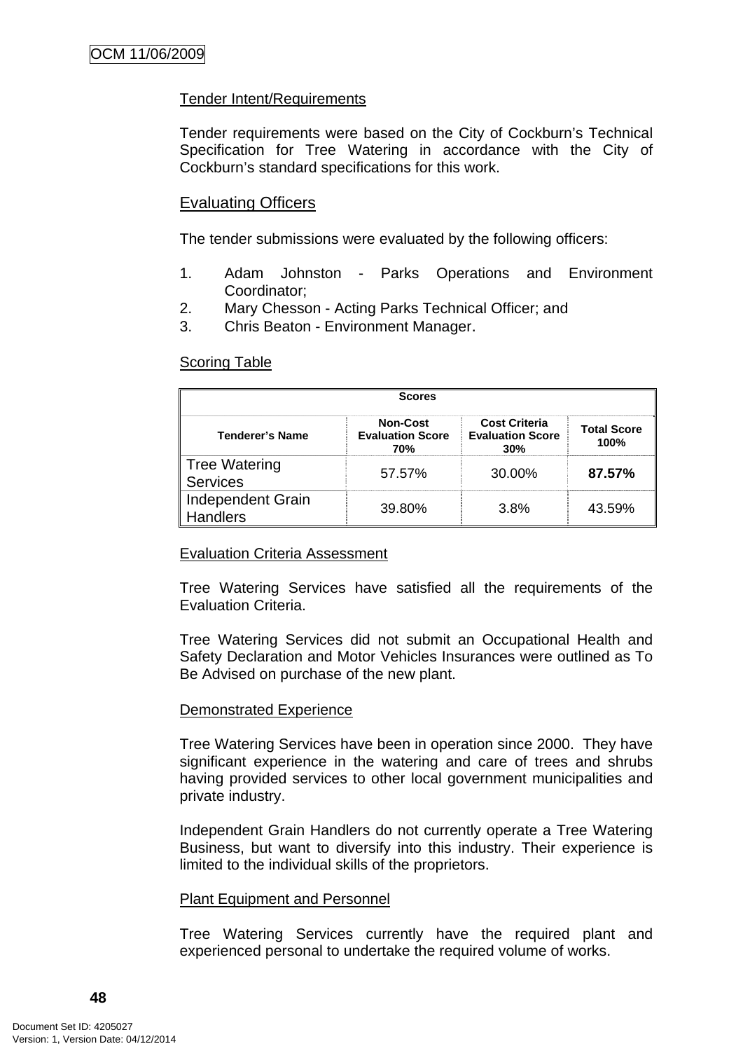Tender Intent/Requirements

Tender requirements were based on the City of Cockburn's Technical Specification for Tree Watering in accordance with the City of Cockburn's standard specifications for this work.

Evaluating Officers

The tender submissions were evaluated by the following officers:

1. Adam Johnston - Parks Operations and Environment Coordinator;
2. Mary Chesson - Acting Parks Technical Officer; and
3. Chris Beaton - Environment Manager.

Scoring Table

| Scores | | | |
|---|---|---|---|
| **Tenderer's Name** | **Non-Cost Evaluation Score 70%** | **Cost Criteria Evaluation Score 30%** | **Total Score 100%** |
| Tree Watering Services | 57.57% | 30.00% | **87.57%** |
| Independent Grain Handlers | 39.80% | 3.8% | 43.59% |

Evaluation Criteria Assessment

Tree Watering Services have satisfied all the requirements of the Evaluation Criteria.

Tree Watering Services did not submit an Occupational Health and Safety Declaration and Motor Vehicles Insurances were outlined as To Be Advised on purchase of the new plant.

Demonstrated Experience

Tree Watering Services have been in operation since 2000. They have significant experience in the watering and care of trees and shrubs having provided services to other local government municipalities and private industry.

Independent Grain Handlers do not currently operate a Tree Watering Business, but want to diversify into this industry. Their experience is limited to the individual skills of the proprietors.

Plant Equipment and Personnel

Tree Watering Services currently have the required plant and experienced personal to undertake the required volume of works.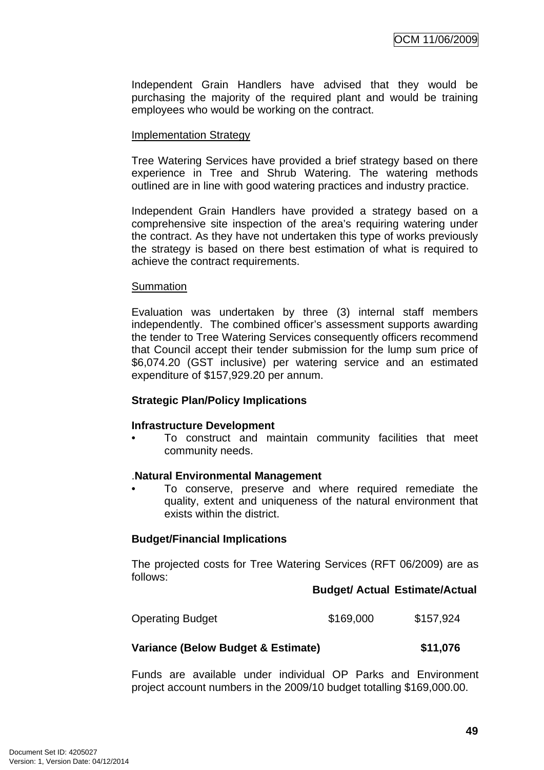Independent Grain Handlers have advised that they would be purchasing the majority of the required plant and would be training employees who would be working on the contract.

Implementation Strategy

Tree Watering Services have provided a brief strategy based on there experience in Tree and Shrub Watering. The watering methods outlined are in line with good watering practices and industry practice.

Independent Grain Handlers have provided a strategy based on a comprehensive site inspection of the area's requiring watering under the contract. As they have not undertaken this type of works previously the strategy is based on there best estimation of what is required to achieve the contract requirements.

Summation

Evaluation was undertaken by three (3) internal staff members independently. The combined officer's assessment supports awarding the tender to Tree Watering Services consequently officers recommend that Council accept their tender submission for the lump sum price of $6,074.20 (GST inclusive) per watering service and an estimated expenditure of $157,929.20 per annum.

**Strategic Plan/Policy Implications**

**Infrastructure Development**

- To construct and maintain community facilities that meet community needs.

.**Natural Environmental Management**

- To conserve, preserve and where required remediate the quality, extent and uniqueness of the natural environment that exists within the district.

**Budget/Financial Implications**

The projected costs for Tree Watering Services (RFT 06/2009) are as follows:

| | Budget/ Actual | Estimate/Actual |
|---|---|---|
| Operating Budget | $169,000 | $157,924 |
| **Variance (Below Budget & Estimate)** | | **$11,076** |

Funds are available under individual OP Parks and Environment project account numbers in the 2009/10 budget totalling $169,000.00.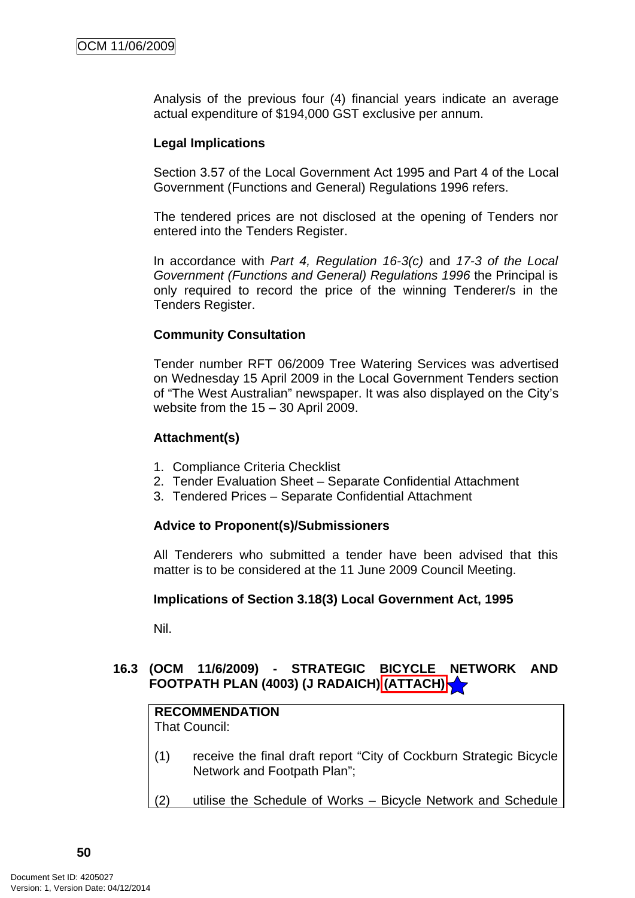Analysis of the previous four (4) financial years indicate an average actual expenditure of $194,000 GST exclusive per annum.

**Legal Implications**

Section 3.57 of the Local Government Act 1995 and Part 4 of the Local Government (Functions and General) Regulations 1996 refers.

The tendered prices are not disclosed at the opening of Tenders nor entered into the Tenders Register.

In accordance with *Part 4, Regulation 16-3(c)* and *17-3 of the Local Government (Functions and General) Regulations 1996* the Principal is only required to record the price of the winning Tenderer/s in the Tenders Register.

**Community Consultation**

Tender number RFT 06/2009 Tree Watering Services was advertised on Wednesday 15 April 2009 in the Local Government Tenders section of "The West Australian" newspaper. It was also displayed on the City's website from the 15 – 30 April 2009.

**Attachment(s)**

1. Compliance Criteria Checklist
2. Tender Evaluation Sheet – Separate Confidential Attachment
3. Tendered Prices – Separate Confidential Attachment

**Advice to Proponent(s)/Submissioners**

All Tenderers who submitted a tender have been advised that this matter is to be considered at the 11 June 2009 Council Meeting.

**Implications of Section 3.18(3) Local Government Act, 1995**

Nil.

### 16.3 (OCM 11/6/2009) - STRATEGIC BICYCLE NETWORK AND FOOTPATH PLAN (4003) (J RADAICH) (ATTACH)

**RECOMMENDATION**
That Council:

(1) receive the final draft report "City of Cockburn Strategic Bicycle Network and Footpath Plan";

(2) utilise the Schedule of Works – Bicycle Network and Schedule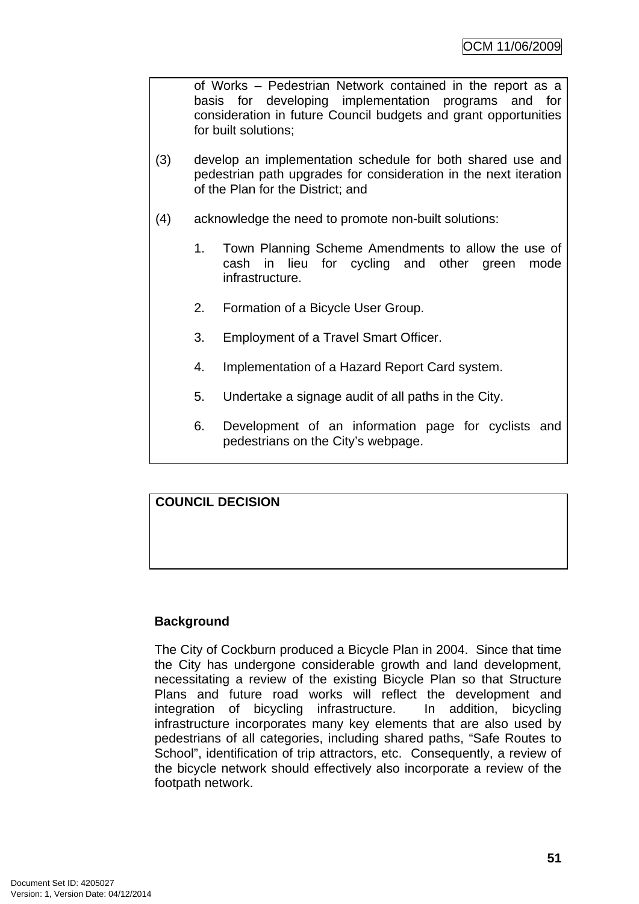of Works – Pedestrian Network contained in the report as a basis for developing implementation programs and for consideration in future Council budgets and grant opportunities for built solutions;

(3) develop an implementation schedule for both shared use and pedestrian path upgrades for consideration in the next iteration of the Plan for the District; and

(4) acknowledge the need to promote non-built solutions:

1. Town Planning Scheme Amendments to allow the use of cash in lieu for cycling and other green mode infrastructure.

2. Formation of a Bicycle User Group.

3. Employment of a Travel Smart Officer.

4. Implementation of a Hazard Report Card system.

5. Undertake a signage audit of all paths in the City.

6. Development of an information page for cyclists and pedestrians on the City's webpage.

**COUNCIL DECISION**

**Background**

The City of Cockburn produced a Bicycle Plan in 2004. Since that time the City has undergone considerable growth and land development, necessitating a review of the existing Bicycle Plan so that Structure Plans and future road works will reflect the development and integration of bicycling infrastructure. In addition, bicycling infrastructure incorporates many key elements that are also used by pedestrians of all categories, including shared paths, "Safe Routes to School", identification of trip attractors, etc. Consequently, a review of the bicycle network should effectively also incorporate a review of the footpath network.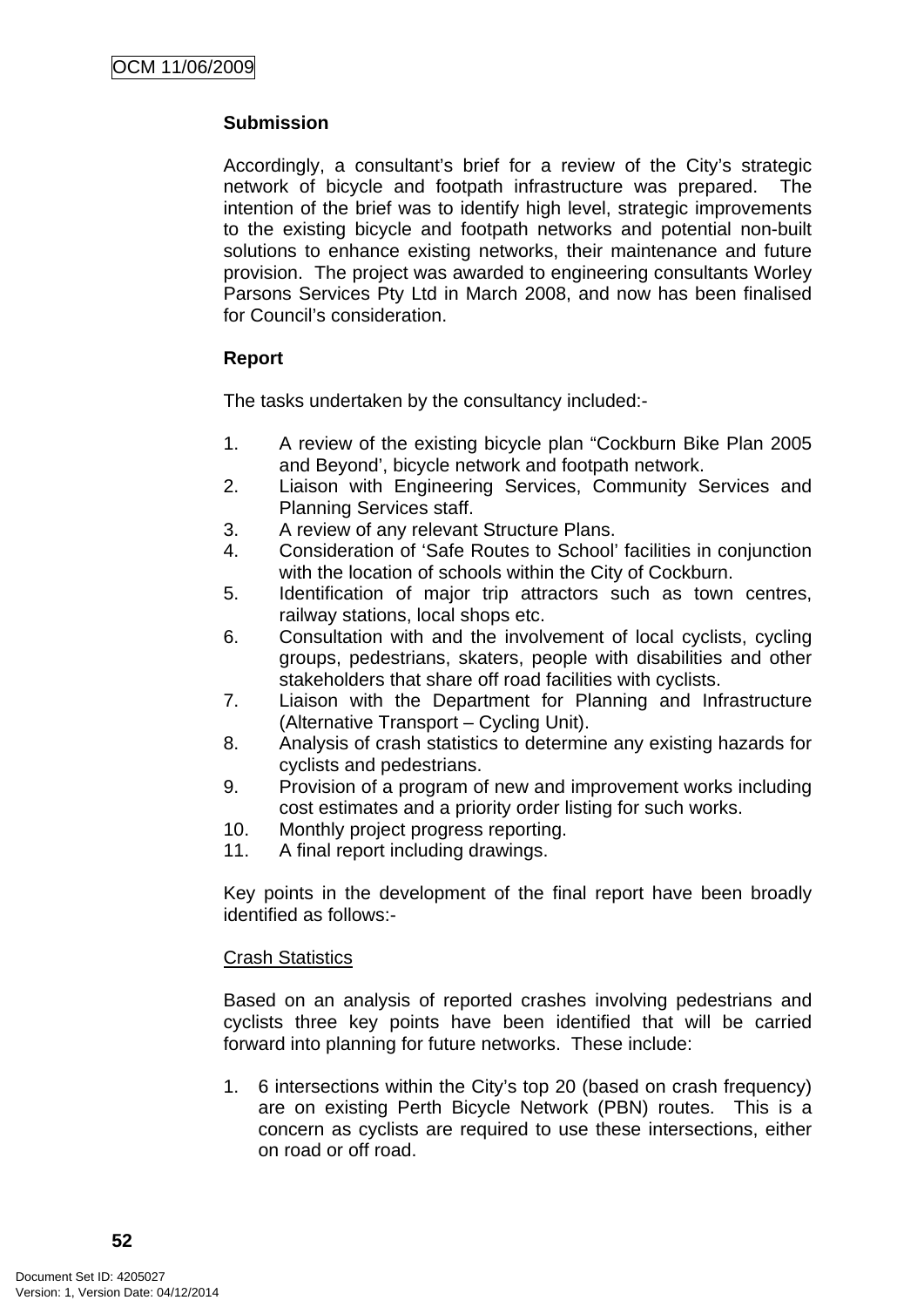**Submission**

Accordingly, a consultant's brief for a review of the City's strategic network of bicycle and footpath infrastructure was prepared. The intention of the brief was to identify high level, strategic improvements to the existing bicycle and footpath networks and potential non-built solutions to enhance existing networks, their maintenance and future provision. The project was awarded to engineering consultants Worley Parsons Services Pty Ltd in March 2008, and now has been finalised for Council's consideration.

**Report**

The tasks undertaken by the consultancy included:-

1. A review of the existing bicycle plan "Cockburn Bike Plan 2005 and Beyond', bicycle network and footpath network.
2. Liaison with Engineering Services, Community Services and Planning Services staff.
3. A review of any relevant Structure Plans.
4. Consideration of 'Safe Routes to School' facilities in conjunction with the location of schools within the City of Cockburn.
5. Identification of major trip attractors such as town centres, railway stations, local shops etc.
6. Consultation with and the involvement of local cyclists, cycling groups, pedestrians, skaters, people with disabilities and other stakeholders that share off road facilities with cyclists.
7. Liaison with the Department for Planning and Infrastructure (Alternative Transport – Cycling Unit).
8. Analysis of crash statistics to determine any existing hazards for cyclists and pedestrians.
9. Provision of a program of new and improvement works including cost estimates and a priority order listing for such works.
10. Monthly project progress reporting.
11. A final report including drawings.

Key points in the development of the final report have been broadly identified as follows:-

Crash Statistics

Based on an analysis of reported crashes involving pedestrians and cyclists three key points have been identified that will be carried forward into planning for future networks. These include:

1. 6 intersections within the City's top 20 (based on crash frequency) are on existing Perth Bicycle Network (PBN) routes. This is a concern as cyclists are required to use these intersections, either on road or off road.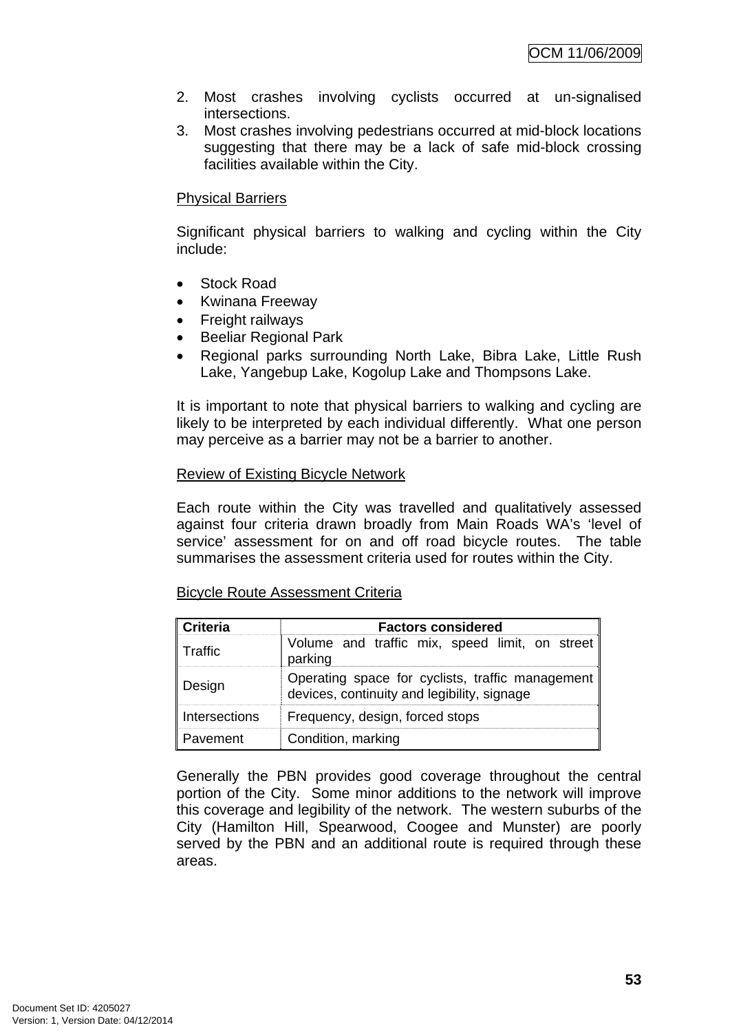2. Most crashes involving cyclists occurred at un-signalised intersections.
3. Most crashes involving pedestrians occurred at mid-block locations suggesting that there may be a lack of safe mid-block crossing facilities available within the City.

Physical Barriers

Significant physical barriers to walking and cycling within the City include:

- Stock Road
- Kwinana Freeway
- Freight railways
- Beeliar Regional Park
- Regional parks surrounding North Lake, Bibra Lake, Little Rush Lake, Yangebup Lake, Kogolup Lake and Thompsons Lake.

It is important to note that physical barriers to walking and cycling are likely to be interpreted by each individual differently. What one person may perceive as a barrier may not be a barrier to another.

Review of Existing Bicycle Network

Each route within the City was travelled and qualitatively assessed against four criteria drawn broadly from Main Roads WA's 'level of service' assessment for on and off road bicycle routes. The table summarises the assessment criteria used for routes within the City.

Bicycle Route Assessment Criteria

| Criteria | Factors considered |
|---|---|
| Traffic | Volume and traffic mix, speed limit, on street parking |
| Design | Operating space for cyclists, traffic management devices, continuity and legibility, signage |
| Intersections | Frequency, design, forced stops |
| Pavement | Condition, marking |

Generally the PBN provides good coverage throughout the central portion of the City. Some minor additions to the network will improve this coverage and legibility of the network. The western suburbs of the City (Hamilton Hill, Spearwood, Coogee and Munster) are poorly served by the PBN and an additional route is required through these areas.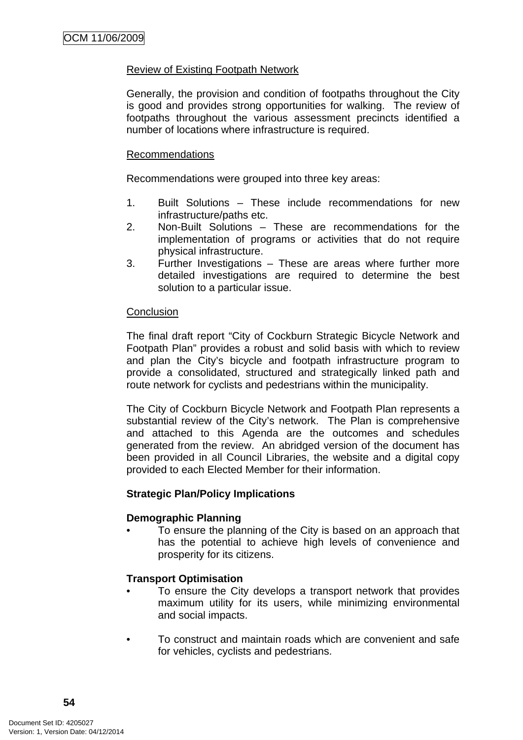Review of Existing Footpath Network

Generally, the provision and condition of footpaths throughout the City is good and provides strong opportunities for walking. The review of footpaths throughout the various assessment precincts identified a number of locations where infrastructure is required.

Recommendations

Recommendations were grouped into three key areas:

1. Built Solutions – These include recommendations for new infrastructure/paths etc.
2. Non-Built Solutions – These are recommendations for the implementation of programs or activities that do not require physical infrastructure.
3. Further Investigations – These are areas where further more detailed investigations are required to determine the best solution to a particular issue.

Conclusion

The final draft report "City of Cockburn Strategic Bicycle Network and Footpath Plan" provides a robust and solid basis with which to review and plan the City's bicycle and footpath infrastructure program to provide a consolidated, structured and strategically linked path and route network for cyclists and pedestrians within the municipality.

The City of Cockburn Bicycle Network and Footpath Plan represents a substantial review of the City's network. The Plan is comprehensive and attached to this Agenda are the outcomes and schedules generated from the review. An abridged version of the document has been provided in all Council Libraries, the website and a digital copy provided to each Elected Member for their information.

**Strategic Plan/Policy Implications**

**Demographic Planning**

- To ensure the planning of the City is based on an approach that has the potential to achieve high levels of convenience and prosperity for its citizens.

**Transport Optimisation**

- To ensure the City develops a transport network that provides maximum utility for its users, while minimizing environmental and social impacts.

- To construct and maintain roads which are convenient and safe for vehicles, cyclists and pedestrians.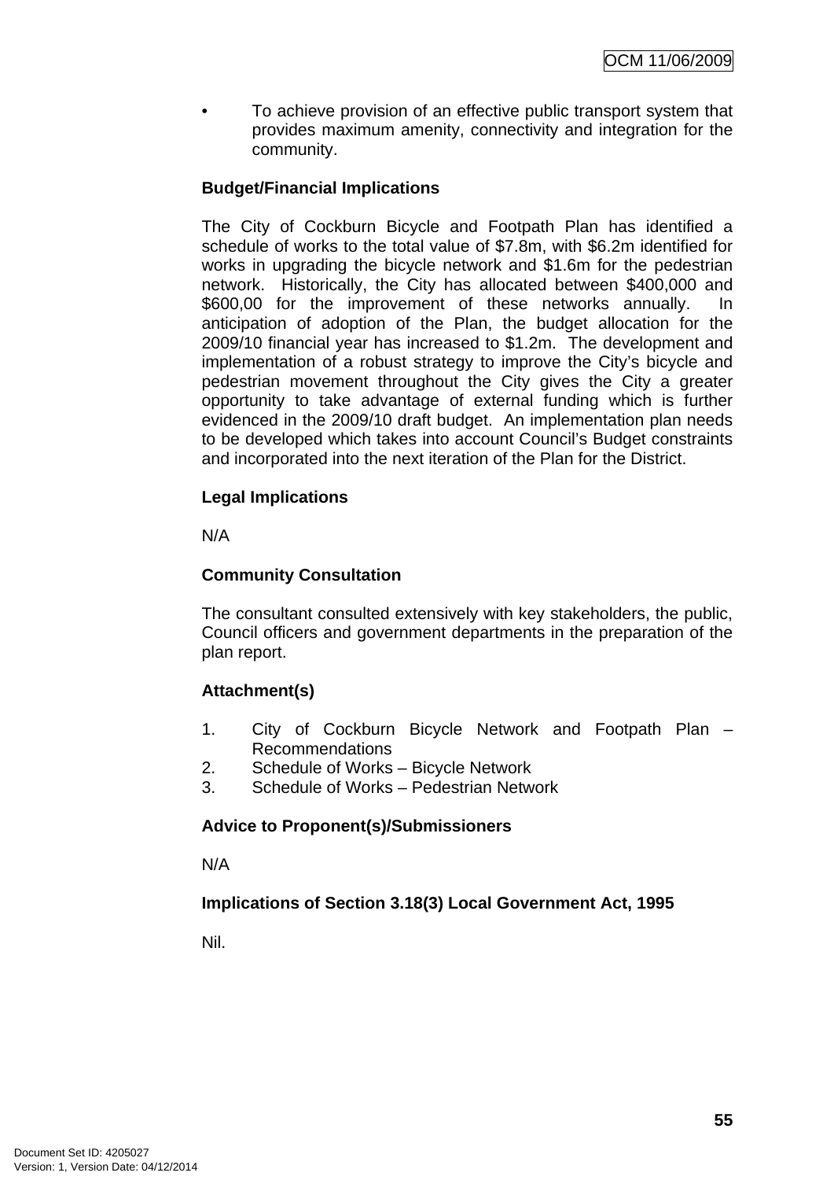- To achieve provision of an effective public transport system that provides maximum amenity, connectivity and integration for the community.

**Budget/Financial Implications**

The City of Cockburn Bicycle and Footpath Plan has identified a schedule of works to the total value of $7.8m, with $6.2m identified for works in upgrading the bicycle network and $1.6m for the pedestrian network. Historically, the City has allocated between $400,000 and $600,00 for the improvement of these networks annually. In anticipation of adoption of the Plan, the budget allocation for the 2009/10 financial year has increased to $1.2m. The development and implementation of a robust strategy to improve the City's bicycle and pedestrian movement throughout the City gives the City a greater opportunity to take advantage of external funding which is further evidenced in the 2009/10 draft budget. An implementation plan needs to be developed which takes into account Council's Budget constraints and incorporated into the next iteration of the Plan for the District.

**Legal Implications**

N/A

**Community Consultation**

The consultant consulted extensively with key stakeholders, the public, Council officers and government departments in the preparation of the plan report.

**Attachment(s)**

1. City of Cockburn Bicycle Network and Footpath Plan – Recommendations
2. Schedule of Works – Bicycle Network
3. Schedule of Works – Pedestrian Network

**Advice to Proponent(s)/Submissioners**

N/A

**Implications of Section 3.18(3) Local Government Act, 1995**

Nil.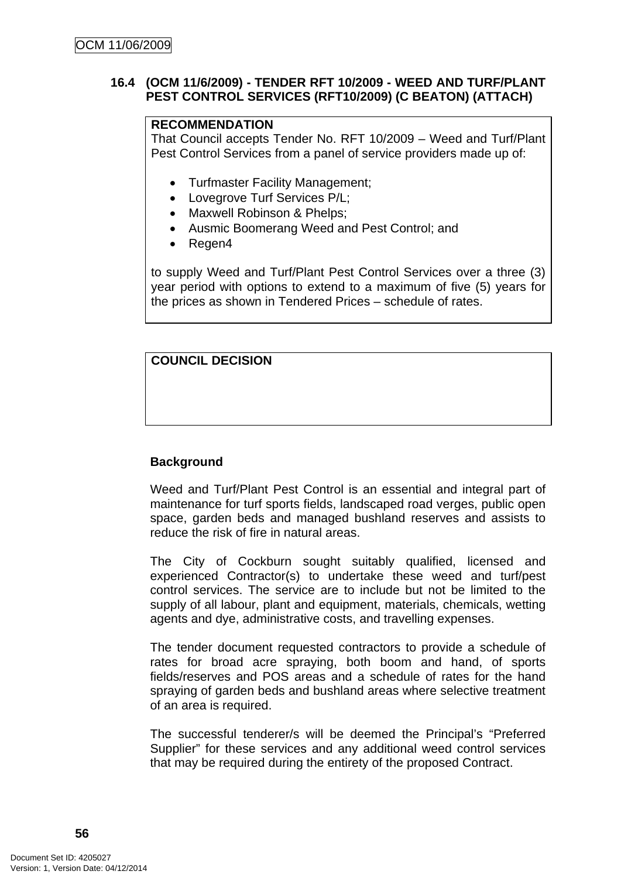### 16.4 (OCM 11/6/2009) - TENDER RFT 10/2009 - WEED AND TURF/PLANT PEST CONTROL SERVICES (RFT10/2009) (C BEATON) (ATTACH)

**RECOMMENDATION**
That Council accepts Tender No. RFT 10/2009 – Weed and Turf/Plant Pest Control Services from a panel of service providers made up of:

- Turfmaster Facility Management;
- Lovegrove Turf Services P/L;
- Maxwell Robinson & Phelps;
- Ausmic Boomerang Weed and Pest Control; and
- Regen4

to supply Weed and Turf/Plant Pest Control Services over a three (3) year period with options to extend to a maximum of five (5) years for the prices as shown in Tendered Prices – schedule of rates.

**COUNCIL DECISION**

**Background**

Weed and Turf/Plant Pest Control is an essential and integral part of maintenance for turf sports fields, landscaped road verges, public open space, garden beds and managed bushland reserves and assists to reduce the risk of fire in natural areas.

The City of Cockburn sought suitably qualified, licensed and experienced Contractor(s) to undertake these weed and turf/pest control services. The service are to include but not be limited to the supply of all labour, plant and equipment, materials, chemicals, wetting agents and dye, administrative costs, and travelling expenses.

The tender document requested contractors to provide a schedule of rates for broad acre spraying, both boom and hand, of sports fields/reserves and POS areas and a schedule of rates for the hand spraying of garden beds and bushland areas where selective treatment of an area is required.

The successful tenderer/s will be deemed the Principal's "Preferred Supplier" for these services and any additional weed control services that may be required during the entirety of the proposed Contract.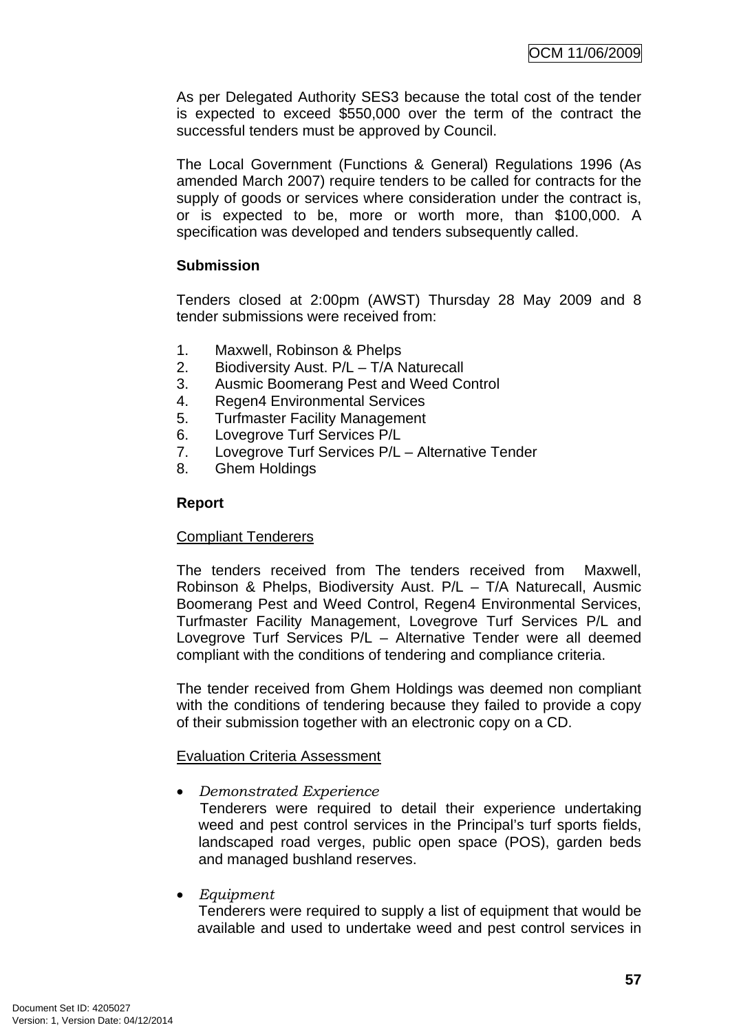As per Delegated Authority SES3 because the total cost of the tender is expected to exceed $550,000 over the term of the contract the successful tenders must be approved by Council.

The Local Government (Functions & General) Regulations 1996 (As amended March 2007) require tenders to be called for contracts for the supply of goods or services where consideration under the contract is, or is expected to be, more or worth more, than $100,000. A specification was developed and tenders subsequently called.

**Submission**

Tenders closed at 2:00pm (AWST) Thursday 28 May 2009 and 8 tender submissions were received from:

1. Maxwell, Robinson & Phelps
2. Biodiversity Aust. P/L – T/A Naturecall
3. Ausmic Boomerang Pest and Weed Control
4. Regen4 Environmental Services
5. Turfmaster Facility Management
6. Lovegrove Turf Services P/L
7. Lovegrove Turf Services P/L – Alternative Tender
8. Ghem Holdings

**Report**

Compliant Tenderers

The tenders received from The tenders received from Maxwell, Robinson & Phelps, Biodiversity Aust. P/L – T/A Naturecall, Ausmic Boomerang Pest and Weed Control, Regen4 Environmental Services, Turfmaster Facility Management, Lovegrove Turf Services P/L and Lovegrove Turf Services P/L – Alternative Tender were all deemed compliant with the conditions of tendering and compliance criteria.

The tender received from Ghem Holdings was deemed non compliant with the conditions of tendering because they failed to provide a copy of their submission together with an electronic copy on a CD.

Evaluation Criteria Assessment

- *Demonstrated Experience*
  Tenderers were required to detail their experience undertaking weed and pest control services in the Principal's turf sports fields, landscaped road verges, public open space (POS), garden beds and managed bushland reserves.

- *Equipment*
  Tenderers were required to supply a list of equipment that would be available and used to undertake weed and pest control services in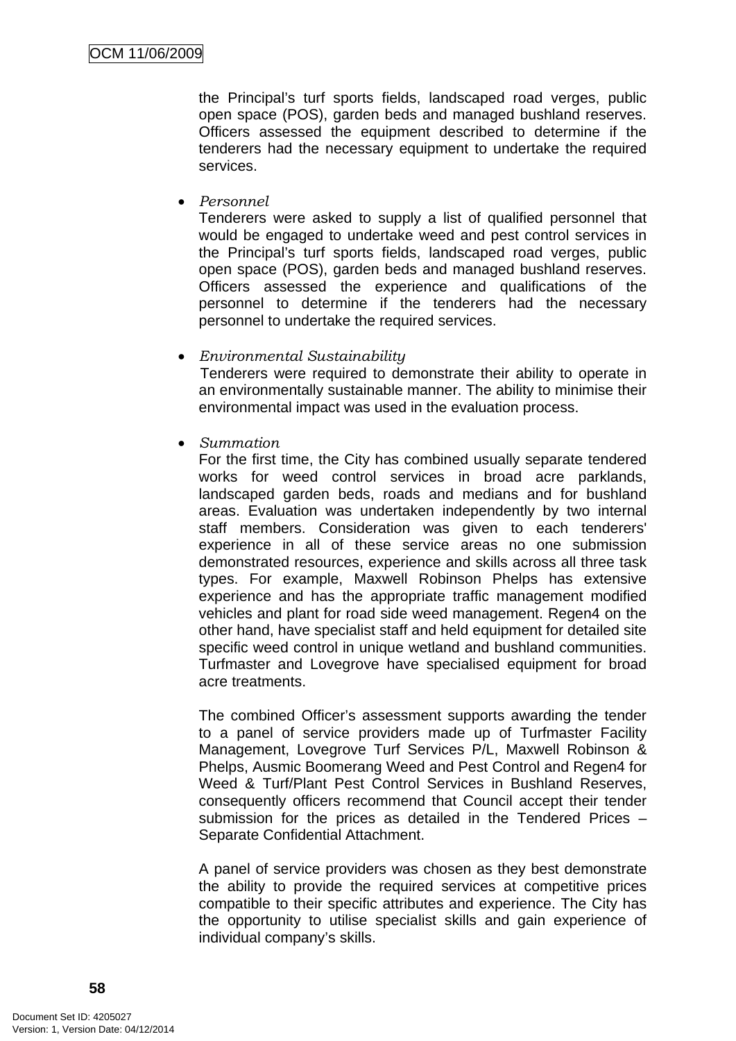the Principal's turf sports fields, landscaped road verges, public open space (POS), garden beds and managed bushland reserves. Officers assessed the equipment described to determine if the tenderers had the necessary equipment to undertake the required services.

- *Personnel*
  Tenderers were asked to supply a list of qualified personnel that would be engaged to undertake weed and pest control services in the Principal's turf sports fields, landscaped road verges, public open space (POS), garden beds and managed bushland reserves. Officers assessed the experience and qualifications of the personnel to determine if the tenderers had the necessary personnel to undertake the required services.

- *Environmental Sustainability*
  Tenderers were required to demonstrate their ability to operate in an environmentally sustainable manner. The ability to minimise their environmental impact was used in the evaluation process.

- *Summation*
  For the first time, the City has combined usually separate tendered works for weed control services in broad acre parklands, landscaped garden beds, roads and medians and for bushland areas. Evaluation was undertaken independently by two internal staff members. Consideration was given to each tenderers' experience in all of these service areas no one submission demonstrated resources, experience and skills across all three task types. For example, Maxwell Robinson Phelps has extensive experience and has the appropriate traffic management modified vehicles and plant for road side weed management. Regen4 on the other hand, have specialist staff and held equipment for detailed site specific weed control in unique wetland and bushland communities. Turfmaster and Lovegrove have specialised equipment for broad acre treatments.

  The combined Officer's assessment supports awarding the tender to a panel of service providers made up of Turfmaster Facility Management, Lovegrove Turf Services P/L, Maxwell Robinson & Phelps, Ausmic Boomerang Weed and Pest Control and Regen4 for Weed & Turf/Plant Pest Control Services in Bushland Reserves, consequently officers recommend that Council accept their tender submission for the prices as detailed in the Tendered Prices – Separate Confidential Attachment.

  A panel of service providers was chosen as they best demonstrate the ability to provide the required services at competitive prices compatible to their specific attributes and experience. The City has the opportunity to utilise specialist skills and gain experience of individual company's skills.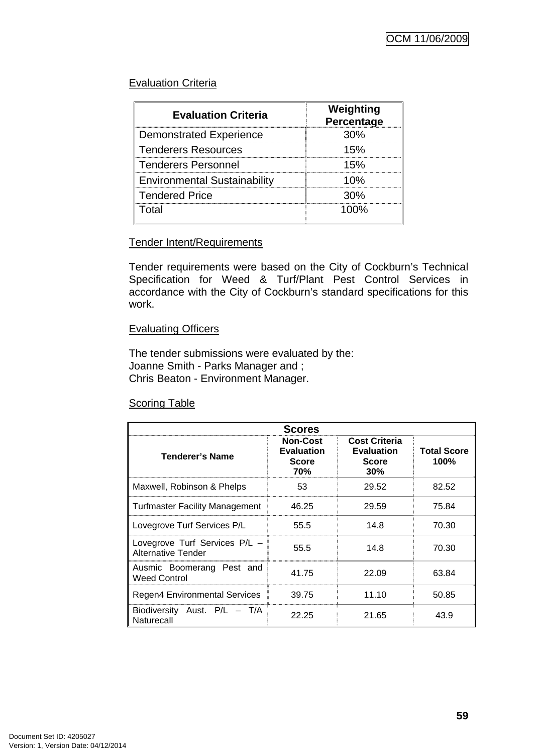Evaluation Criteria

| Evaluation Criteria | Weighting Percentage |
|---|---|
| Demonstrated Experience | 30% |
| Tenderers Resources | 15% |
| Tenderers Personnel | 15% |
| Environmental Sustainability | 10% |
| Tendered Price | 30% |
| Total | 100% |

Tender Intent/Requirements

Tender requirements were based on the City of Cockburn's Technical Specification for Weed & Turf/Plant Pest Control Services in accordance with the City of Cockburn's standard specifications for this work.

Evaluating Officers

The tender submissions were evaluated by the:
Joanne Smith - Parks Manager and ;
Chris Beaton - Environment Manager.

Scoring Table

| Scores | | | |
|---|---|---|---|
| **Tenderer's Name** | **Non-Cost Evaluation Score 70%** | **Cost Criteria Evaluation Score 30%** | **Total Score 100%** |
| Maxwell, Robinson & Phelps | 53 | 29.52 | 82.52 |
| Turfmaster Facility Management | 46.25 | 29.59 | 75.84 |
| Lovegrove Turf Services P/L | 55.5 | 14.8 | 70.30 |
| Lovegrove Turf Services P/L – Alternative Tender | 55.5 | 14.8 | 70.30 |
| Ausmic Boomerang Pest and Weed Control | 41.75 | 22.09 | 63.84 |
| Regen4 Environmental Services | 39.75 | 11.10 | 50.85 |
| Biodiversity Aust. P/L – T/A Naturecall | 22.25 | 21.65 | 43.9 |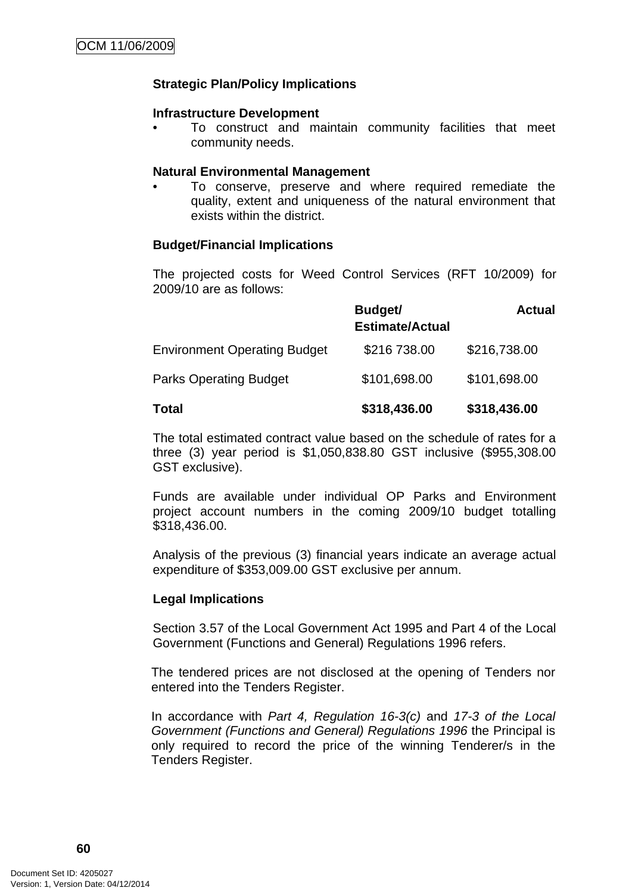**Strategic Plan/Policy Implications**

**Infrastructure Development**

- To construct and maintain community facilities that meet community needs.

**Natural Environmental Management**

- To conserve, preserve and where required remediate the quality, extent and uniqueness of the natural environment that exists within the district.

**Budget/Financial Implications**

The projected costs for Weed Control Services (RFT 10/2009) for 2009/10 are as follows:

| | Budget/ Estimate/Actual | Actual |
|---|---|---|
| Environment Operating Budget | $216 738.00 | $216,738.00 |
| Parks Operating Budget | $101,698.00 | $101,698.00 |
| **Total** | **$318,436.00** | **$318,436.00** |

The total estimated contract value based on the schedule of rates for a three (3) year period is $1,050,838.80 GST inclusive ($955,308.00 GST exclusive).

Funds are available under individual OP Parks and Environment project account numbers in the coming 2009/10 budget totalling $318,436.00.

Analysis of the previous (3) financial years indicate an average actual expenditure of $353,009.00 GST exclusive per annum.

**Legal Implications**

Section 3.57 of the Local Government Act 1995 and Part 4 of the Local Government (Functions and General) Regulations 1996 refers.

The tendered prices are not disclosed at the opening of Tenders nor entered into the Tenders Register.

In accordance with *Part 4, Regulation 16-3(c)* and *17-3 of the Local Government (Functions and General) Regulations 1996* the Principal is only required to record the price of the winning Tenderer/s in the Tenders Register.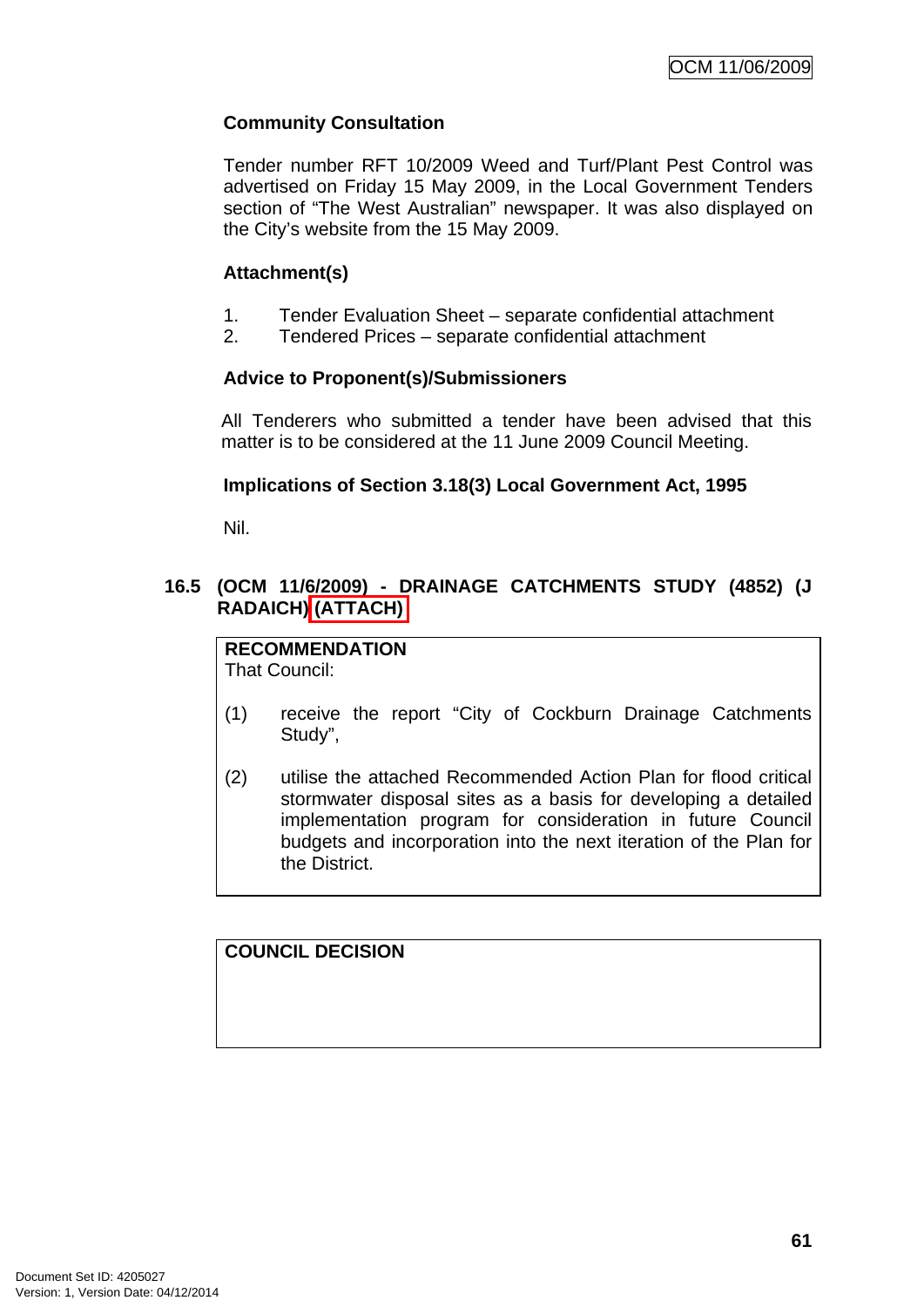**Community Consultation**

Tender number RFT 10/2009 Weed and Turf/Plant Pest Control was advertised on Friday 15 May 2009, in the Local Government Tenders section of "The West Australian" newspaper. It was also displayed on the City's website from the 15 May 2009.

**Attachment(s)**

1. Tender Evaluation Sheet – separate confidential attachment
2. Tendered Prices – separate confidential attachment

**Advice to Proponent(s)/Submissioners**

All Tenderers who submitted a tender have been advised that this matter is to be considered at the 11 June 2009 Council Meeting.

**Implications of Section 3.18(3) Local Government Act, 1995**

Nil.

## 16.5 (OCM 11/6/2009) - DRAINAGE CATCHMENTS STUDY (4852) (J RADAICH) (ATTACH)

**RECOMMENDATION**
That Council:

(1) receive the report "City of Cockburn Drainage Catchments Study",

(2) utilise the attached Recommended Action Plan for flood critical stormwater disposal sites as a basis for developing a detailed implementation program for consideration in future Council budgets and incorporation into the next iteration of the Plan for the District.

**COUNCIL DECISION**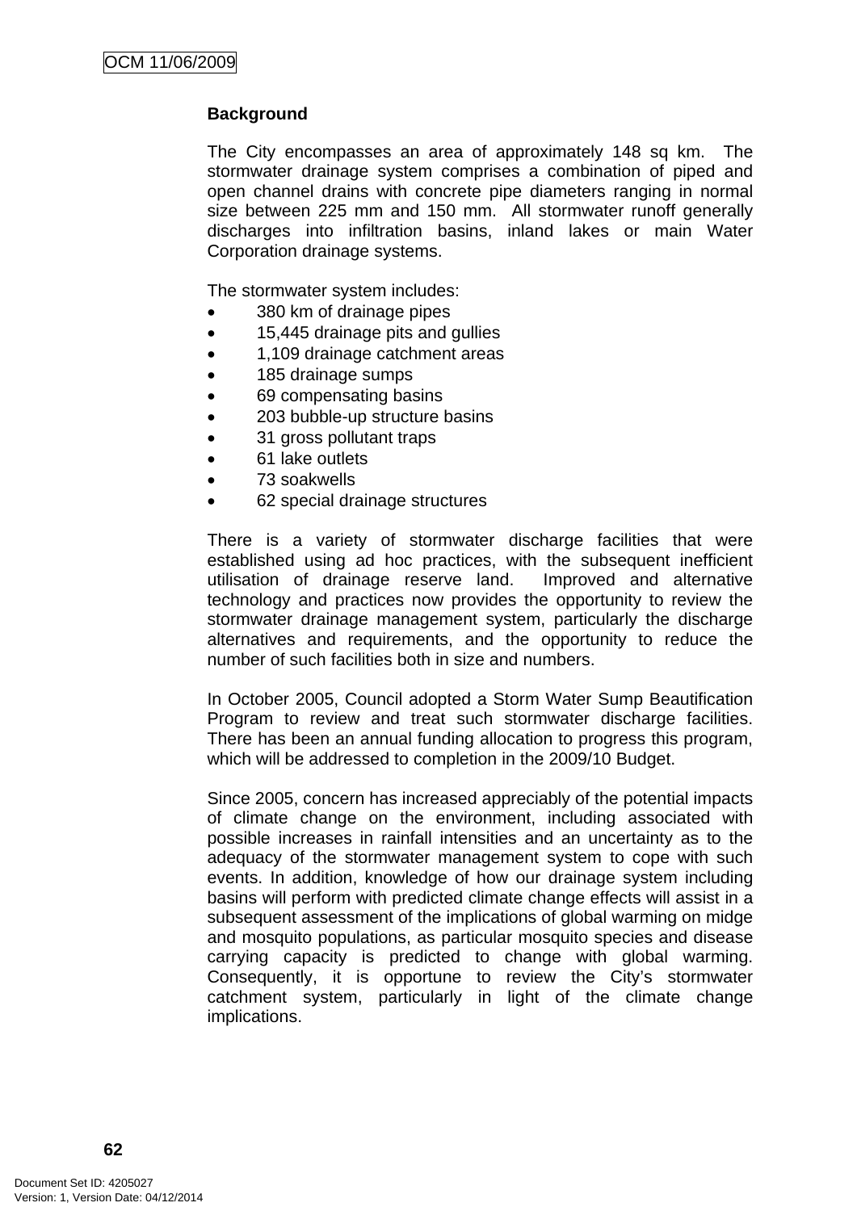**Background**

The City encompasses an area of approximately 148 sq km. The stormwater drainage system comprises a combination of piped and open channel drains with concrete pipe diameters ranging in normal size between 225 mm and 150 mm. All stormwater runoff generally discharges into infiltration basins, inland lakes or main Water Corporation drainage systems.

The stormwater system includes:

- 380 km of drainage pipes
- 15,445 drainage pits and gullies
- 1,109 drainage catchment areas
- 185 drainage sumps
- 69 compensating basins
- 203 bubble-up structure basins
- 31 gross pollutant traps
- 61 lake outlets
- 73 soakwells
- 62 special drainage structures

There is a variety of stormwater discharge facilities that were established using ad hoc practices, with the subsequent inefficient utilisation of drainage reserve land. Improved and alternative technology and practices now provides the opportunity to review the stormwater drainage management system, particularly the discharge alternatives and requirements, and the opportunity to reduce the number of such facilities both in size and numbers.

In October 2005, Council adopted a Storm Water Sump Beautification Program to review and treat such stormwater discharge facilities. There has been an annual funding allocation to progress this program, which will be addressed to completion in the 2009/10 Budget.

Since 2005, concern has increased appreciably of the potential impacts of climate change on the environment, including associated with possible increases in rainfall intensities and an uncertainty as to the adequacy of the stormwater management system to cope with such events. In addition, knowledge of how our drainage system including basins will perform with predicted climate change effects will assist in a subsequent assessment of the implications of global warming on midge and mosquito populations, as particular mosquito species and disease carrying capacity is predicted to change with global warming. Consequently, it is opportune to review the City's stormwater catchment system, particularly in light of the climate change implications.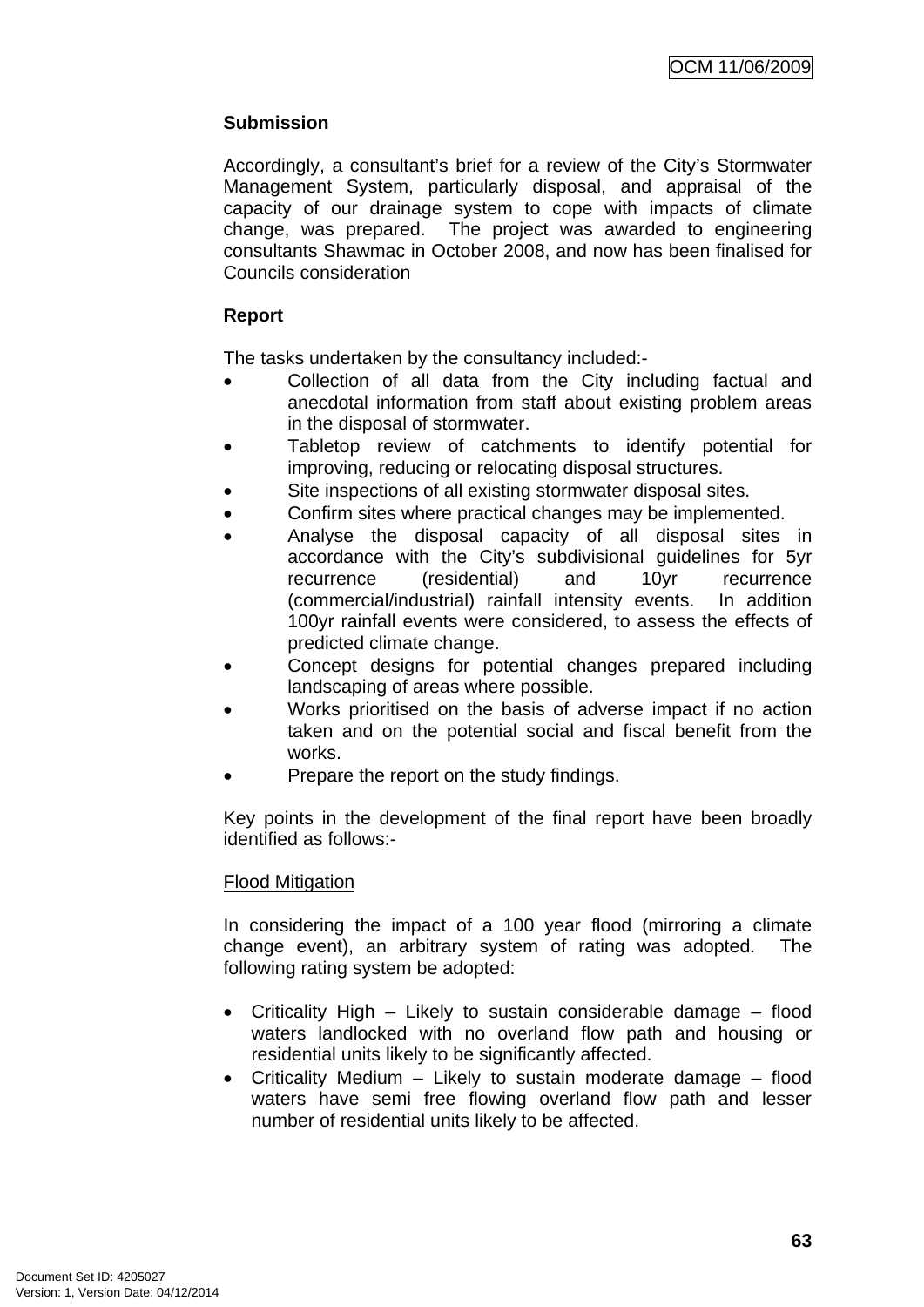**Submission**

Accordingly, a consultant's brief for a review of the City's Stormwater Management System, particularly disposal, and appraisal of the capacity of our drainage system to cope with impacts of climate change, was prepared. The project was awarded to engineering consultants Shawmac in October 2008, and now has been finalised for Councils consideration

**Report**

The tasks undertaken by the consultancy included:-

- Collection of all data from the City including factual and anecdotal information from staff about existing problem areas in the disposal of stormwater.
- Tabletop review of catchments to identify potential for improving, reducing or relocating disposal structures.
- Site inspections of all existing stormwater disposal sites.
- Confirm sites where practical changes may be implemented.
- Analyse the disposal capacity of all disposal sites in accordance with the City's subdivisional guidelines for 5yr recurrence (residential) and 10yr recurrence (commercial/industrial) rainfall intensity events. In addition 100yr rainfall events were considered, to assess the effects of predicted climate change.
- Concept designs for potential changes prepared including landscaping of areas where possible.
- Works prioritised on the basis of adverse impact if no action taken and on the potential social and fiscal benefit from the works.
- Prepare the report on the study findings.

Key points in the development of the final report have been broadly identified as follows:-

Flood Mitigation

In considering the impact of a 100 year flood (mirroring a climate change event), an arbitrary system of rating was adopted. The following rating system be adopted:

- Criticality High – Likely to sustain considerable damage – flood waters landlocked with no overland flow path and housing or residential units likely to be significantly affected.
- Criticality Medium – Likely to sustain moderate damage – flood waters have semi free flowing overland flow path and lesser number of residential units likely to be affected.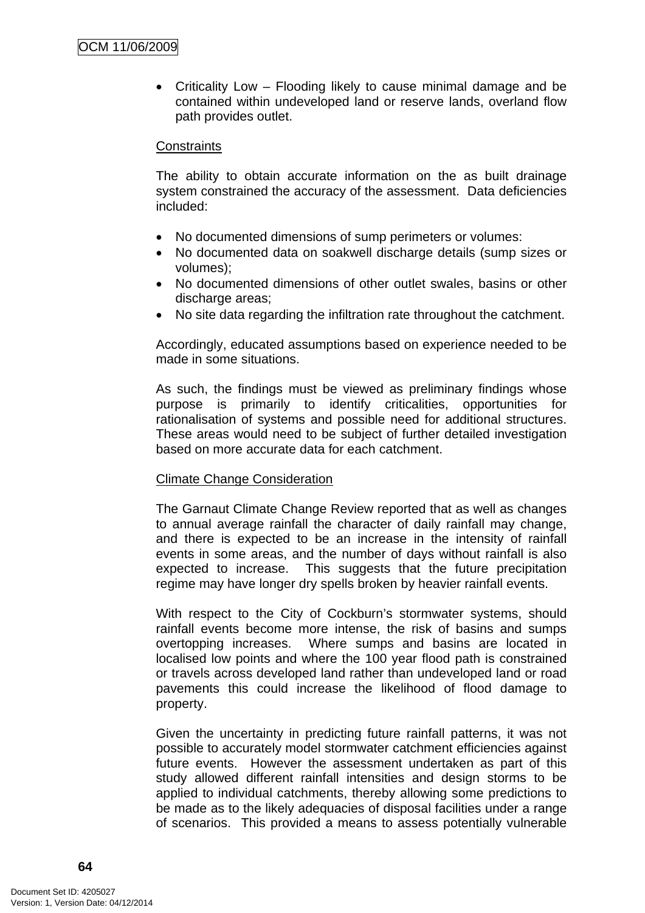- Criticality Low – Flooding likely to cause minimal damage and be contained within undeveloped land or reserve lands, overland flow path provides outlet.

Constraints

The ability to obtain accurate information on the as built drainage system constrained the accuracy of the assessment. Data deficiencies included:

- No documented dimensions of sump perimeters or volumes:
- No documented data on soakwell discharge details (sump sizes or volumes);
- No documented dimensions of other outlet swales, basins or other discharge areas;
- No site data regarding the infiltration rate throughout the catchment.

Accordingly, educated assumptions based on experience needed to be made in some situations.

As such, the findings must be viewed as preliminary findings whose purpose is primarily to identify criticalities, opportunities for rationalisation of systems and possible need for additional structures. These areas would need to be subject of further detailed investigation based on more accurate data for each catchment.

Climate Change Consideration

The Garnaut Climate Change Review reported that as well as changes to annual average rainfall the character of daily rainfall may change, and there is expected to be an increase in the intensity of rainfall events in some areas, and the number of days without rainfall is also expected to increase. This suggests that the future precipitation regime may have longer dry spells broken by heavier rainfall events.

With respect to the City of Cockburn's stormwater systems, should rainfall events become more intense, the risk of basins and sumps overtopping increases. Where sumps and basins are located in localised low points and where the 100 year flood path is constrained or travels across developed land rather than undeveloped land or road pavements this could increase the likelihood of flood damage to property.

Given the uncertainty in predicting future rainfall patterns, it was not possible to accurately model stormwater catchment efficiencies against future events. However the assessment undertaken as part of this study allowed different rainfall intensities and design storms to be applied to individual catchments, thereby allowing some predictions to be made as to the likely adequacies of disposal facilities under a range of scenarios. This provided a means to assess potentially vulnerable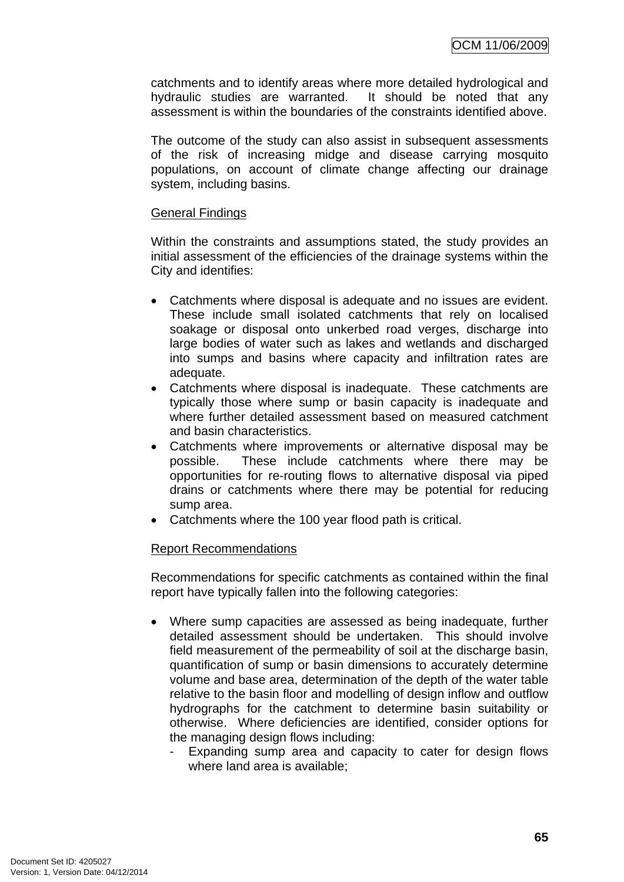catchments and to identify areas where more detailed hydrological and hydraulic studies are warranted. It should be noted that any assessment is within the boundaries of the constraints identified above.

The outcome of the study can also assist in subsequent assessments of the risk of increasing midge and disease carrying mosquito populations, on account of climate change affecting our drainage system, including basins.

General Findings

Within the constraints and assumptions stated, the study provides an initial assessment of the efficiencies of the drainage systems within the City and identifies:

- Catchments where disposal is adequate and no issues are evident. These include small isolated catchments that rely on localised soakage or disposal onto unkerbed road verges, discharge into large bodies of water such as lakes and wetlands and discharged into sumps and basins where capacity and infiltration rates are adequate.
- Catchments where disposal is inadequate. These catchments are typically those where sump or basin capacity is inadequate and where further detailed assessment based on measured catchment and basin characteristics.
- Catchments where improvements or alternative disposal may be possible. These include catchments where there may be opportunities for re-routing flows to alternative disposal via piped drains or catchments where there may be potential for reducing sump area.
- Catchments where the 100 year flood path is critical.

Report Recommendations

Recommendations for specific catchments as contained within the final report have typically fallen into the following categories:

- Where sump capacities are assessed as being inadequate, further detailed assessment should be undertaken. This should involve field measurement of the permeability of soil at the discharge basin, quantification of sump or basin dimensions to accurately determine volume and base area, determination of the depth of the water table relative to the basin floor and modelling of design inflow and outflow hydrographs for the catchment to determine basin suitability or otherwise. Where deficiencies are identified, consider options for the managing design flows including:
  - Expanding sump area and capacity to cater for design flows where land area is available;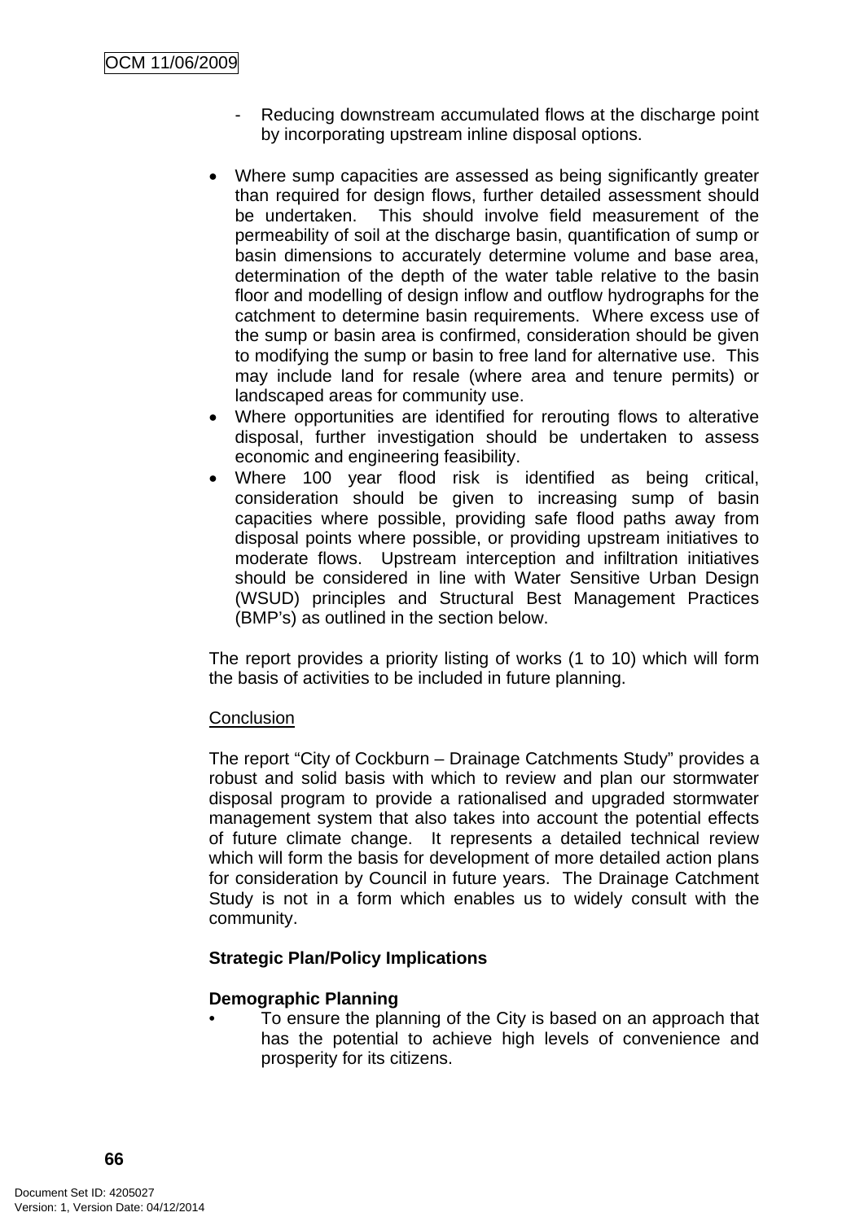- Reducing downstream accumulated flows at the discharge point by incorporating upstream inline disposal options.

- Where sump capacities are assessed as being significantly greater than required for design flows, further detailed assessment should be undertaken. This should involve field measurement of the permeability of soil at the discharge basin, quantification of sump or basin dimensions to accurately determine volume and base area, determination of the depth of the water table relative to the basin floor and modelling of design inflow and outflow hydrographs for the catchment to determine basin requirements. Where excess use of the sump or basin area is confirmed, consideration should be given to modifying the sump or basin to free land for alternative use. This may include land for resale (where area and tenure permits) or landscaped areas for community use.
- Where opportunities are identified for rerouting flows to alterative disposal, further investigation should be undertaken to assess economic and engineering feasibility.
- Where 100 year flood risk is identified as being critical, consideration should be given to increasing sump of basin capacities where possible, providing safe flood paths away from disposal points where possible, or providing upstream initiatives to moderate flows. Upstream interception and infiltration initiatives should be considered in line with Water Sensitive Urban Design (WSUD) principles and Structural Best Management Practices (BMP's) as outlined in the section below.

The report provides a priority listing of works (1 to 10) which will form the basis of activities to be included in future planning.

Conclusion

The report "City of Cockburn – Drainage Catchments Study" provides a robust and solid basis with which to review and plan our stormwater disposal program to provide a rationalised and upgraded stormwater management system that also takes into account the potential effects of future climate change. It represents a detailed technical review which will form the basis for development of more detailed action plans for consideration by Council in future years. The Drainage Catchment Study is not in a form which enables us to widely consult with the community.

**Strategic Plan/Policy Implications**

**Demographic Planning**

- To ensure the planning of the City is based on an approach that has the potential to achieve high levels of convenience and prosperity for its citizens.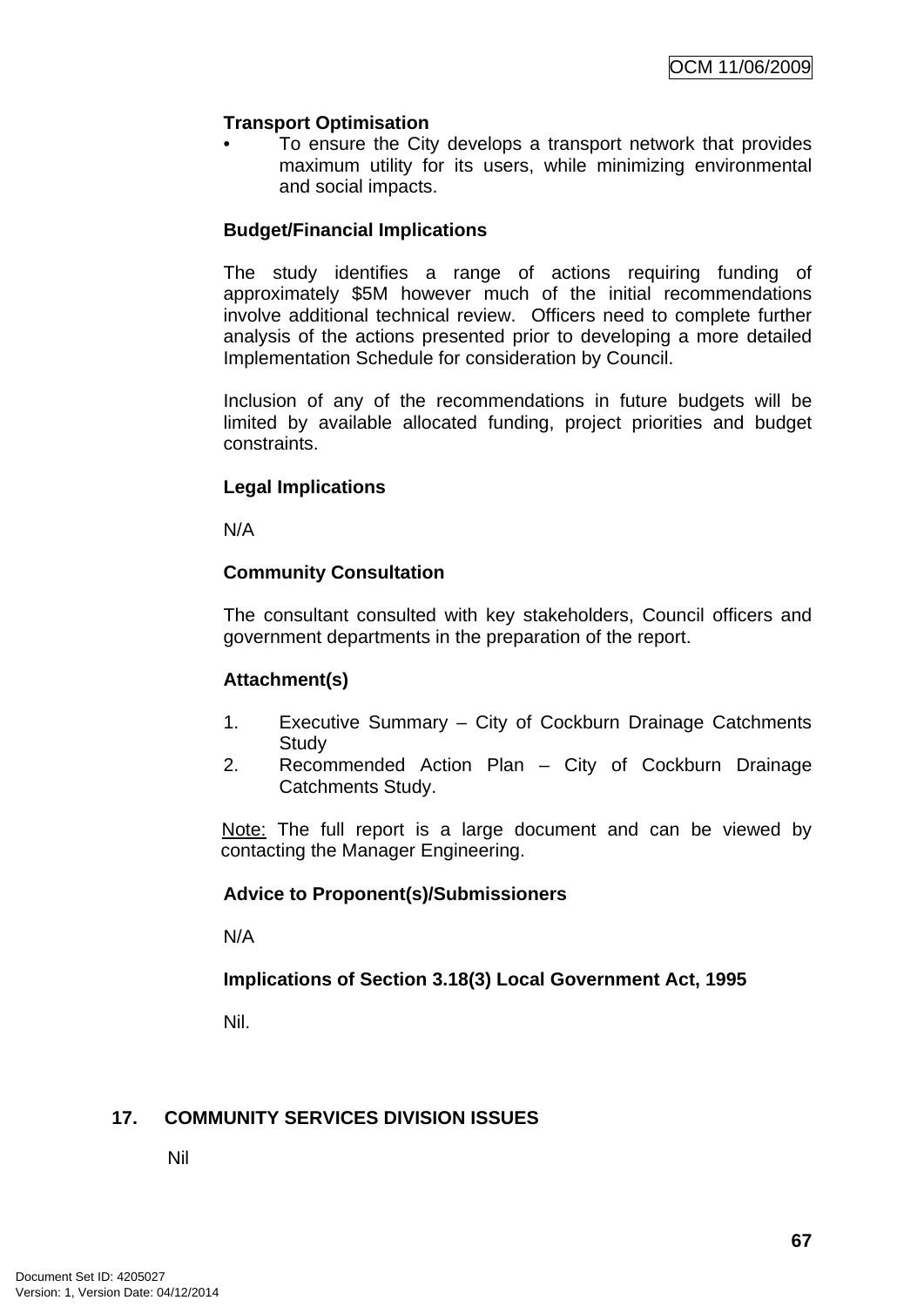**Transport Optimisation**

- To ensure the City develops a transport network that provides maximum utility for its users, while minimizing environmental and social impacts.

**Budget/Financial Implications**

The study identifies a range of actions requiring funding of approximately $5M however much of the initial recommendations involve additional technical review. Officers need to complete further analysis of the actions presented prior to developing a more detailed Implementation Schedule for consideration by Council.

Inclusion of any of the recommendations in future budgets will be limited by available allocated funding, project priorities and budget constraints.

**Legal Implications**

N/A

**Community Consultation**

The consultant consulted with key stakeholders, Council officers and government departments in the preparation of the report.

**Attachment(s)**

1. Executive Summary – City of Cockburn Drainage Catchments Study
2. Recommended Action Plan – City of Cockburn Drainage Catchments Study.

<u>Note:</u> The full report is a large document and can be viewed by contacting the Manager Engineering.

**Advice to Proponent(s)/Submissioners**

N/A

**Implications of Section 3.18(3) Local Government Act, 1995**

Nil.

## 17. COMMUNITY SERVICES DIVISION ISSUES

Nil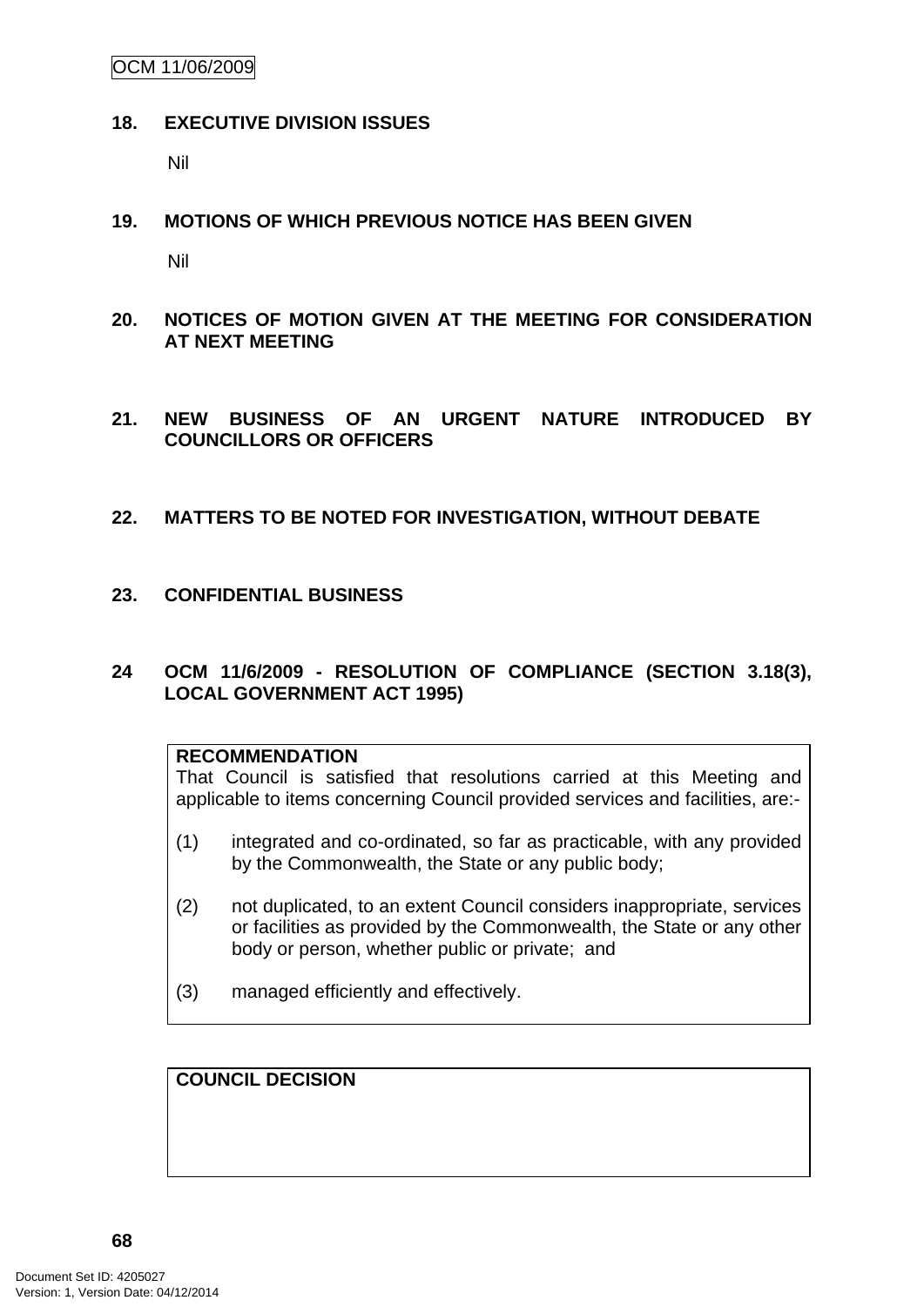## 18. EXECUTIVE DIVISION ISSUES

Nil

## 19. MOTIONS OF WHICH PREVIOUS NOTICE HAS BEEN GIVEN

Nil

## 20. NOTICES OF MOTION GIVEN AT THE MEETING FOR CONSIDERATION AT NEXT MEETING

## 21. NEW BUSINESS OF AN URGENT NATURE INTRODUCED BY COUNCILLORS OR OFFICERS

## 22. MATTERS TO BE NOTED FOR INVESTIGATION, WITHOUT DEBATE

## 23. CONFIDENTIAL BUSINESS

## 24 OCM 11/6/2009 - RESOLUTION OF COMPLIANCE (SECTION 3.18(3), LOCAL GOVERNMENT ACT 1995)

**RECOMMENDATION**

That Council is satisfied that resolutions carried at this Meeting and applicable to items concerning Council provided services and facilities, are:-

(1) integrated and co-ordinated, so far as practicable, with any provided by the Commonwealth, the State or any public body;

(2) not duplicated, to an extent Council considers inappropriate, services or facilities as provided by the Commonwealth, the State or any other body or person, whether public or private; and

(3) managed efficiently and effectively.

**COUNCIL DECISION**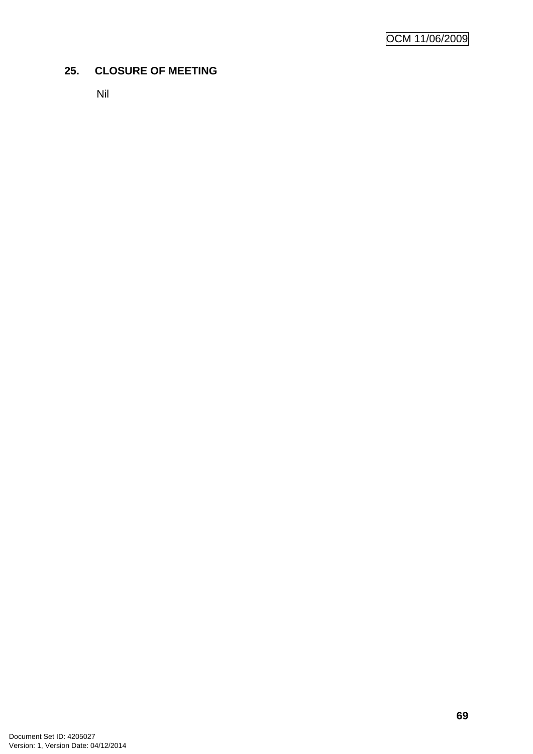## 25. CLOSURE OF MEETING

Nil